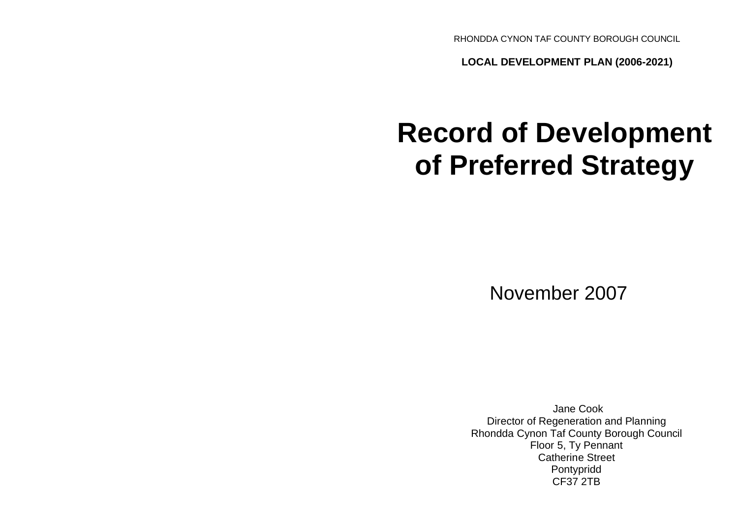RHONDDA CYNON TAF COUNTY BOROUGH COUNCIL

**LOCAL DEVELOPMENT PLAN (2006-2021)**

# Record of Development of Preferred Strategy

November 2007

Jane Cook
Director of Regeneration and Planning
Rhondda Cynon Taf County Borough Council
Floor 5, Ty Pennant
Catherine Street
Pontypridd
CF37 2TB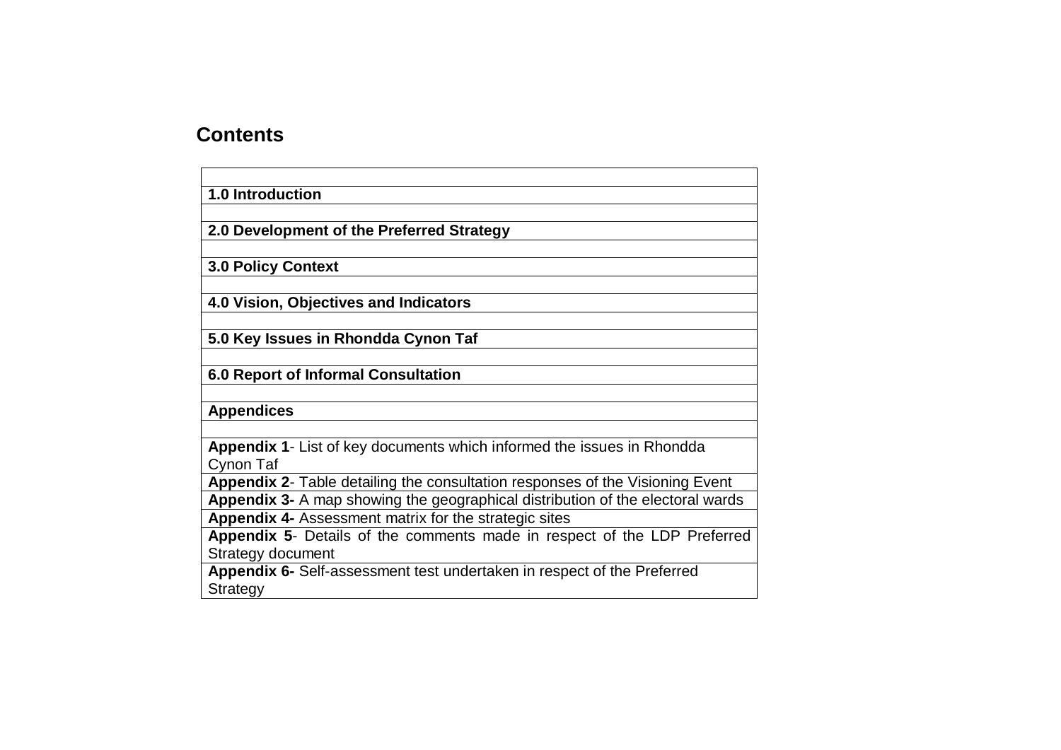## Contents

| |
|---|
| **1.0 Introduction** |
| |
| **2.0 Development of the Preferred Strategy** |
| |
| **3.0 Policy Context** |
| |
| **4.0 Vision, Objectives and Indicators** |
| |
| **5.0 Key Issues in Rhondda Cynon Taf** |
| |
| **6.0 Report of Informal Consultation** |
| |
| **Appendices** |
| |
| **Appendix 1**- List of key documents which informed the issues in Rhondda Cynon Taf |
| **Appendix 2**- Table detailing the consultation responses of the Visioning Event |
| **Appendix 3-** A map showing the geographical distribution of the electoral wards |
| **Appendix 4-** Assessment matrix for the strategic sites |
| **Appendix 5**- Details of the comments made in respect of the LDP Preferred Strategy document |
| **Appendix 6-** Self-assessment test undertaken in respect of the Preferred Strategy |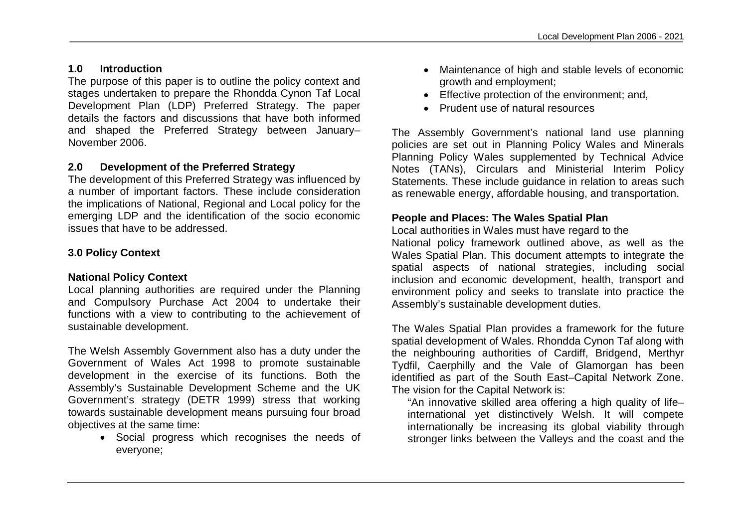## 1.0 Introduction

The purpose of this paper is to outline the policy context and stages undertaken to prepare the Rhondda Cynon Taf Local Development Plan (LDP) Preferred Strategy. The paper details the factors and discussions that have both informed and shaped the Preferred Strategy between January– November 2006.

## 2.0 Development of the Preferred Strategy

The development of this Preferred Strategy was influenced by a number of important factors. These include consideration the implications of National, Regional and Local policy for the emerging LDP and the identification of the socio economic issues that have to be addressed.

## 3.0 Policy Context

### National Policy Context

Local planning authorities are required under the Planning and Compulsory Purchase Act 2004 to undertake their functions with a view to contributing to the achievement of sustainable development.

The Welsh Assembly Government also has a duty under the Government of Wales Act 1998 to promote sustainable development in the exercise of its functions. Both the Assembly's Sustainable Development Scheme and the UK Government's strategy (DETR 1999) stress that working towards sustainable development means pursuing four broad objectives at the same time:

- Social progress which recognises the needs of everyone;
- Maintenance of high and stable levels of economic growth and employment;
- Effective protection of the environment; and,
- Prudent use of natural resources

The Assembly Government's national land use planning policies are set out in Planning Policy Wales and Minerals Planning Policy Wales supplemented by Technical Advice Notes (TANs), Circulars and Ministerial Interim Policy Statements. These include guidance in relation to areas such as renewable energy, affordable housing, and transportation.

### People and Places: The Wales Spatial Plan

Local authorities in Wales must have regard to the National policy framework outlined above, as well as the Wales Spatial Plan. This document attempts to integrate the spatial aspects of national strategies, including social inclusion and economic development, health, transport and environment policy and seeks to translate into practice the Assembly's sustainable development duties.

The Wales Spatial Plan provides a framework for the future spatial development of Wales. Rhondda Cynon Taf along with the neighbouring authorities of Cardiff, Bridgend, Merthyr Tydfil, Caerphilly and the Vale of Glamorgan has been identified as part of the South East–Capital Network Zone. The vision for the Capital Network is:

> "An innovative skilled area offering a high quality of life– international yet distinctively Welsh. It will compete internationally be increasing its global viability through stronger links between the Valleys and the coast and the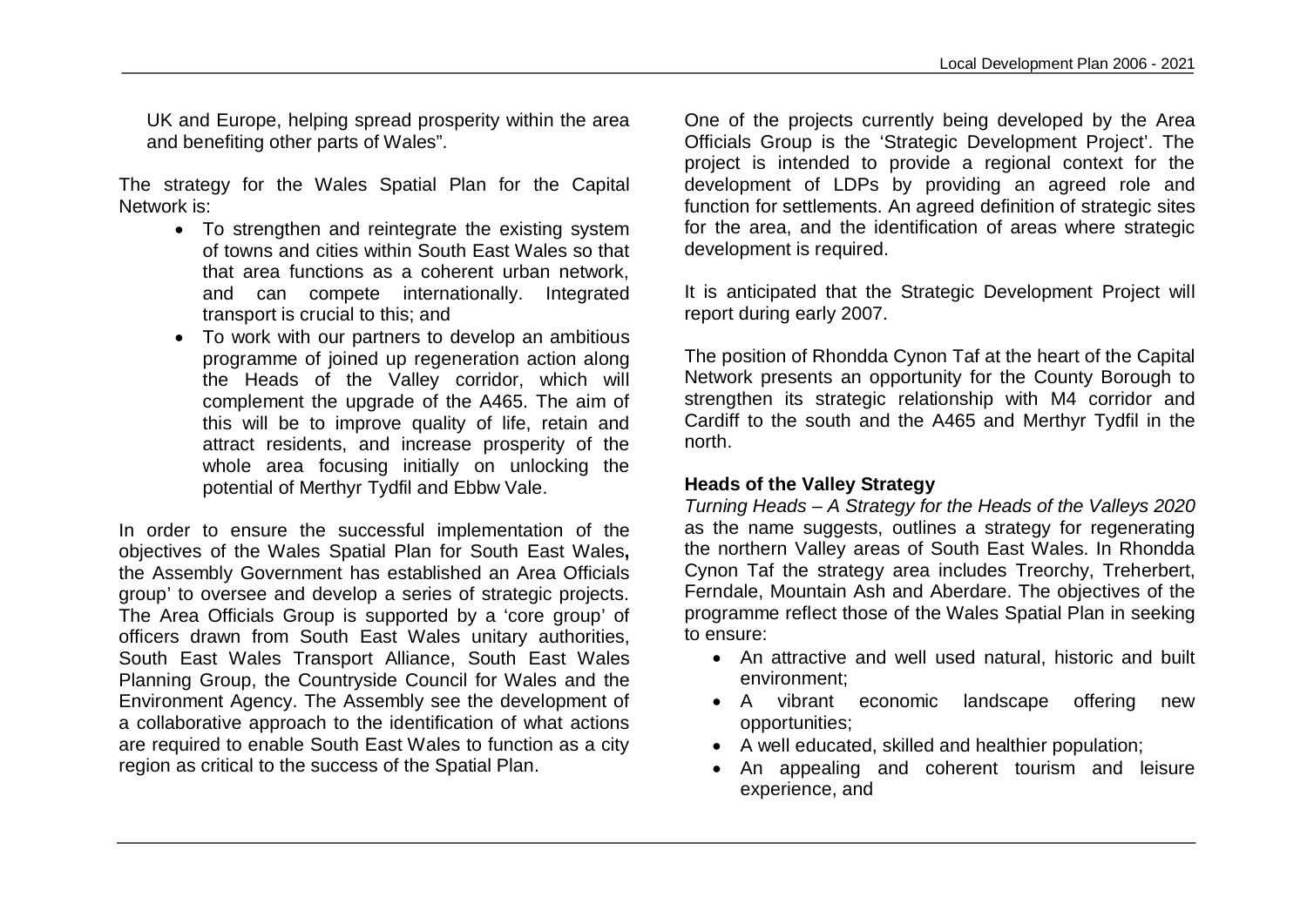UK and Europe, helping spread prosperity within the area and benefiting other parts of Wales".

The strategy for the Wales Spatial Plan for the Capital Network is:

- To strengthen and reintegrate the existing system of towns and cities within South East Wales so that that area functions as a coherent urban network, and can compete internationally. Integrated transport is crucial to this; and
- To work with our partners to develop an ambitious programme of joined up regeneration action along the Heads of the Valley corridor, which will complement the upgrade of the A465. The aim of this will be to improve quality of life, retain and attract residents, and increase prosperity of the whole area focusing initially on unlocking the potential of Merthyr Tydfil and Ebbw Vale.

In order to ensure the successful implementation of the objectives of the Wales Spatial Plan for South East Wales**,** the Assembly Government has established an Area Officials group' to oversee and develop a series of strategic projects. The Area Officials Group is supported by a 'core group' of officers drawn from South East Wales unitary authorities, South East Wales Transport Alliance, South East Wales Planning Group, the Countryside Council for Wales and the Environment Agency. The Assembly see the development of a collaborative approach to the identification of what actions are required to enable South East Wales to function as a city region as critical to the success of the Spatial Plan.

One of the projects currently being developed by the Area Officials Group is the 'Strategic Development Project'. The project is intended to provide a regional context for the development of LDPs by providing an agreed role and function for settlements. An agreed definition of strategic sites for the area, and the identification of areas where strategic development is required.

It is anticipated that the Strategic Development Project will report during early 2007.

The position of Rhondda Cynon Taf at the heart of the Capital Network presents an opportunity for the County Borough to strengthen its strategic relationship with M4 corridor and Cardiff to the south and the A465 and Merthyr Tydfil in the north.

**Heads of the Valley Strategy**

*Turning Heads – A Strategy for the Heads of the Valleys 2020* as the name suggests, outlines a strategy for regenerating the northern Valley areas of South East Wales. In Rhondda Cynon Taf the strategy area includes Treorchy, Treherbert, Ferndale, Mountain Ash and Aberdare. The objectives of the programme reflect those of the Wales Spatial Plan in seeking to ensure:

- An attractive and well used natural, historic and built environment;
- A vibrant economic landscape offering new opportunities;
- A well educated, skilled and healthier population;
- An appealing and coherent tourism and leisure experience, and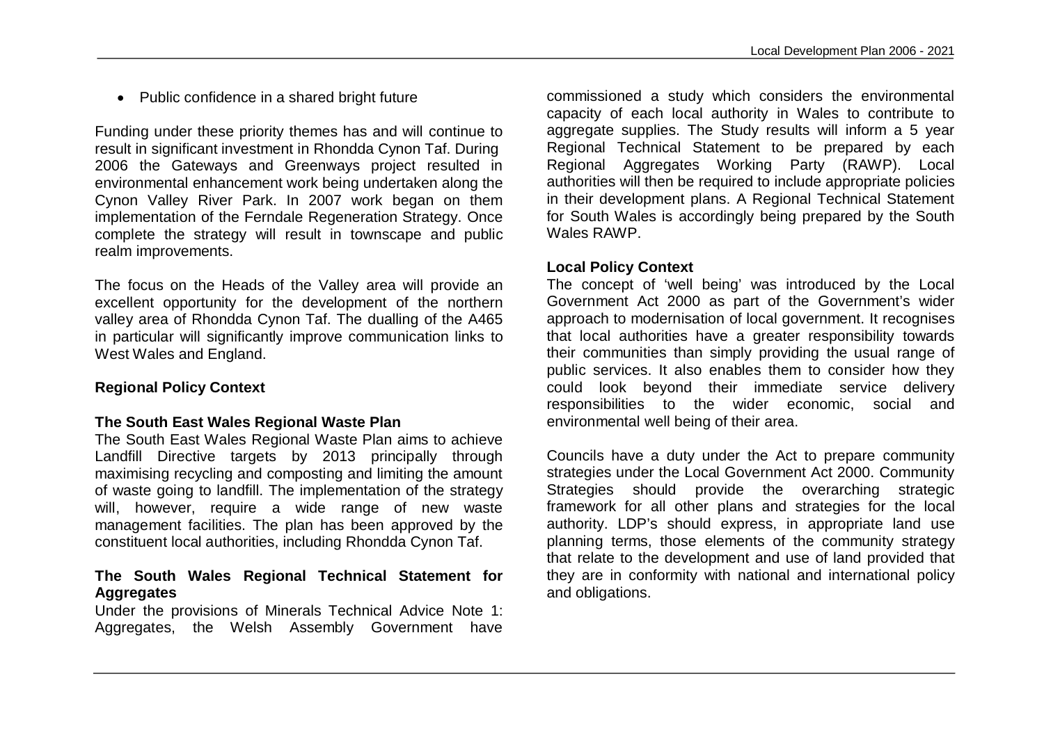- Public confidence in a shared bright future

Funding under these priority themes has and will continue to result in significant investment in Rhondda Cynon Taf. During 2006 the Gateways and Greenways project resulted in environmental enhancement work being undertaken along the Cynon Valley River Park. In 2007 work began on them implementation of the Ferndale Regeneration Strategy. Once complete the strategy will result in townscape and public realm improvements.

The focus on the Heads of the Valley area will provide an excellent opportunity for the development of the northern valley area of Rhondda Cynon Taf. The dualling of the A465 in particular will significantly improve communication links to West Wales and England.

**Regional Policy Context**

**The South East Wales Regional Waste Plan**

The South East Wales Regional Waste Plan aims to achieve Landfill Directive targets by 2013 principally through maximising recycling and composting and limiting the amount of waste going to landfill. The implementation of the strategy will, however, require a wide range of new waste management facilities. The plan has been approved by the constituent local authorities, including Rhondda Cynon Taf.

**The South Wales Regional Technical Statement for Aggregates**

Under the provisions of Minerals Technical Advice Note 1: Aggregates, the Welsh Assembly Government have commissioned a study which considers the environmental capacity of each local authority in Wales to contribute to aggregate supplies. The Study results will inform a 5 year Regional Technical Statement to be prepared by each Regional Aggregates Working Party (RAWP). Local authorities will then be required to include appropriate policies in their development plans. A Regional Technical Statement for South Wales is accordingly being prepared by the South Wales RAWP.

**Local Policy Context**

The concept of 'well being' was introduced by the Local Government Act 2000 as part of the Government's wider approach to modernisation of local government. It recognises that local authorities have a greater responsibility towards their communities than simply providing the usual range of public services. It also enables them to consider how they could look beyond their immediate service delivery responsibilities to the wider economic, social and environmental well being of their area.

Councils have a duty under the Act to prepare community strategies under the Local Government Act 2000. Community Strategies should provide the overarching strategic framework for all other plans and strategies for the local authority. LDP's should express, in appropriate land use planning terms, those elements of the community strategy that relate to the development and use of land provided that they are in conformity with national and international policy and obligations.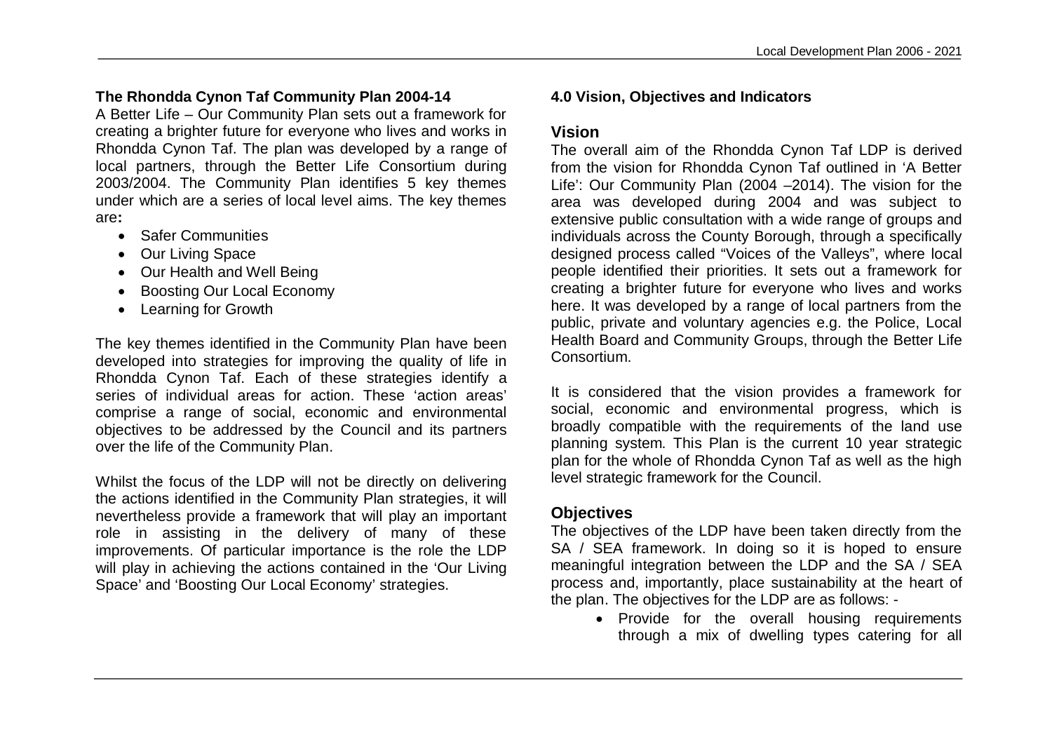**The Rhondda Cynon Taf Community Plan 2004-14**

A Better Life – Our Community Plan sets out a framework for creating a brighter future for everyone who lives and works in Rhondda Cynon Taf. The plan was developed by a range of local partners, through the Better Life Consortium during 2003/2004. The Community Plan identifies 5 key themes under which are a series of local level aims. The key themes are**:**

- Safer Communities
- Our Living Space
- Our Health and Well Being
- Boosting Our Local Economy
- Learning for Growth

The key themes identified in the Community Plan have been developed into strategies for improving the quality of life in Rhondda Cynon Taf. Each of these strategies identify a series of individual areas for action. These 'action areas' comprise a range of social, economic and environmental objectives to be addressed by the Council and its partners over the life of the Community Plan.

Whilst the focus of the LDP will not be directly on delivering the actions identified in the Community Plan strategies, it will nevertheless provide a framework that will play an important role in assisting in the delivery of many of these improvements. Of particular importance is the role the LDP will play in achieving the actions contained in the 'Our Living Space' and 'Boosting Our Local Economy' strategies.

## 4.0 Vision, Objectives and Indicators

### Vision

The overall aim of the Rhondda Cynon Taf LDP is derived from the vision for Rhondda Cynon Taf outlined in 'A Better Life': Our Community Plan (2004 –2014). The vision for the area was developed during 2004 and was subject to extensive public consultation with a wide range of groups and individuals across the County Borough, through a specifically designed process called "Voices of the Valleys", where local people identified their priorities. It sets out a framework for creating a brighter future for everyone who lives and works here. It was developed by a range of local partners from the public, private and voluntary agencies e.g. the Police, Local Health Board and Community Groups, through the Better Life Consortium.

It is considered that the vision provides a framework for social, economic and environmental progress, which is broadly compatible with the requirements of the land use planning system. This Plan is the current 10 year strategic plan for the whole of Rhondda Cynon Taf as well as the high level strategic framework for the Council.

### Objectives

The objectives of the LDP have been taken directly from the SA / SEA framework. In doing so it is hoped to ensure meaningful integration between the LDP and the SA / SEA process and, importantly, place sustainability at the heart of the plan. The objectives for the LDP are as follows: -

- Provide for the overall housing requirements through a mix of dwelling types catering for all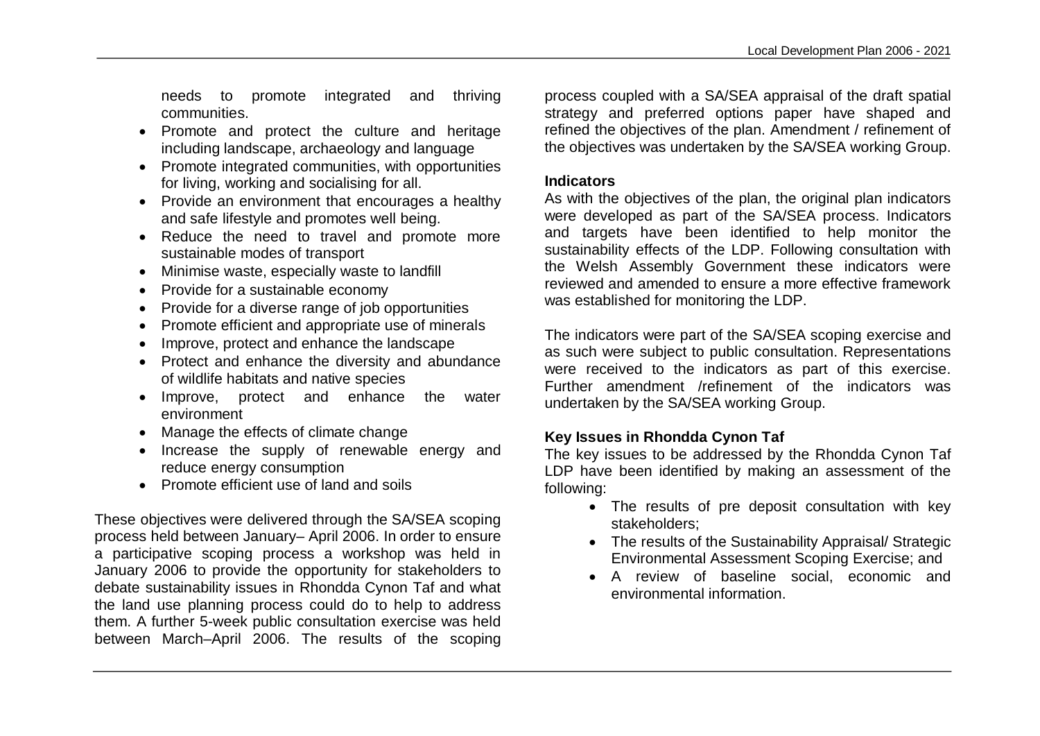needs to promote integrated and thriving communities.

- Promote and protect the culture and heritage including landscape, archaeology and language
- Promote integrated communities, with opportunities for living, working and socialising for all.
- Provide an environment that encourages a healthy and safe lifestyle and promotes well being.
- Reduce the need to travel and promote more sustainable modes of transport
- Minimise waste, especially waste to landfill
- Provide for a sustainable economy
- Provide for a diverse range of job opportunities
- Promote efficient and appropriate use of minerals
- Improve, protect and enhance the landscape
- Protect and enhance the diversity and abundance of wildlife habitats and native species
- Improve, protect and enhance the water environment
- Manage the effects of climate change
- Increase the supply of renewable energy and reduce energy consumption
- Promote efficient use of land and soils

These objectives were delivered through the SA/SEA scoping process held between January– April 2006. In order to ensure a participative scoping process a workshop was held in January 2006 to provide the opportunity for stakeholders to debate sustainability issues in Rhondda Cynon Taf and what the land use planning process could do to help to address them. A further 5-week public consultation exercise was held between March–April 2006. The results of the scoping process coupled with a SA/SEA appraisal of the draft spatial strategy and preferred options paper have shaped and refined the objectives of the plan. Amendment / refinement of the objectives was undertaken by the SA/SEA working Group.

**Indicators**

As with the objectives of the plan, the original plan indicators were developed as part of the SA/SEA process. Indicators and targets have been identified to help monitor the sustainability effects of the LDP. Following consultation with the Welsh Assembly Government these indicators were reviewed and amended to ensure a more effective framework was established for monitoring the LDP.

The indicators were part of the SA/SEA scoping exercise and as such were subject to public consultation. Representations were received to the indicators as part of this exercise. Further amendment /refinement of the indicators was undertaken by the SA/SEA working Group.

**Key Issues in Rhondda Cynon Taf**

The key issues to be addressed by the Rhondda Cynon Taf LDP have been identified by making an assessment of the following:

- The results of pre deposit consultation with key stakeholders;
- The results of the Sustainability Appraisal/ Strategic Environmental Assessment Scoping Exercise; and
- A review of baseline social, economic and environmental information.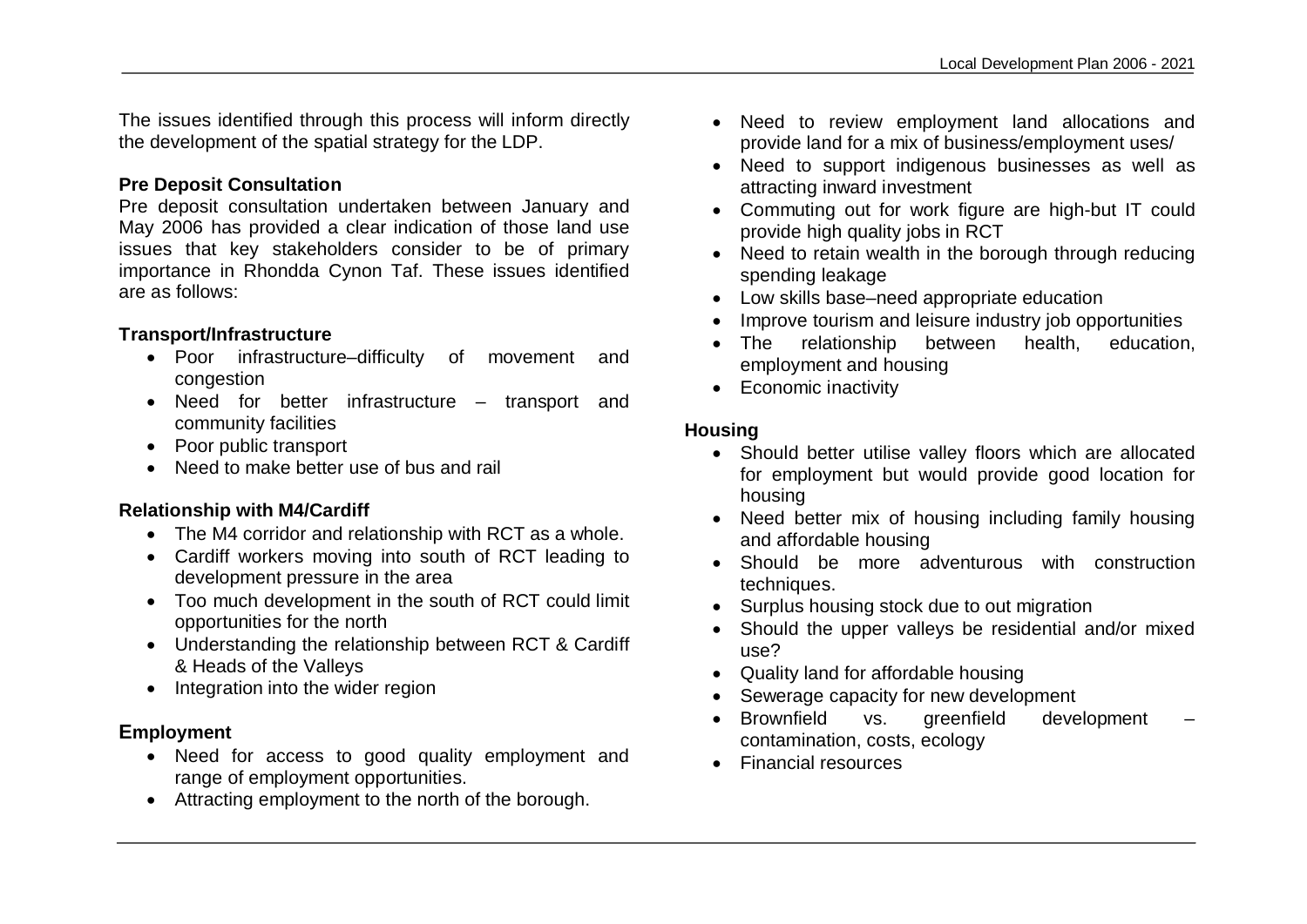The issues identified through this process will inform directly the development of the spatial strategy for the LDP.

**Pre Deposit Consultation**

Pre deposit consultation undertaken between January and May 2006 has provided a clear indication of those land use issues that key stakeholders consider to be of primary importance in Rhondda Cynon Taf. These issues identified are as follows:

**Transport/Infrastructure**

- Poor infrastructure–difficulty of movement and congestion
- Need for better infrastructure – transport and community facilities
- Poor public transport
- Need to make better use of bus and rail

**Relationship with M4/Cardiff**

- The M4 corridor and relationship with RCT as a whole.
- Cardiff workers moving into south of RCT leading to development pressure in the area
- Too much development in the south of RCT could limit opportunities for the north
- Understanding the relationship between RCT & Cardiff & Heads of the Valleys
- Integration into the wider region

**Employment**

- Need for access to good quality employment and range of employment opportunities.
- Attracting employment to the north of the borough.
- Need to review employment land allocations and provide land for a mix of business/employment uses/
- Need to support indigenous businesses as well as attracting inward investment
- Commuting out for work figure are high-but IT could provide high quality jobs in RCT
- Need to retain wealth in the borough through reducing spending leakage
- Low skills base–need appropriate education
- Improve tourism and leisure industry job opportunities
- The relationship between health, education, employment and housing
- Economic inactivity

**Housing**

- Should better utilise valley floors which are allocated for employment but would provide good location for housing
- Need better mix of housing including family housing and affordable housing
- Should be more adventurous with construction techniques.
- Surplus housing stock due to out migration
- Should the upper valleys be residential and/or mixed use?
- Quality land for affordable housing
- Sewerage capacity for new development
- Brownfield vs. greenfield development – contamination, costs, ecology
- Financial resources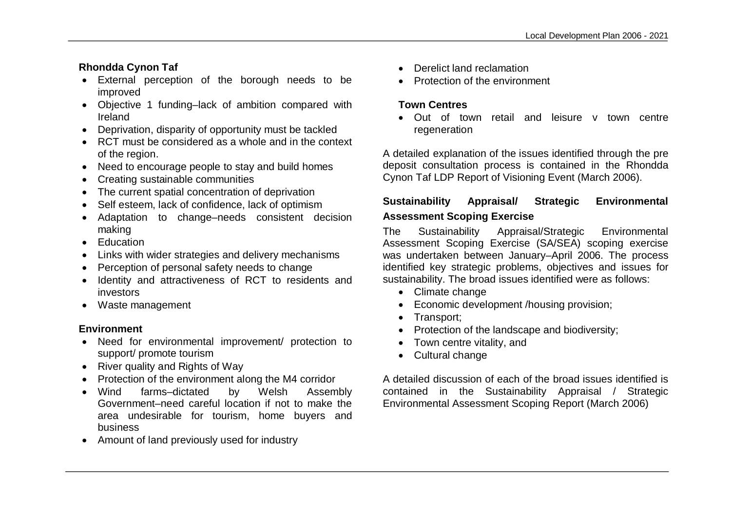**Rhondda Cynon Taf**

- External perception of the borough needs to be improved
- Objective 1 funding–lack of ambition compared with Ireland
- Deprivation, disparity of opportunity must be tackled
- RCT must be considered as a whole and in the context of the region.
- Need to encourage people to stay and build homes
- Creating sustainable communities
- The current spatial concentration of deprivation
- Self esteem, lack of confidence, lack of optimism
- Adaptation to change–needs consistent decision making
- Education
- Links with wider strategies and delivery mechanisms
- Perception of personal safety needs to change
- Identity and attractiveness of RCT to residents and investors
- Waste management

**Environment**

- Need for environmental improvement/ protection to support/ promote tourism
- River quality and Rights of Way
- Protection of the environment along the M4 corridor
- Wind farms–dictated by Welsh Assembly Government–need careful location if not to make the area undesirable for tourism, home buyers and business
- Amount of land previously used for industry
- Derelict land reclamation
- Protection of the environment

**Town Centres**

- Out of town retail and leisure v town centre regeneration

A detailed explanation of the issues identified through the pre deposit consultation process is contained in the Rhondda Cynon Taf LDP Report of Visioning Event (March 2006).

**Sustainability Appraisal/ Strategic Environmental Assessment Scoping Exercise**

The Sustainability Appraisal/Strategic Environmental Assessment Scoping Exercise (SA/SEA) scoping exercise was undertaken between January–April 2006. The process identified key strategic problems, objectives and issues for sustainability. The broad issues identified were as follows:

- Climate change
- Economic development /housing provision;
- Transport;
- Protection of the landscape and biodiversity;
- Town centre vitality, and
- Cultural change

A detailed discussion of each of the broad issues identified is contained in the Sustainability Appraisal / Strategic Environmental Assessment Scoping Report (March 2006)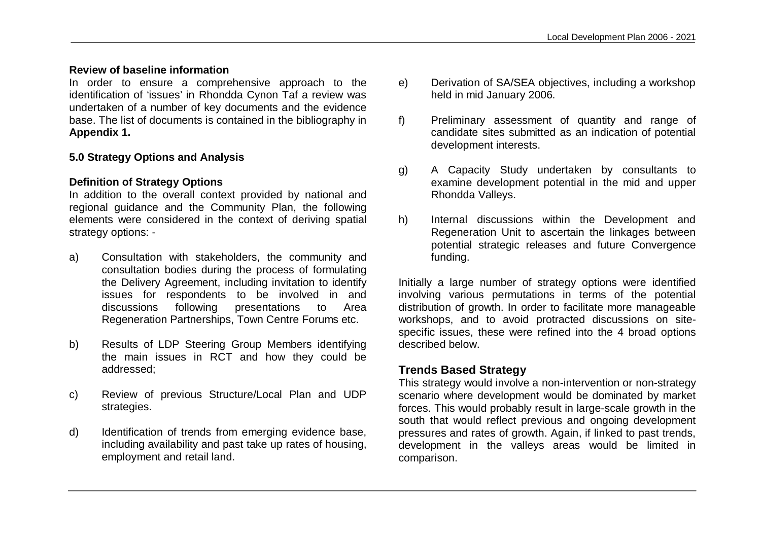**Review of baseline information**

In order to ensure a comprehensive approach to the identification of 'issues' in Rhondda Cynon Taf a review was undertaken of a number of key documents and the evidence base. The list of documents is contained in the bibliography in **Appendix 1.**

## 5.0 Strategy Options and Analysis

**Definition of Strategy Options**

In addition to the overall context provided by national and regional guidance and the Community Plan, the following elements were considered in the context of deriving spatial strategy options: -

a) Consultation with stakeholders, the community and consultation bodies during the process of formulating the Delivery Agreement, including invitation to identify issues for respondents to be involved in and discussions following presentations to Area Regeneration Partnerships, Town Centre Forums etc.

b) Results of LDP Steering Group Members identifying the main issues in RCT and how they could be addressed;

c) Review of previous Structure/Local Plan and UDP strategies.

d) Identification of trends from emerging evidence base, including availability and past take up rates of housing, employment and retail land.

e) Derivation of SA/SEA objectives, including a workshop held in mid January 2006.

f) Preliminary assessment of quantity and range of candidate sites submitted as an indication of potential development interests.

g) A Capacity Study undertaken by consultants to examine development potential in the mid and upper Rhondda Valleys.

h) Internal discussions within the Development and Regeneration Unit to ascertain the linkages between potential strategic releases and future Convergence funding.

Initially a large number of strategy options were identified involving various permutations in terms of the potential distribution of growth. In order to facilitate more manageable workshops, and to avoid protracted discussions on site-specific issues, these were refined into the 4 broad options described below.

### Trends Based Strategy

This strategy would involve a non-intervention or non-strategy scenario where development would be dominated by market forces. This would probably result in large-scale growth in the south that would reflect previous and ongoing development pressures and rates of growth. Again, if linked to past trends, development in the valleys areas would be limited in comparison.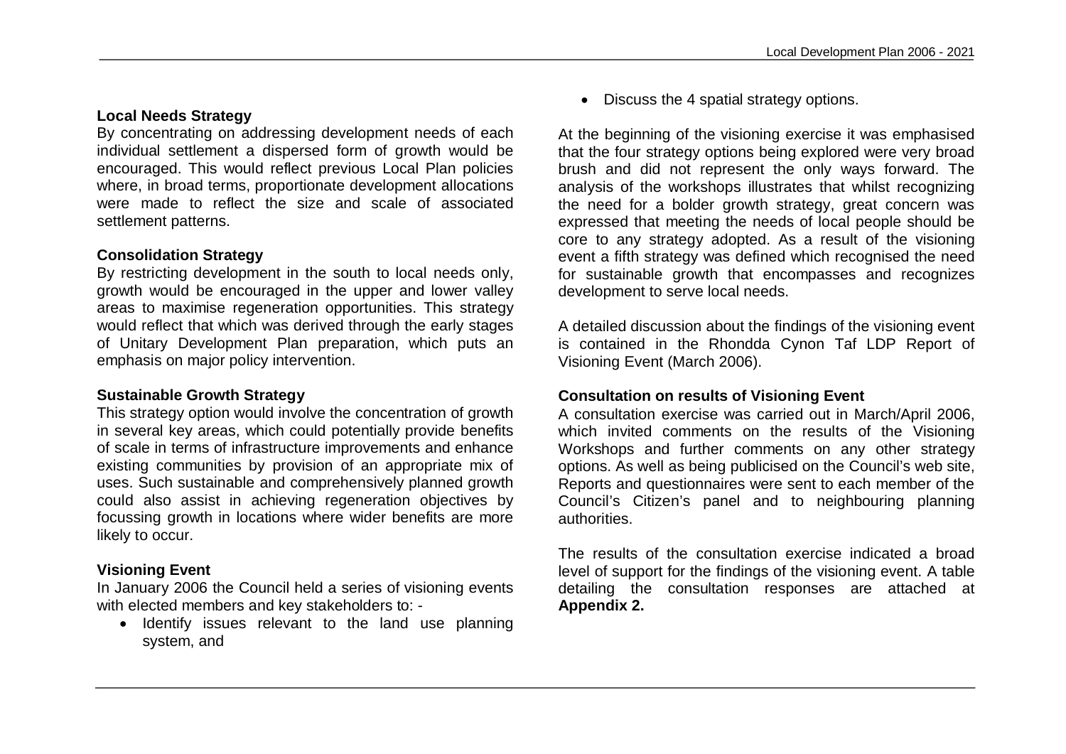**Local Needs Strategy**

By concentrating on addressing development needs of each individual settlement a dispersed form of growth would be encouraged. This would reflect previous Local Plan policies where, in broad terms, proportionate development allocations were made to reflect the size and scale of associated settlement patterns.

**Consolidation Strategy**

By restricting development in the south to local needs only, growth would be encouraged in the upper and lower valley areas to maximise regeneration opportunities. This strategy would reflect that which was derived through the early stages of Unitary Development Plan preparation, which puts an emphasis on major policy intervention.

**Sustainable Growth Strategy**

This strategy option would involve the concentration of growth in several key areas, which could potentially provide benefits of scale in terms of infrastructure improvements and enhance existing communities by provision of an appropriate mix of uses. Such sustainable and comprehensively planned growth could also assist in achieving regeneration objectives by focussing growth in locations where wider benefits are more likely to occur.

**Visioning Event**

In January 2006 the Council held a series of visioning events with elected members and key stakeholders to: -

- Identify issues relevant to the land use planning system, and
- Discuss the 4 spatial strategy options.

At the beginning of the visioning exercise it was emphasised that the four strategy options being explored were very broad brush and did not represent the only ways forward. The analysis of the workshops illustrates that whilst recognizing the need for a bolder growth strategy, great concern was expressed that meeting the needs of local people should be core to any strategy adopted. As a result of the visioning event a fifth strategy was defined which recognised the need for sustainable growth that encompasses and recognizes development to serve local needs.

A detailed discussion about the findings of the visioning event is contained in the Rhondda Cynon Taf LDP Report of Visioning Event (March 2006).

**Consultation on results of Visioning Event**

A consultation exercise was carried out in March/April 2006, which invited comments on the results of the Visioning Workshops and further comments on any other strategy options. As well as being publicised on the Council's web site, Reports and questionnaires were sent to each member of the Council's Citizen's panel and to neighbouring planning authorities.

The results of the consultation exercise indicated a broad level of support for the findings of the visioning event. A table detailing the consultation responses are attached at **Appendix 2.**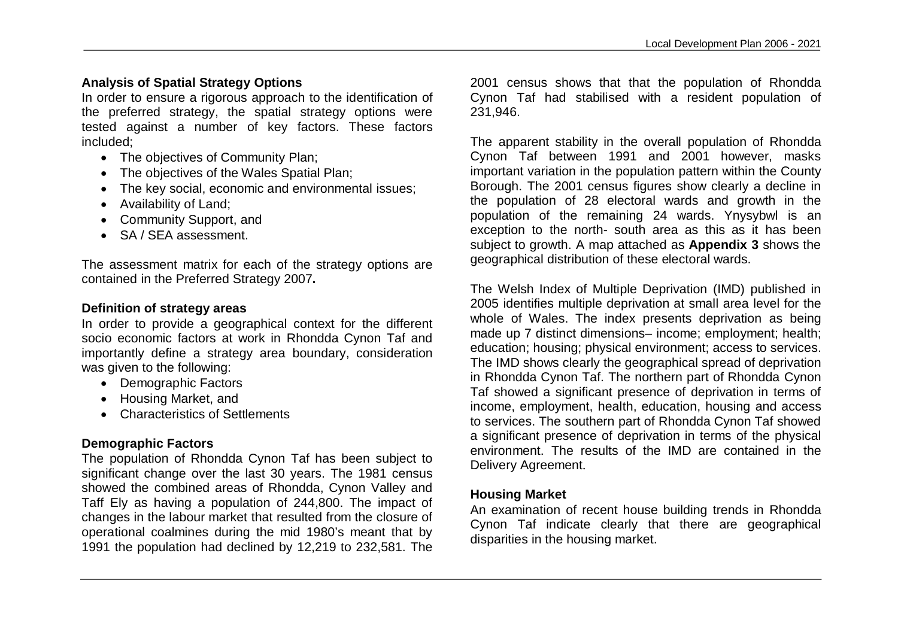### Analysis of Spatial Strategy Options

In order to ensure a rigorous approach to the identification of the preferred strategy, the spatial strategy options were tested against a number of key factors. These factors included;

- The objectives of Community Plan;
- The objectives of the Wales Spatial Plan;
- The key social, economic and environmental issues;
- Availability of Land;
- Community Support, and
- SA / SEA assessment.

The assessment matrix for each of the strategy options are contained in the Preferred Strategy 2007**.**

### Definition of strategy areas

In order to provide a geographical context for the different socio economic factors at work in Rhondda Cynon Taf and importantly define a strategy area boundary, consideration was given to the following:

- Demographic Factors
- Housing Market, and
- Characteristics of Settlements

### Demographic Factors

The population of Rhondda Cynon Taf has been subject to significant change over the last 30 years. The 1981 census showed the combined areas of Rhondda, Cynon Valley and Taff Ely as having a population of 244,800. The impact of changes in the labour market that resulted from the closure of operational coalmines during the mid 1980's meant that by 1991 the population had declined by 12,219 to 232,581. The 2001 census shows that that the population of Rhondda Cynon Taf had stabilised with a resident population of 231,946.

The apparent stability in the overall population of Rhondda Cynon Taf between 1991 and 2001 however, masks important variation in the population pattern within the County Borough. The 2001 census figures show clearly a decline in the population of 28 electoral wards and growth in the population of the remaining 24 wards. Ynysybwl is an exception to the north- south area as this as it has been subject to growth. A map attached as **Appendix 3** shows the geographical distribution of these electoral wards.

The Welsh Index of Multiple Deprivation (IMD) published in 2005 identifies multiple deprivation at small area level for the whole of Wales. The index presents deprivation as being made up 7 distinct dimensions– income; employment; health; education; housing; physical environment; access to services. The IMD shows clearly the geographical spread of deprivation in Rhondda Cynon Taf. The northern part of Rhondda Cynon Taf showed a significant presence of deprivation in terms of income, employment, health, education, housing and access to services. The southern part of Rhondda Cynon Taf showed a significant presence of deprivation in terms of the physical environment. The results of the IMD are contained in the Delivery Agreement.

### Housing Market

An examination of recent house building trends in Rhondda Cynon Taf indicate clearly that there are geographical disparities in the housing market.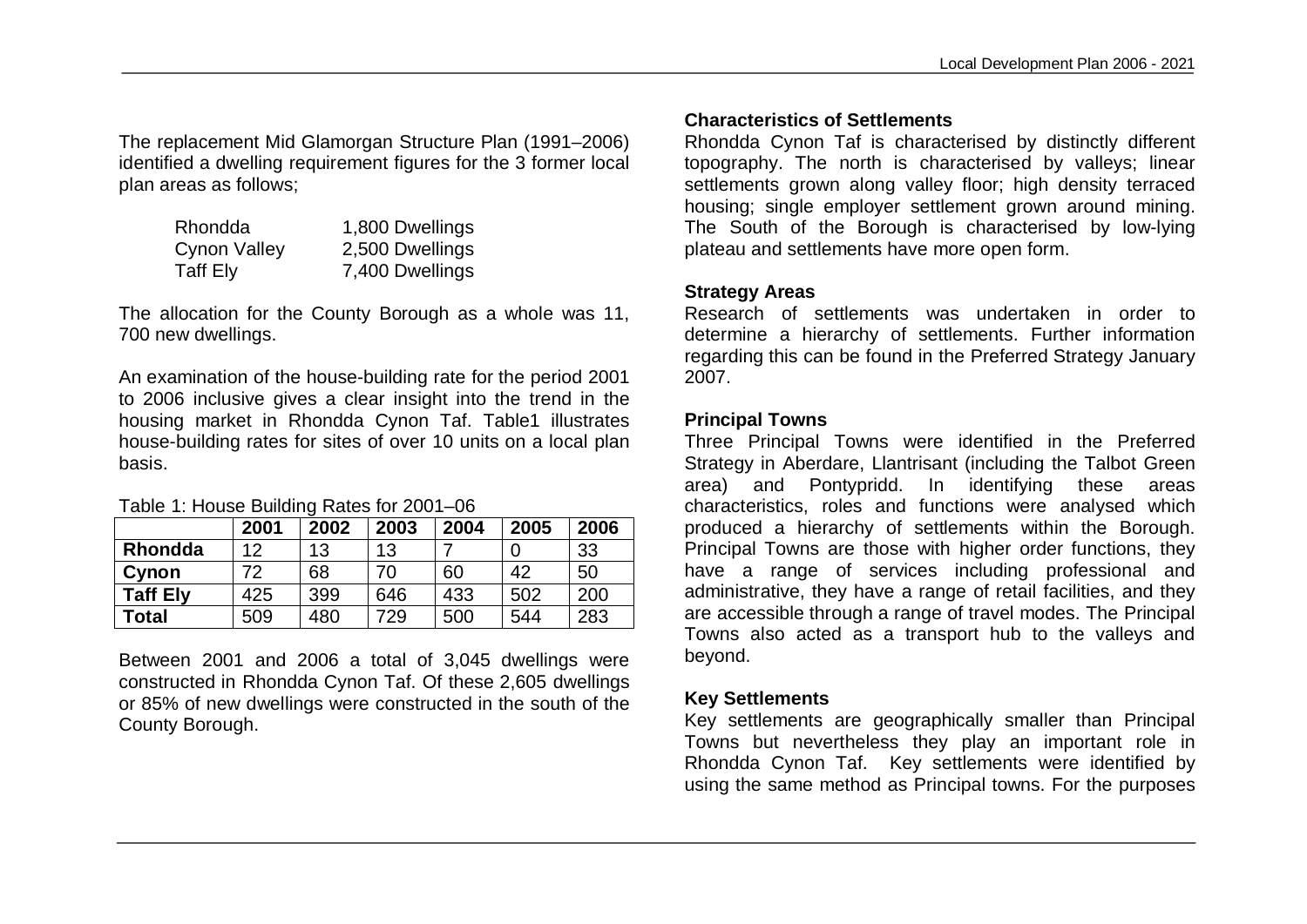The replacement Mid Glamorgan Structure Plan (1991–2006) identified a dwelling requirement figures for the 3 former local plan areas as follows;

| | |
|---|---|
| Rhondda | 1,800 Dwellings |
| Cynon Valley | 2,500 Dwellings |
| Taff Ely | 7,400 Dwellings |

The allocation for the County Borough as a whole was 11, 700 new dwellings.

An examination of the house-building rate for the period 2001 to 2006 inclusive gives a clear insight into the trend in the housing market in Rhondda Cynon Taf. Table1 illustrates house-building rates for sites of over 10 units on a local plan basis.

Table 1: House Building Rates for 2001–06

| | 2001 | 2002 | 2003 | 2004 | 2005 | 2006 |
|---|---|---|---|---|---|---|
| **Rhondda** | 12 | 13 | 13 | 7 | 0 | 33 |
| **Cynon** | 72 | 68 | 70 | 60 | 42 | 50 |
| **Taff Ely** | 425 | 399 | 646 | 433 | 502 | 200 |
| **Total** | 509 | 480 | 729 | 500 | 544 | 283 |

Between 2001 and 2006 a total of 3,045 dwellings were constructed in Rhondda Cynon Taf. Of these 2,605 dwellings or 85% of new dwellings were constructed in the south of the County Borough.

**Characteristics of Settlements**

Rhondda Cynon Taf is characterised by distinctly different topography. The north is characterised by valleys; linear settlements grown along valley floor; high density terraced housing; single employer settlement grown around mining. The South of the Borough is characterised by low-lying plateau and settlements have more open form.

**Strategy Areas**

Research of settlements was undertaken in order to determine a hierarchy of settlements. Further information regarding this can be found in the Preferred Strategy January 2007.

**Principal Towns**

Three Principal Towns were identified in the Preferred Strategy in Aberdare, Llantrisant (including the Talbot Green area) and Pontypridd. In identifying these areas characteristics, roles and functions were analysed which produced a hierarchy of settlements within the Borough. Principal Towns are those with higher order functions, they have a range of services including professional and administrative, they have a range of retail facilities, and they are accessible through a range of travel modes. The Principal Towns also acted as a transport hub to the valleys and beyond.

**Key Settlements**

Key settlements are geographically smaller than Principal Towns but nevertheless they play an important role in Rhondda Cynon Taf. Key settlements were identified by using the same method as Principal towns. For the purposes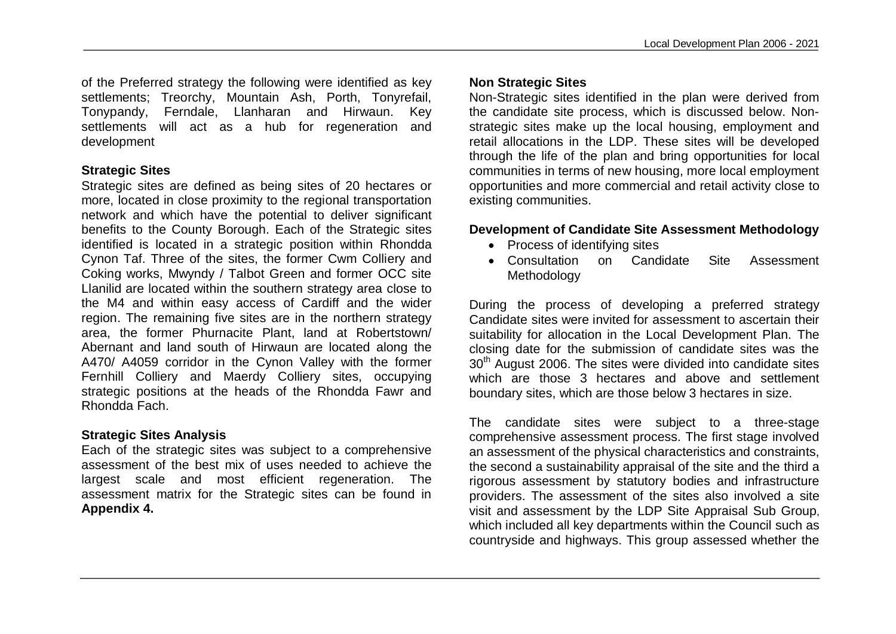of the Preferred strategy the following were identified as key settlements; Treorchy, Mountain Ash, Porth, Tonyrefail, Tonypandy, Ferndale, Llanharan and Hirwaun. Key settlements will act as a hub for regeneration and development

**Strategic Sites**

Strategic sites are defined as being sites of 20 hectares or more, located in close proximity to the regional transportation network and which have the potential to deliver significant benefits to the County Borough. Each of the Strategic sites identified is located in a strategic position within Rhondda Cynon Taf. Three of the sites, the former Cwm Colliery and Coking works, Mwyndy / Talbot Green and former OCC site Llanilid are located within the southern strategy area close to the M4 and within easy access of Cardiff and the wider region. The remaining five sites are in the northern strategy area, the former Phurnacite Plant, land at Robertstown/ Abernant and land south of Hirwaun are located along the A470/ A4059 corridor in the Cynon Valley with the former Fernhill Colliery and Maerdy Colliery sites, occupying strategic positions at the heads of the Rhondda Fawr and Rhondda Fach.

**Strategic Sites Analysis**

Each of the strategic sites was subject to a comprehensive assessment of the best mix of uses needed to achieve the largest scale and most efficient regeneration. The assessment matrix for the Strategic sites can be found in **Appendix 4.**

**Non Strategic Sites**

Non-Strategic sites identified in the plan were derived from the candidate site process, which is discussed below. Non-strategic sites make up the local housing, employment and retail allocations in the LDP. These sites will be developed through the life of the plan and bring opportunities for local communities in terms of new housing, more local employment opportunities and more commercial and retail activity close to existing communities.

**Development of Candidate Site Assessment Methodology**

- Process of identifying sites
- Consultation on Candidate Site Assessment Methodology

During the process of developing a preferred strategy Candidate sites were invited for assessment to ascertain their suitability for allocation in the Local Development Plan. The closing date for the submission of candidate sites was the 30th August 2006. The sites were divided into candidate sites which are those 3 hectares and above and settlement boundary sites, which are those below 3 hectares in size.

The candidate sites were subject to a three-stage comprehensive assessment process. The first stage involved an assessment of the physical characteristics and constraints, the second a sustainability appraisal of the site and the third a rigorous assessment by statutory bodies and infrastructure providers. The assessment of the sites also involved a site visit and assessment by the LDP Site Appraisal Sub Group, which included all key departments within the Council such as countryside and highways. This group assessed whether the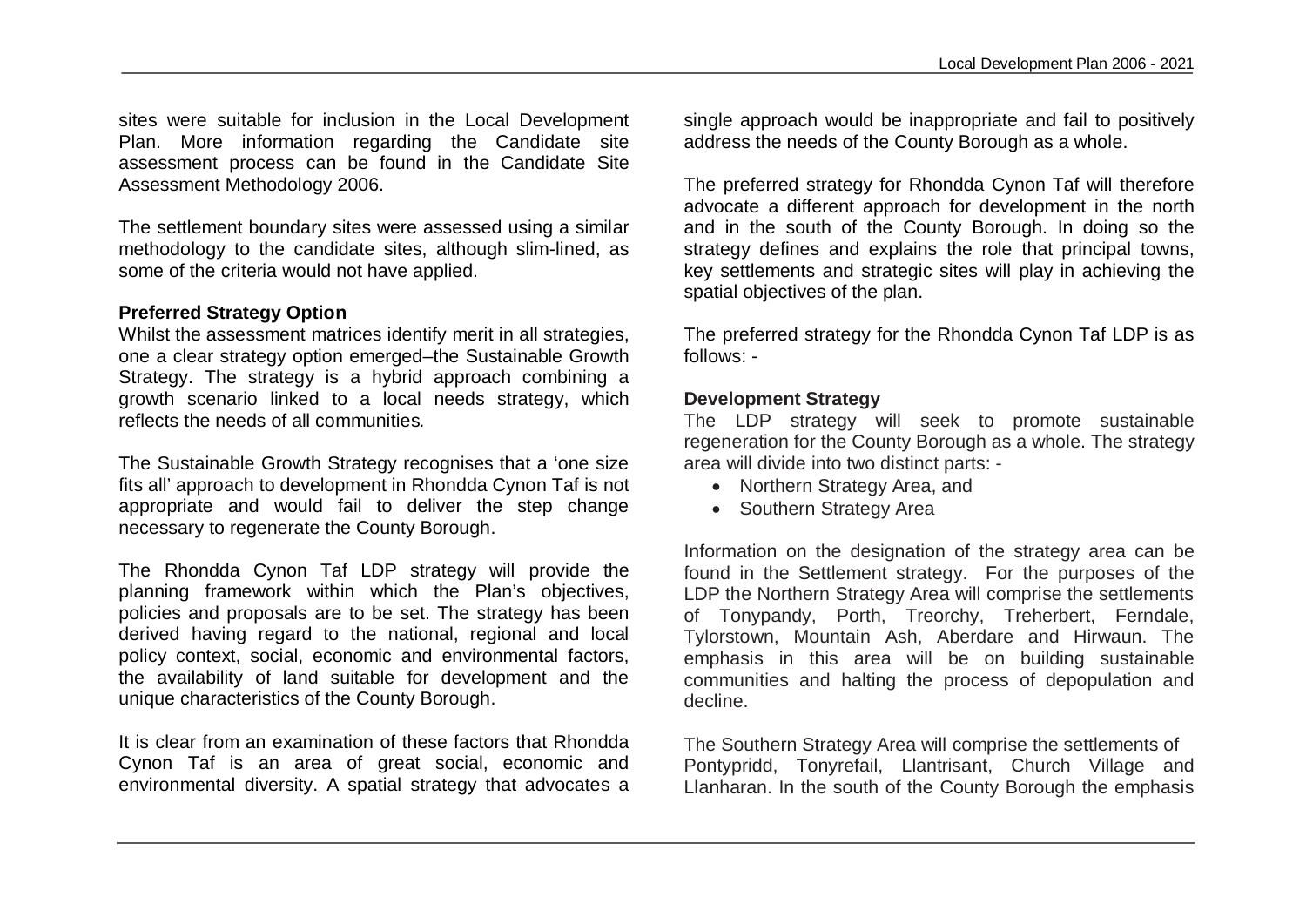sites were suitable for inclusion in the Local Development Plan. More information regarding the Candidate site assessment process can be found in the Candidate Site Assessment Methodology 2006.

The settlement boundary sites were assessed using a similar methodology to the candidate sites, although slim-lined, as some of the criteria would not have applied.

**Preferred Strategy Option**

Whilst the assessment matrices identify merit in all strategies, one a clear strategy option emerged–the Sustainable Growth Strategy. The strategy is a hybrid approach combining a growth scenario linked to a local needs strategy, which reflects the needs of all communities.

The Sustainable Growth Strategy recognises that a 'one size fits all' approach to development in Rhondda Cynon Taf is not appropriate and would fail to deliver the step change necessary to regenerate the County Borough.

The Rhondda Cynon Taf LDP strategy will provide the planning framework within which the Plan's objectives, policies and proposals are to be set. The strategy has been derived having regard to the national, regional and local policy context, social, economic and environmental factors, the availability of land suitable for development and the unique characteristics of the County Borough.

It is clear from an examination of these factors that Rhondda Cynon Taf is an area of great social, economic and environmental diversity. A spatial strategy that advocates a single approach would be inappropriate and fail to positively address the needs of the County Borough as a whole.

The preferred strategy for Rhondda Cynon Taf will therefore advocate a different approach for development in the north and in the south of the County Borough. In doing so the strategy defines and explains the role that principal towns, key settlements and strategic sites will play in achieving the spatial objectives of the plan.

The preferred strategy for the Rhondda Cynon Taf LDP is as follows: -

**Development Strategy**

The LDP strategy will seek to promote sustainable regeneration for the County Borough as a whole. The strategy area will divide into two distinct parts: -

- Northern Strategy Area, and
- Southern Strategy Area

Information on the designation of the strategy area can be found in the Settlement strategy. For the purposes of the LDP the Northern Strategy Area will comprise the settlements of Tonypandy, Porth, Treorchy, Treherbert, Ferndale, Tylorstown, Mountain Ash, Aberdare and Hirwaun. The emphasis in this area will be on building sustainable communities and halting the process of depopulation and decline.

The Southern Strategy Area will comprise the settlements of Pontypridd, Tonyrefail, Llantrisant, Church Village and Llanharan. In the south of the County Borough the emphasis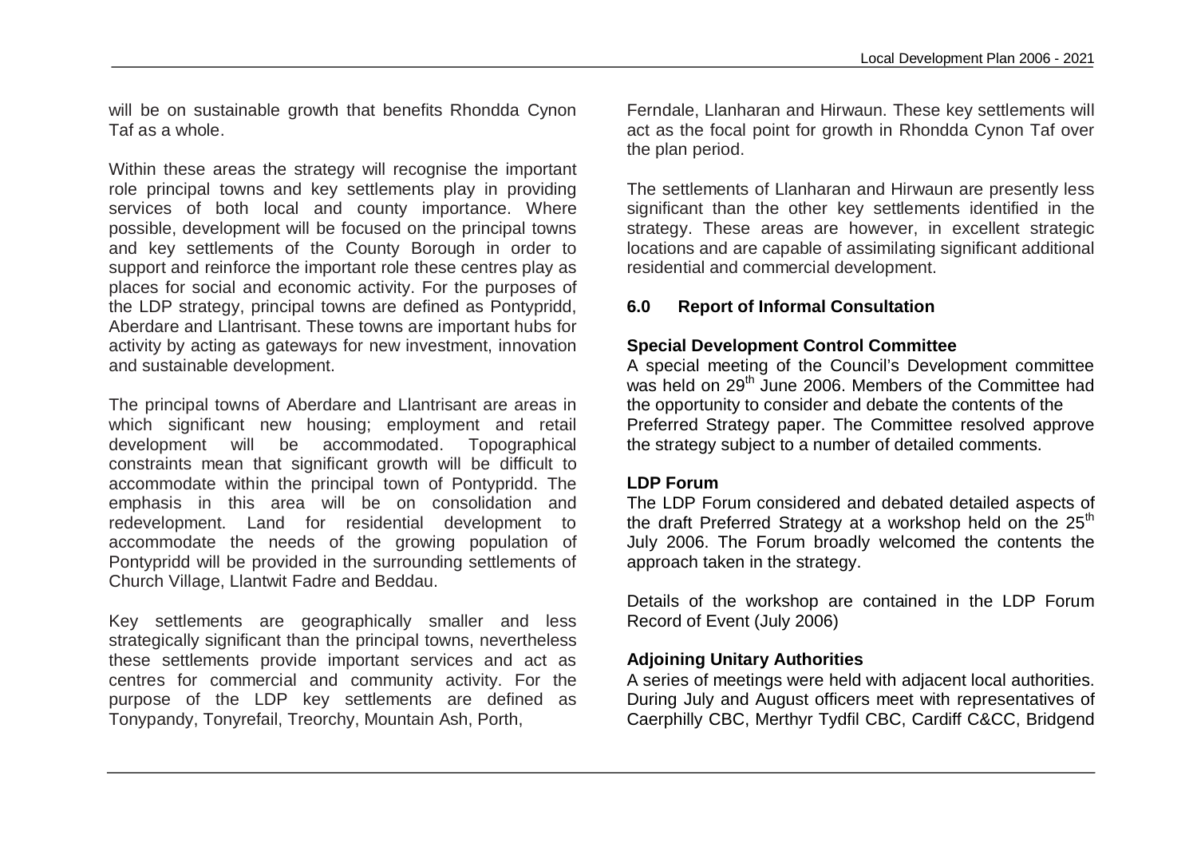will be on sustainable growth that benefits Rhondda Cynon Taf as a whole.

Within these areas the strategy will recognise the important role principal towns and key settlements play in providing services of both local and county importance. Where possible, development will be focused on the principal towns and key settlements of the County Borough in order to support and reinforce the important role these centres play as places for social and economic activity. For the purposes of the LDP strategy, principal towns are defined as Pontypridd, Aberdare and Llantrisant. These towns are important hubs for activity by acting as gateways for new investment, innovation and sustainable development.

The principal towns of Aberdare and Llantrisant are areas in which significant new housing; employment and retail development will be accommodated. Topographical constraints mean that significant growth will be difficult to accommodate within the principal town of Pontypridd. The emphasis in this area will be on consolidation and redevelopment. Land for residential development to accommodate the needs of the growing population of Pontypridd will be provided in the surrounding settlements of Church Village, Llantwit Fadre and Beddau.

Key settlements are geographically smaller and less strategically significant than the principal towns, nevertheless these settlements provide important services and act as centres for commercial and community activity. For the purpose of the LDP key settlements are defined as Tonypandy, Tonyrefail, Treorchy, Mountain Ash, Porth, Ferndale, Llanharan and Hirwaun. These key settlements will act as the focal point for growth in Rhondda Cynon Taf over the plan period.

The settlements of Llanharan and Hirwaun are presently less significant than the other key settlements identified in the strategy. These areas are however, in excellent strategic locations and are capable of assimilating significant additional residential and commercial development.

## 6.0 Report of Informal Consultation

**Special Development Control Committee**

A special meeting of the Council's Development committee was held on 29th June 2006. Members of the Committee had the opportunity to consider and debate the contents of the Preferred Strategy paper. The Committee resolved approve the strategy subject to a number of detailed comments.

**LDP Forum**

The LDP Forum considered and debated detailed aspects of the draft Preferred Strategy at a workshop held on the 25th July 2006. The Forum broadly welcomed the contents the approach taken in the strategy.

Details of the workshop are contained in the LDP Forum Record of Event (July 2006)

**Adjoining Unitary Authorities**

A series of meetings were held with adjacent local authorities. During July and August officers meet with representatives of Caerphilly CBC, Merthyr Tydfil CBC, Cardiff C&CC, Bridgend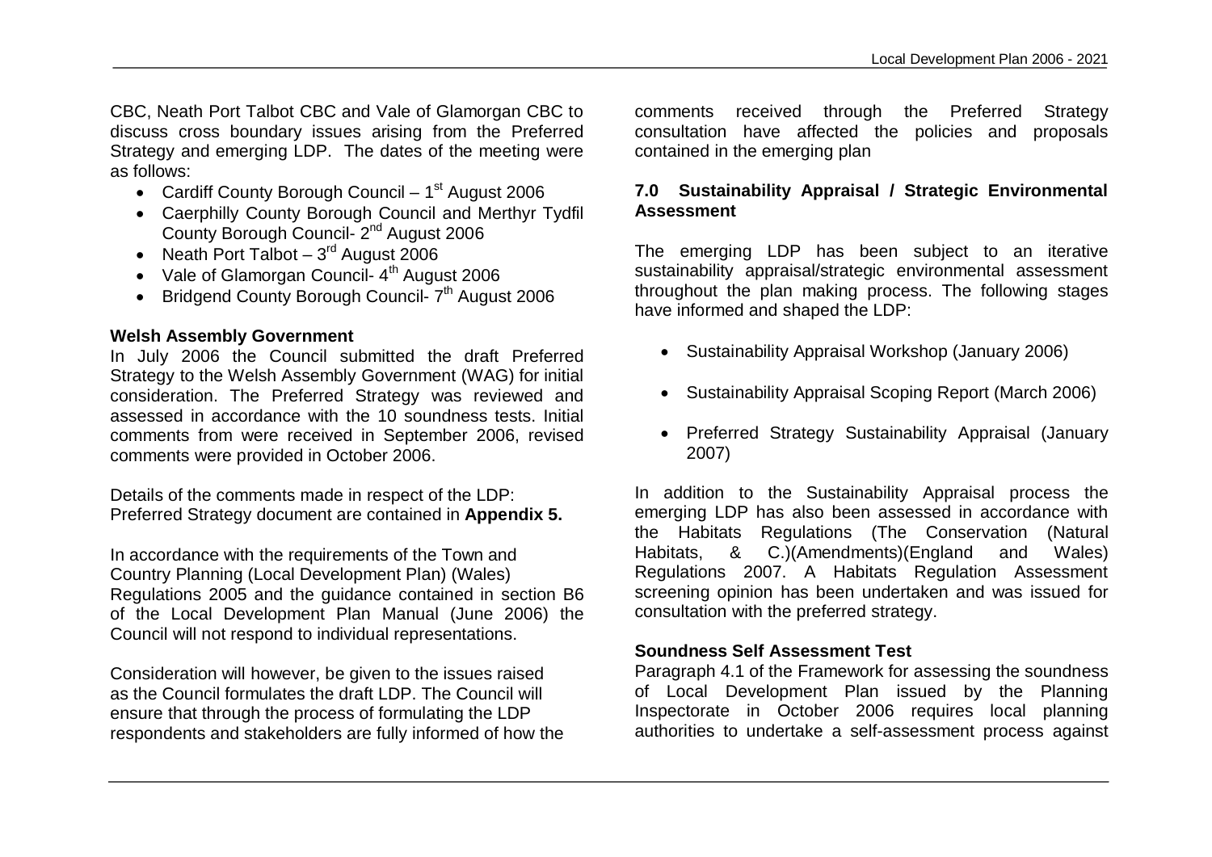CBC, Neath Port Talbot CBC and Vale of Glamorgan CBC to discuss cross boundary issues arising from the Preferred Strategy and emerging LDP. The dates of the meeting were as follows:

- Cardiff County Borough Council – 1st August 2006
- Caerphilly County Borough Council and Merthyr Tydfil County Borough Council- 2nd August 2006
- Neath Port Talbot – 3rd August 2006
- Vale of Glamorgan Council- 4th August 2006
- Bridgend County Borough Council- 7th August 2006

**Welsh Assembly Government**

In July 2006 the Council submitted the draft Preferred Strategy to the Welsh Assembly Government (WAG) for initial consideration. The Preferred Strategy was reviewed and assessed in accordance with the 10 soundness tests. Initial comments from were received in September 2006, revised comments were provided in October 2006.

Details of the comments made in respect of the LDP: Preferred Strategy document are contained in **Appendix 5.**

In accordance with the requirements of the Town and Country Planning (Local Development Plan) (Wales) Regulations 2005 and the guidance contained in section B6 of the Local Development Plan Manual (June 2006) the Council will not respond to individual representations.

Consideration will however, be given to the issues raised as the Council formulates the draft LDP. The Council will ensure that through the process of formulating the LDP respondents and stakeholders are fully informed of how the comments received through the Preferred Strategy consultation have affected the policies and proposals contained in the emerging plan

## 7.0 Sustainability Appraisal / Strategic Environmental Assessment

The emerging LDP has been subject to an iterative sustainability appraisal/strategic environmental assessment throughout the plan making process. The following stages have informed and shaped the LDP:

- Sustainability Appraisal Workshop (January 2006)
- Sustainability Appraisal Scoping Report (March 2006)
- Preferred Strategy Sustainability Appraisal (January 2007)

In addition to the Sustainability Appraisal process the emerging LDP has also been assessed in accordance with the Habitats Regulations (The Conservation (Natural Habitats, & C.)(Amendments)(England and Wales) Regulations 2007. A Habitats Regulation Assessment screening opinion has been undertaken and was issued for consultation with the preferred strategy.

**Soundness Self Assessment Test**

Paragraph 4.1 of the Framework for assessing the soundness of Local Development Plan issued by the Planning Inspectorate in October 2006 requires local planning authorities to undertake a self-assessment process against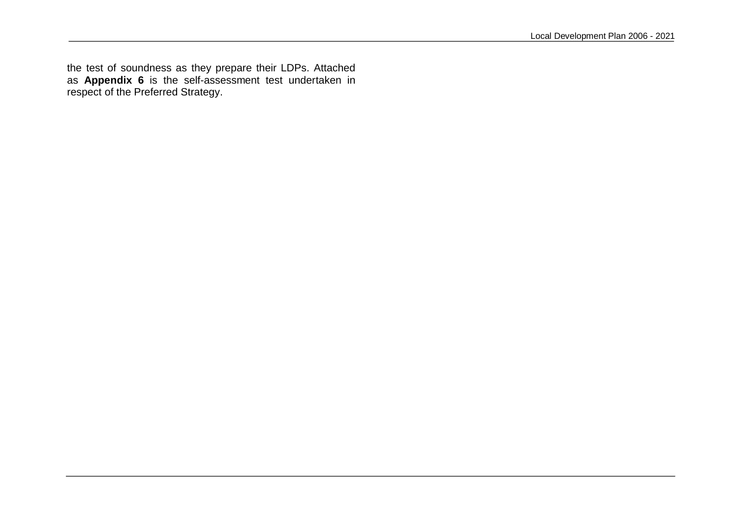the test of soundness as they prepare their LDPs. Attached as **Appendix 6** is the self-assessment test undertaken in respect of the Preferred Strategy.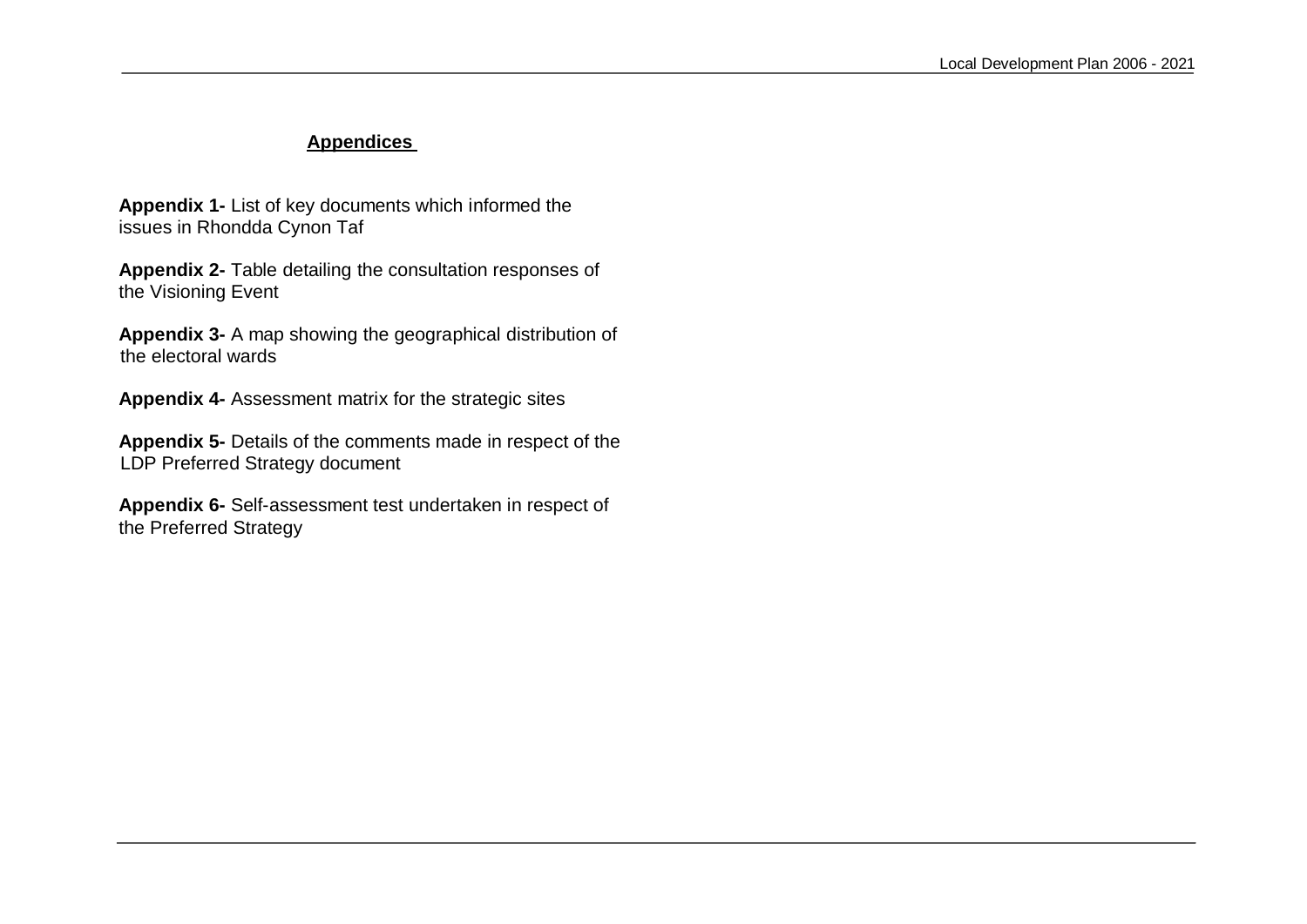## Appendices

**Appendix 1-** List of key documents which informed the issues in Rhondda Cynon Taf

**Appendix 2-** Table detailing the consultation responses of the Visioning Event

**Appendix 3-** A map showing the geographical distribution of the electoral wards

**Appendix 4-** Assessment matrix for the strategic sites

**Appendix 5-** Details of the comments made in respect of the LDP Preferred Strategy document

**Appendix 6-** Self-assessment test undertaken in respect of the Preferred Strategy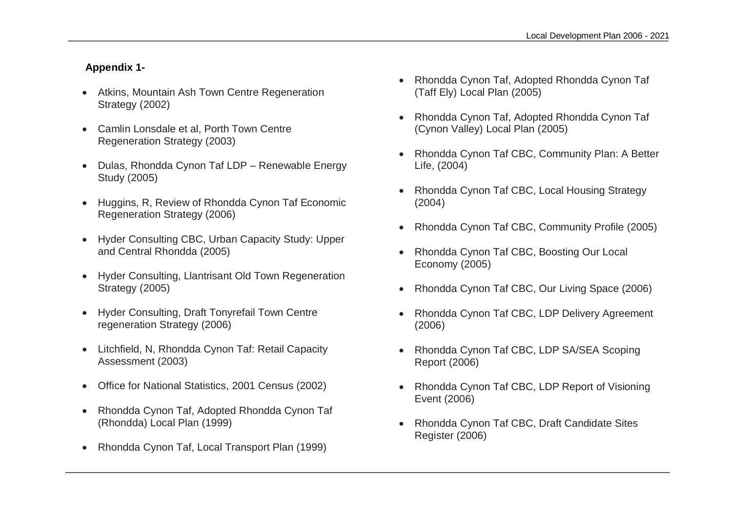**Appendix 1-**

- Atkins, Mountain Ash Town Centre Regeneration Strategy (2002)
- Camlin Lonsdale et al, Porth Town Centre Regeneration Strategy (2003)
- Dulas, Rhondda Cynon Taf LDP – Renewable Energy Study (2005)
- Huggins, R, Review of Rhondda Cynon Taf Economic Regeneration Strategy (2006)
- Hyder Consulting CBC, Urban Capacity Study: Upper and Central Rhondda (2005)
- Hyder Consulting, Llantrisant Old Town Regeneration Strategy (2005)
- Hyder Consulting, Draft Tonyrefail Town Centre regeneration Strategy (2006)
- Litchfield, N, Rhondda Cynon Taf: Retail Capacity Assessment (2003)
- Office for National Statistics, 2001 Census (2002)
- Rhondda Cynon Taf, Adopted Rhondda Cynon Taf (Rhondda) Local Plan (1999)
- Rhondda Cynon Taf, Local Transport Plan (1999)
- Rhondda Cynon Taf, Adopted Rhondda Cynon Taf (Taff Ely) Local Plan (2005)
- Rhondda Cynon Taf, Adopted Rhondda Cynon Taf (Cynon Valley) Local Plan (2005)
- Rhondda Cynon Taf CBC, Community Plan: A Better Life, (2004)
- Rhondda Cynon Taf CBC, Local Housing Strategy (2004)
- Rhondda Cynon Taf CBC, Community Profile (2005)
- Rhondda Cynon Taf CBC, Boosting Our Local Economy (2005)
- Rhondda Cynon Taf CBC, Our Living Space (2006)
- Rhondda Cynon Taf CBC, LDP Delivery Agreement (2006)
- Rhondda Cynon Taf CBC, LDP SA/SEA Scoping Report (2006)
- Rhondda Cynon Taf CBC, LDP Report of Visioning Event (2006)
- Rhondda Cynon Taf CBC, Draft Candidate Sites Register (2006)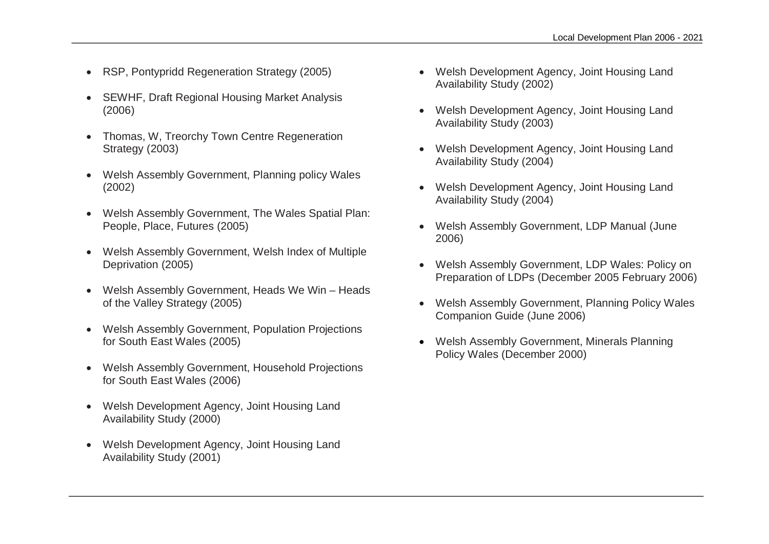- RSP, Pontypridd Regeneration Strategy (2005)
- SEWHF, Draft Regional Housing Market Analysis (2006)
- Thomas, W, Treorchy Town Centre Regeneration Strategy (2003)
- Welsh Assembly Government, Planning policy Wales (2002)
- Welsh Assembly Government, The Wales Spatial Plan: People, Place, Futures (2005)
- Welsh Assembly Government, Welsh Index of Multiple Deprivation (2005)
- Welsh Assembly Government, Heads We Win – Heads of the Valley Strategy (2005)
- Welsh Assembly Government, Population Projections for South East Wales (2005)
- Welsh Assembly Government, Household Projections for South East Wales (2006)
- Welsh Development Agency, Joint Housing Land Availability Study (2000)
- Welsh Development Agency, Joint Housing Land Availability Study (2001)
- Welsh Development Agency, Joint Housing Land Availability Study (2002)
- Welsh Development Agency, Joint Housing Land Availability Study (2003)
- Welsh Development Agency, Joint Housing Land Availability Study (2004)
- Welsh Development Agency, Joint Housing Land Availability Study (2004)
- Welsh Assembly Government, LDP Manual (June 2006)
- Welsh Assembly Government, LDP Wales: Policy on Preparation of LDPs (December 2005 February 2006)
- Welsh Assembly Government, Planning Policy Wales Companion Guide (June 2006)
- Welsh Assembly Government, Minerals Planning Policy Wales (December 2000)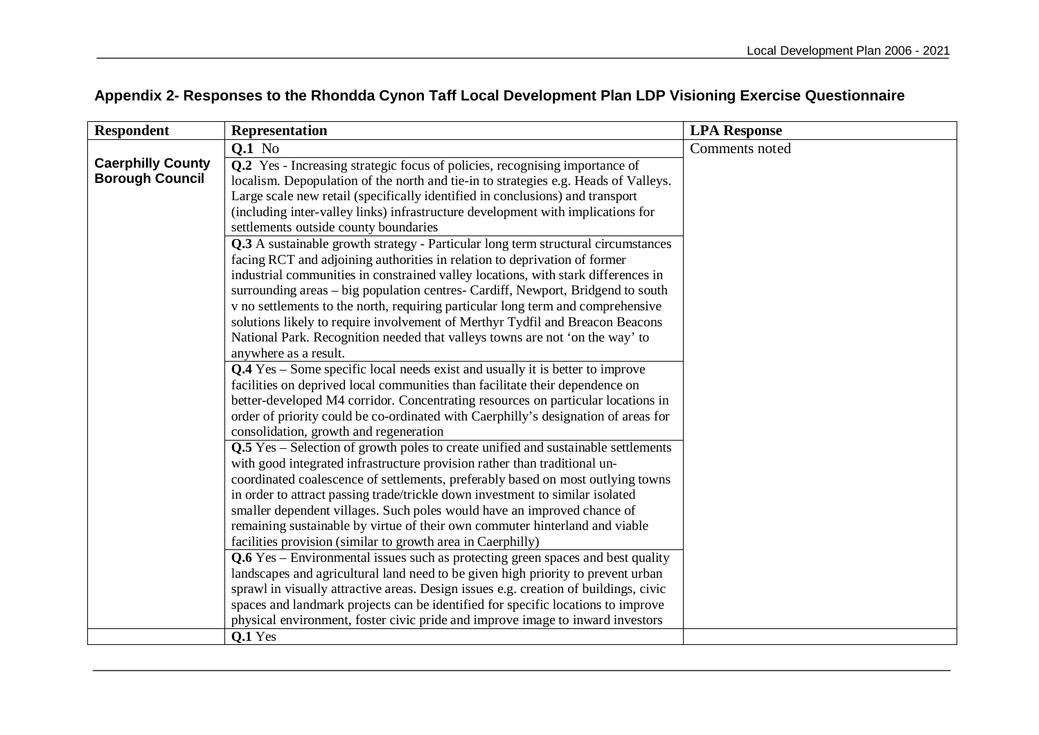## Appendix 2- Responses to the Rhondda Cynon Taff Local Development Plan LDP Visioning Exercise Questionnaire

| Respondent | Representation | LPA Response |
|---|---|---|
| **Caerphilly County Borough Council** | **Q.1** No | Comments noted |
| | **Q.2** Yes - Increasing strategic focus of policies, recognising importance of localism. Depopulation of the north and tie-in to strategies e.g. Heads of Valleys. Large scale new retail (specifically identified in conclusions) and transport (including inter-valley links) infrastructure development with implications for settlements outside county boundaries | |
| | **Q.3** A sustainable growth strategy - Particular long term structural circumstances facing RCT and adjoining authorities in relation to deprivation of former industrial communities in constrained valley locations, with stark differences in surrounding areas – big population centres- Cardiff, Newport, Bridgend to south v no settlements to the north, requiring particular long term and comprehensive solutions likely to require involvement of Merthyr Tydfil and Breacon Beacons National Park. Recognition needed that valleys towns are not 'on the way' to anywhere as a result. | |
| | **Q.4** Yes – Some specific local needs exist and usually it is better to improve facilities on deprived local communities than facilitate their dependence on better-developed M4 corridor. Concentrating resources on particular locations in order of priority could be co-ordinated with Caerphilly's designation of areas for consolidation, growth and regeneration | |
| | **Q.5** Yes – Selection of growth poles to create unified and sustainable settlements with good integrated infrastructure provision rather than traditional un-coordinated coalescence of settlements, preferably based on most outlying towns in order to attract passing trade/trickle down investment to similar isolated smaller dependent villages. Such poles would have an improved chance of remaining sustainable by virtue of their own commuter hinterland and viable facilities provision (similar to growth area in Caerphilly) | |
| | **Q.6** Yes – Environmental issues such as protecting green spaces and best quality landscapes and agricultural land need to be given high priority to prevent urban sprawl in visually attractive areas. Design issues e.g. creation of buildings, civic spaces and landmark projects can be identified for specific locations to improve physical environment, foster civic pride and improve image to inward investors | |
| | **Q.1** Yes | |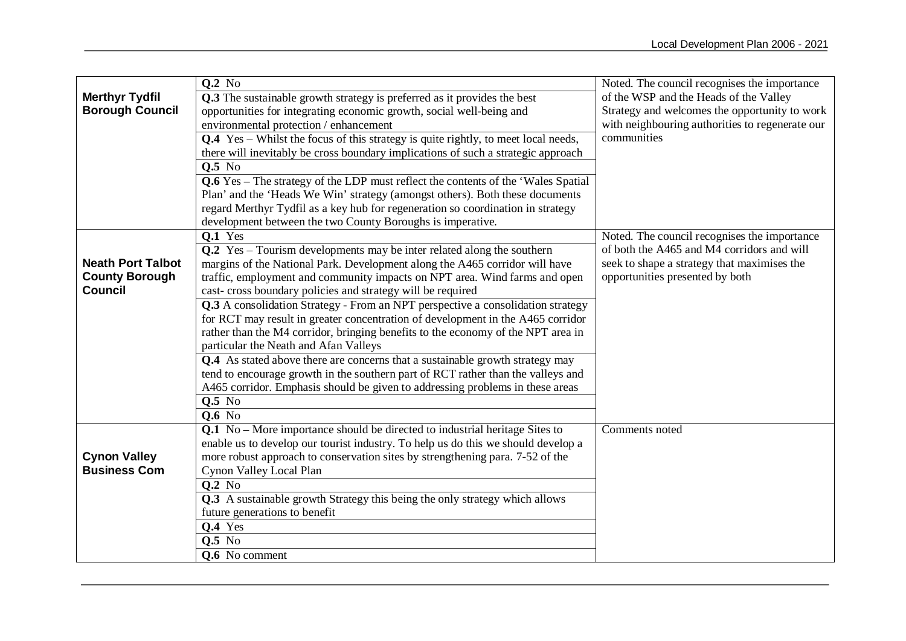| | | |
|---|---|---|
| **Merthyr Tydfil Borough Council** | **Q.2** No | Noted. The council recognises the importance of the WSP and the Heads of the Valley Strategy and welcomes the opportunity to work with neighbouring authorities to regenerate our communities |
| | **Q.3** The sustainable growth strategy is preferred as it provides the best opportunities for integrating economic growth, social well-being and environmental protection / enhancement | |
| | **Q.4** Yes – Whilst the focus of this strategy is quite rightly, to meet local needs, there will inevitably be cross boundary implications of such a strategic approach | |
| | **Q.5** No | |
| | **Q.6** Yes – The strategy of the LDP must reflect the contents of the 'Wales Spatial Plan' and the 'Heads We Win' strategy (amongst others). Both these documents regard Merthyr Tydfil as a key hub for regeneration so coordination in strategy development between the two County Boroughs is imperative. | |
| **Neath Port Talbot County Borough Council** | **Q.1** Yes | Noted. The council recognises the importance of both the A465 and M4 corridors and will seek to shape a strategy that maximises the opportunities presented by both |
| | **Q.2** Yes – Tourism developments may be inter related along the southern margins of the National Park. Development along the A465 corridor will have traffic, employment and community impacts on NPT area. Wind farms and open cast- cross boundary policies and strategy will be required | |
| | **Q.3** A consolidation Strategy - From an NPT perspective a consolidation strategy for RCT may result in greater concentration of development in the A465 corridor rather than the M4 corridor, bringing benefits to the economy of the NPT area in particular the Neath and Afan Valleys | |
| | **Q.4** As stated above there are concerns that a sustainable growth strategy may tend to encourage growth in the southern part of RCT rather than the valleys and A465 corridor. Emphasis should be given to addressing problems in these areas | |
| | **Q.5** No | |
| | **Q.6** No | |
| **Cynon Valley Business Com** | **Q.1** No – More importance should be directed to industrial heritage Sites to enable us to develop our tourist industry. To help us do this we should develop a more robust approach to conservation sites by strengthening para. 7-52 of the Cynon Valley Local Plan | Comments noted |
| | **Q.2** No | |
| | **Q.3** A sustainable growth Strategy this being the only strategy which allows future generations to benefit | |
| | **Q.4** Yes | |
| | **Q.5** No | |
| | **Q.6** No comment | |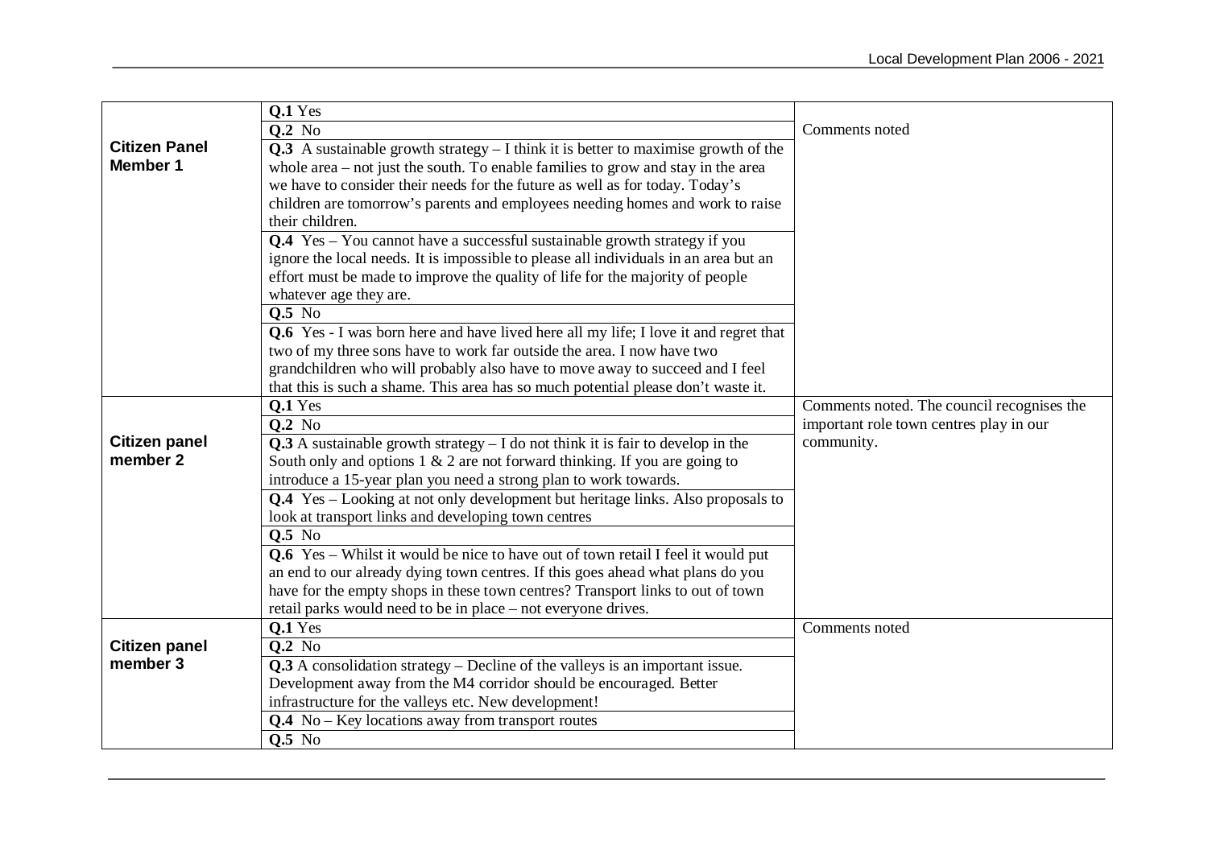| | | |
|---|---|---|
| **Citizen Panel Member 1** | **Q.1** Yes<br>**Q.2** No<br>**Q.3** A sustainable growth strategy – I think it is better to maximise growth of the whole area – not just the south. To enable families to grow and stay in the area we have to consider their needs for the future as well as for today. Today's children are tomorrow's parents and employees needing homes and work to raise their children.<br>**Q.4** Yes – You cannot have a successful sustainable growth strategy if you ignore the local needs. It is impossible to please all individuals in an area but an effort must be made to improve the quality of life for the majority of people whatever age they are.<br>**Q.5** No<br>**Q.6** Yes - I was born here and have lived here all my life; I love it and regret that two of my three sons have to work far outside the area. I now have two grandchildren who will probably also have to move away to succeed and I feel that this is such a shame. This area has so much potential please don't waste it. | Comments noted |
| **Citizen panel member 2** | **Q.1** Yes<br>**Q.2** No<br>**Q.3** A sustainable growth strategy – I do not think it is fair to develop in the South only and options 1 & 2 are not forward thinking. If you are going to introduce a 15-year plan you need a strong plan to work towards.<br>**Q.4** Yes – Looking at not only development but heritage links. Also proposals to look at transport links and developing town centres<br>**Q.5** No<br>**Q.6** Yes – Whilst it would be nice to have out of town retail I feel it would put an end to our already dying town centres. If this goes ahead what plans do you have for the empty shops in these town centres? Transport links to out of town retail parks would need to be in place – not everyone drives. | Comments noted. The council recognises the important role town centres play in our community. |
| **Citizen panel member 3** | **Q.1** Yes<br>**Q.2** No<br>**Q.3** A consolidation strategy – Decline of the valleys is an important issue. Development away from the M4 corridor should be encouraged. Better infrastructure for the valleys etc. New development!<br>**Q.4** No – Key locations away from transport routes<br>**Q.5** No | Comments noted |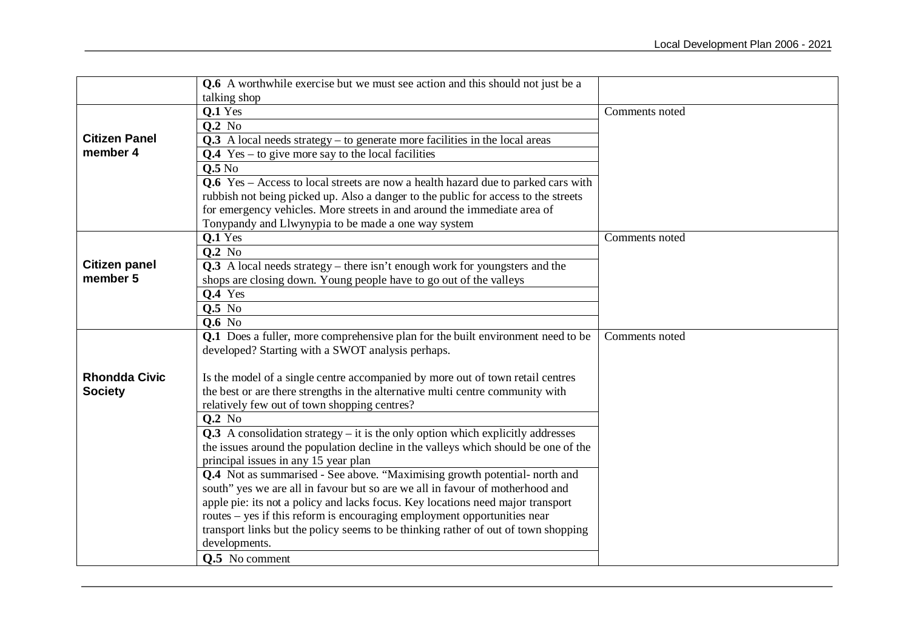| | | |
|---|---|---|
| | **Q.6** A worthwhile exercise but we must see action and this should not just be a talking shop | |
| **Citizen Panel member 4** | **Q.1** Yes<br>**Q.2** No<br>**Q.3** A local needs strategy – to generate more facilities in the local areas<br>**Q.4** Yes – to give more say to the local facilities<br>**Q.5** No<br>**Q.6** Yes – Access to local streets are now a health hazard due to parked cars with rubbish not being picked up. Also a danger to the public for access to the streets for emergency vehicles. More streets in and around the immediate area of Tonypandy and Llwynypia to be made a one way system | Comments noted |
| **Citizen panel member 5** | **Q.1** Yes<br>**Q.2** No<br>**Q.3** A local needs strategy – there isn't enough work for youngsters and the shops are closing down. Young people have to go out of the valleys<br>**Q.4** Yes<br>**Q.5** No<br>**Q.6** No | Comments noted |
| **Rhondda Civic Society** | **Q.1** Does a fuller, more comprehensive plan for the built environment need to be developed? Starting with a SWOT analysis perhaps.<br><br>Is the model of a single centre accompanied by more out of town retail centres the best or are there strengths in the alternative multi centre community with relatively few out of town shopping centres?<br>**Q.2** No<br>**Q.3** A consolidation strategy – it is the only option which explicitly addresses the issues around the population decline in the valleys which should be one of the principal issues in any 15 year plan<br>**Q.4** Not as summarised - See above. "Maximising growth potential- north and south" yes we are all in favour but so are we all in favour of motherhood and apple pie: its not a policy and lacks focus. Key locations need major transport routes – yes if this reform is encouraging employment opportunities near transport links but the policy seems to be thinking rather of out of town shopping developments.<br>**Q.5** No comment | Comments noted |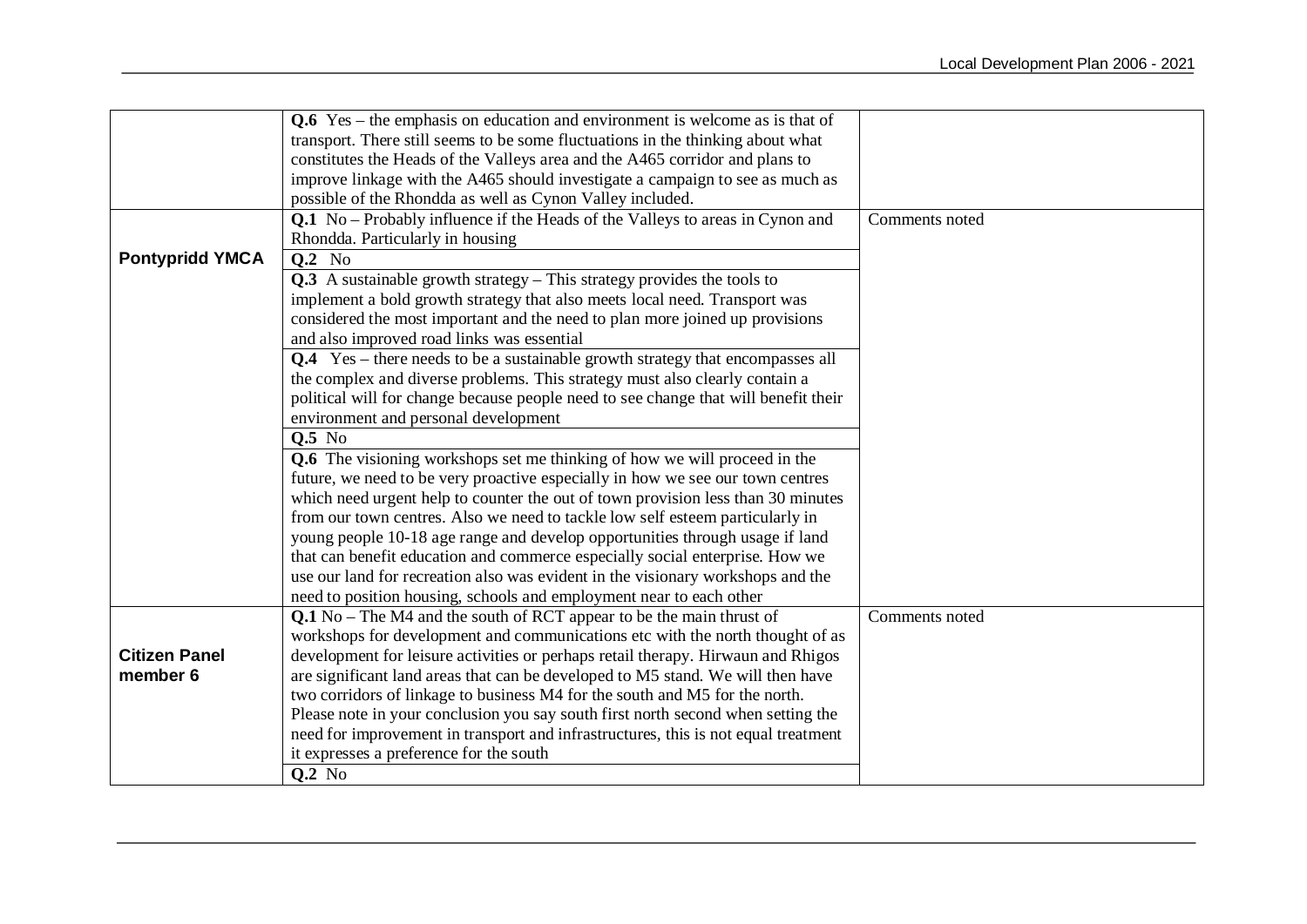| | | |
|---|---|---|
| | **Q.6** Yes – the emphasis on education and environment is welcome as is that of transport. There still seems to be some fluctuations in the thinking about what constitutes the Heads of the Valleys area and the A465 corridor and plans to improve linkage with the A465 should investigate a campaign to see as much as possible of the Rhondda as well as Cynon Valley included. | |
| **Pontypridd YMCA** | **Q.1** No – Probably influence if the Heads of the Valleys to areas in Cynon and Rhondda. Particularly in housing | Comments noted |
| | **Q.2** No | |
| | **Q.3** A sustainable growth strategy – This strategy provides the tools to implement a bold growth strategy that also meets local need. Transport was considered the most important and the need to plan more joined up provisions and also improved road links was essential | |
| | **Q.4** Yes – there needs to be a sustainable growth strategy that encompasses all the complex and diverse problems. This strategy must also clearly contain a political will for change because people need to see change that will benefit their environment and personal development | |
| | **Q.5** No | |
| | **Q.6** The visioning workshops set me thinking of how we will proceed in the future, we need to be very proactive especially in how we see our town centres which need urgent help to counter the out of town provision less than 30 minutes from our town centres. Also we need to tackle low self esteem particularly in young people 10-18 age range and develop opportunities through usage if land that can benefit education and commerce especially social enterprise. How we use our land for recreation also was evident in the visionary workshops and the need to position housing, schools and employment near to each other | |
| **Citizen Panel member 6** | **Q.1** No – The M4 and the south of RCT appear to be the main thrust of workshops for development and communications etc with the north thought of as development for leisure activities or perhaps retail therapy. Hirwaun and Rhigos are significant land areas that can be developed to M5 stand. We will then have two corridors of linkage to business M4 for the south and M5 for the north. Please note in your conclusion you say south first north second when setting the need for improvement in transport and infrastructures, this is not equal treatment it expresses a preference for the south | Comments noted |
| | **Q.2** No | |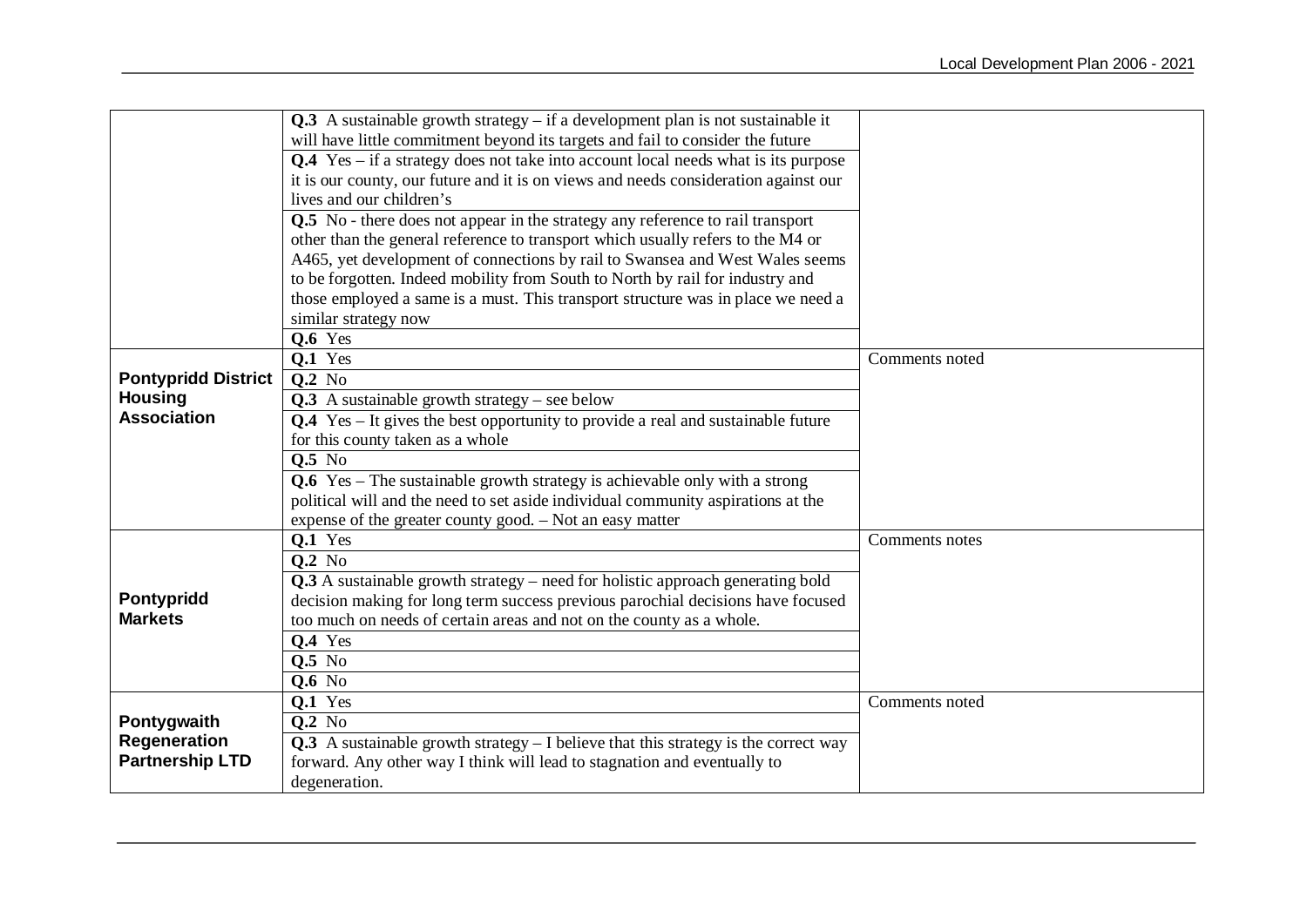| | | |
|---|---|---|
| | **Q.3** A sustainable growth strategy – if a development plan is not sustainable it will have little commitment beyond its targets and fail to consider the future<br>**Q.4** Yes – if a strategy does not take into account local needs what is its purpose it is our county, our future and it is on views and needs consideration against our lives and our children's<br>**Q.5** No - there does not appear in the strategy any reference to rail transport other than the general reference to transport which usually refers to the M4 or A465, yet development of connections by rail to Swansea and West Wales seems to be forgotten. Indeed mobility from South to North by rail for industry and those employed a same is a must. This transport structure was in place we need a similar strategy now<br>**Q.6** Yes | |
| **Pontypridd District Housing Association** | **Q.1** Yes<br>**Q.2** No<br>**Q.3** A sustainable growth strategy – see below<br>**Q.4** Yes – It gives the best opportunity to provide a real and sustainable future for this county taken as a whole<br>**Q.5** No<br>**Q.6** Yes – The sustainable growth strategy is achievable only with a strong political will and the need to set aside individual community aspirations at the expense of the greater county good. – Not an easy matter | Comments noted |
| **Pontypridd Markets** | **Q.1** Yes<br>**Q.2** No<br>**Q.3** A sustainable growth strategy – need for holistic approach generating bold decision making for long term success previous parochial decisions have focused too much on needs of certain areas and not on the county as a whole.<br>**Q.4** Yes<br>**Q.5** No<br>**Q.6** No | Comments notes |
| **Pontygwaith Regeneration Partnership LTD** | **Q.1** Yes<br>**Q.2** No<br>**Q.3** A sustainable growth strategy – I believe that this strategy is the correct way forward. Any other way I think will lead to stagnation and eventually to degeneration. | Comments noted |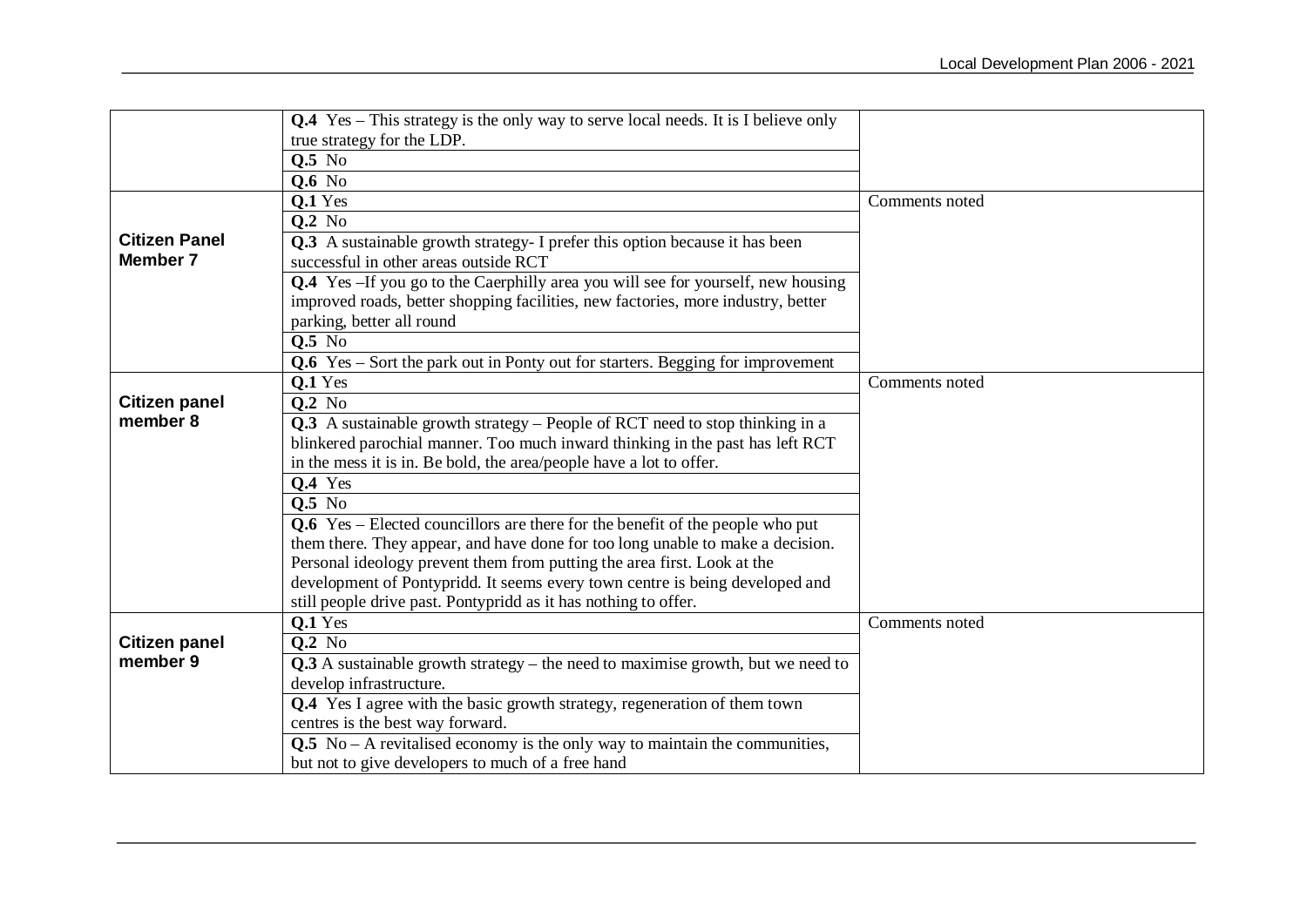| | | |
|---|---|---|
| | **Q.4** Yes – This strategy is the only way to serve local needs. It is I believe only true strategy for the LDP.<br>**Q.5** No<br>**Q.6** No | |
| **Citizen Panel Member 7** | **Q.1** Yes<br>**Q.2** No<br>**Q.3** A sustainable growth strategy- I prefer this option because it has been successful in other areas outside RCT<br>**Q.4** Yes –If you go to the Caerphilly area you will see for yourself, new housing improved roads, better shopping facilities, new factories, more industry, better parking, better all round<br>**Q.5** No<br>**Q.6** Yes – Sort the park out in Ponty out for starters. Begging for improvement | Comments noted |
| **Citizen panel member 8** | **Q.1** Yes<br>**Q.2** No<br>**Q.3** A sustainable growth strategy – People of RCT need to stop thinking in a blinkered parochial manner. Too much inward thinking in the past has left RCT in the mess it is in. Be bold, the area/people have a lot to offer.<br>**Q.4** Yes<br>**Q.5** No<br>**Q.6** Yes – Elected councillors are there for the benefit of the people who put them there. They appear, and have done for too long unable to make a decision. Personal ideology prevent them from putting the area first. Look at the development of Pontypridd. It seems every town centre is being developed and still people drive past. Pontypridd as it has nothing to offer. | Comments noted |
| **Citizen panel member 9** | **Q.1** Yes<br>**Q.2** No<br>**Q.3** A sustainable growth strategy – the need to maximise growth, but we need to develop infrastructure.<br>**Q.4** Yes I agree with the basic growth strategy, regeneration of them town centres is the best way forward.<br>**Q.5** No – A revitalised economy is the only way to maintain the communities, but not to give developers to much of a free hand | Comments noted |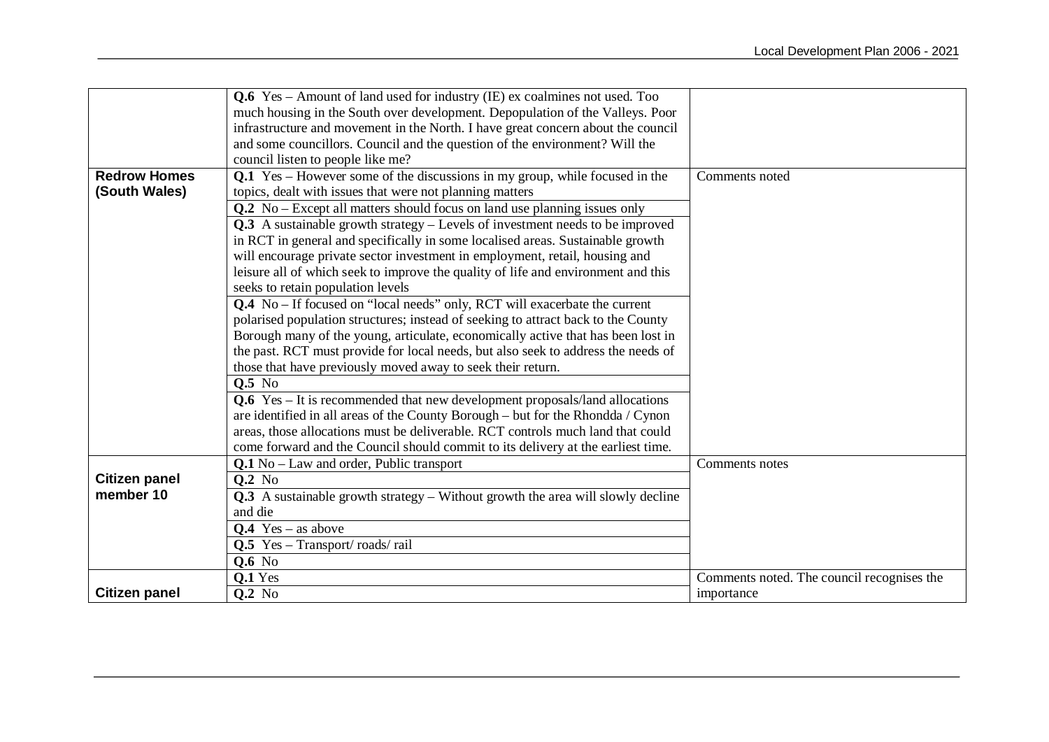| | | |
|---|---|---|
| | **Q.6** Yes – Amount of land used for industry (IE) ex coalmines not used. Too much housing in the South over development. Depopulation of the Valleys. Poor infrastructure and movement in the North. I have great concern about the council and some councillors. Council and the question of the environment? Will the council listen to people like me? | |
| **Redrow Homes (South Wales)** | **Q.1** Yes – However some of the discussions in my group, while focused in the topics, dealt with issues that were not planning matters | Comments noted |
| | **Q.2** No – Except all matters should focus on land use planning issues only | |
| | **Q.3** A sustainable growth strategy – Levels of investment needs to be improved in RCT in general and specifically in some localised areas. Sustainable growth will encourage private sector investment in employment, retail, housing and leisure all of which seek to improve the quality of life and environment and this seeks to retain population levels | |
| | **Q.4** No – If focused on "local needs" only, RCT will exacerbate the current polarised population structures; instead of seeking to attract back to the County Borough many of the young, articulate, economically active that has been lost in the past. RCT must provide for local needs, but also seek to address the needs of those that have previously moved away to seek their return. | |
| | **Q.5** No | |
| | **Q.6** Yes – It is recommended that new development proposals/land allocations are identified in all areas of the County Borough – but for the Rhondda / Cynon areas, those allocations must be deliverable. RCT controls much land that could come forward and the Council should commit to its delivery at the earliest time. | |
| **Citizen panel member 10** | **Q.1** No – Law and order, Public transport | Comments notes |
| | **Q.2** No | |
| | **Q.3** A sustainable growth strategy – Without growth the area will slowly decline and die | |
| | **Q.4** Yes – as above | |
| | **Q.5** Yes – Transport/ roads/ rail | |
| | **Q.6** No | |
| **Citizen panel** | **Q.1** Yes | Comments noted. The council recognises the importance |
| | **Q.2** No | |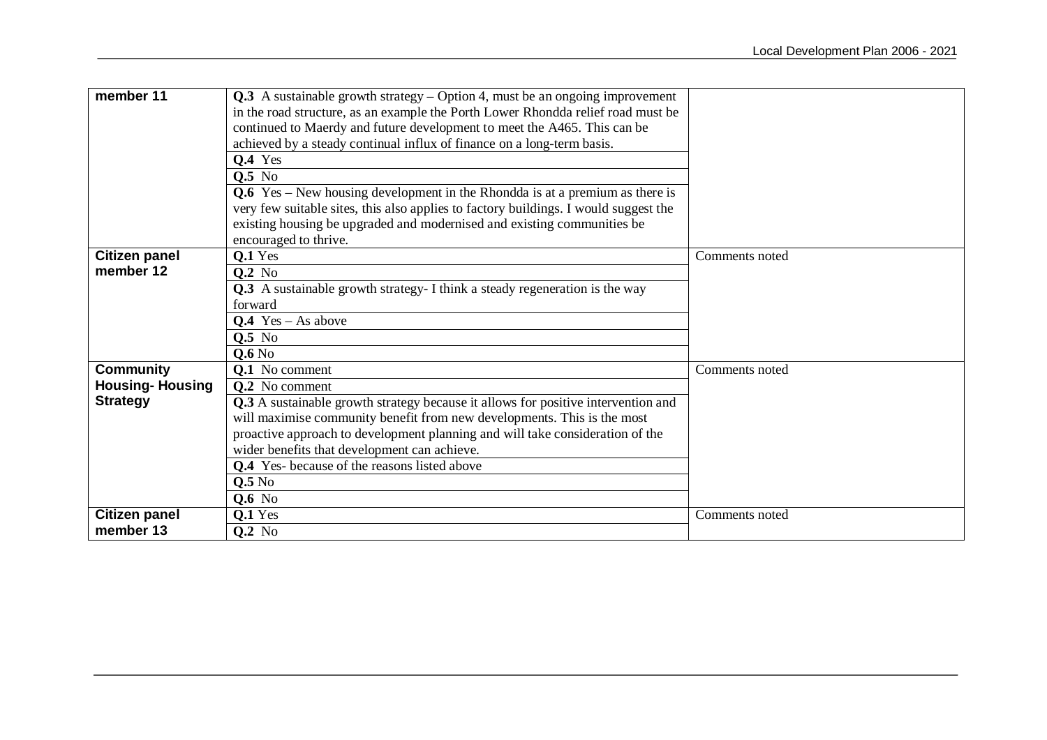| member 11 | **Q.3** A sustainable growth strategy – Option 4, must be an ongoing improvement in the road structure, as an example the Porth Lower Rhondda relief road must be continued to Maerdy and future development to meet the A465. This can be achieved by a steady continual influx of finance on a long-term basis. | |
|---|---|---|
| | **Q.4** Yes | |
| | **Q.5** No | |
| | **Q.6** Yes – New housing development in the Rhondda is at a premium as there is very few suitable sites, this also applies to factory buildings. I would suggest the existing housing be upgraded and modernised and existing communities be encouraged to thrive. | |
| **Citizen panel member 12** | **Q.1** Yes | Comments noted |
| | **Q.2** No | |
| | **Q.3** A sustainable growth strategy- I think a steady regeneration is the way forward | |
| | **Q.4** Yes – As above | |
| | **Q.5** No | |
| | **Q.6** No | |
| **Community Housing- Housing Strategy** | **Q.1** No comment | Comments noted |
| | **Q.2** No comment | |
| | **Q.3** A sustainable growth strategy because it allows for positive intervention and will maximise community benefit from new developments. This is the most proactive approach to development planning and will take consideration of the wider benefits that development can achieve. | |
| | **Q.4** Yes- because of the reasons listed above | |
| | **Q.5** No | |
| | **Q.6** No | |
| **Citizen panel member 13** | **Q.1** Yes | Comments noted |
| | **Q.2** No | |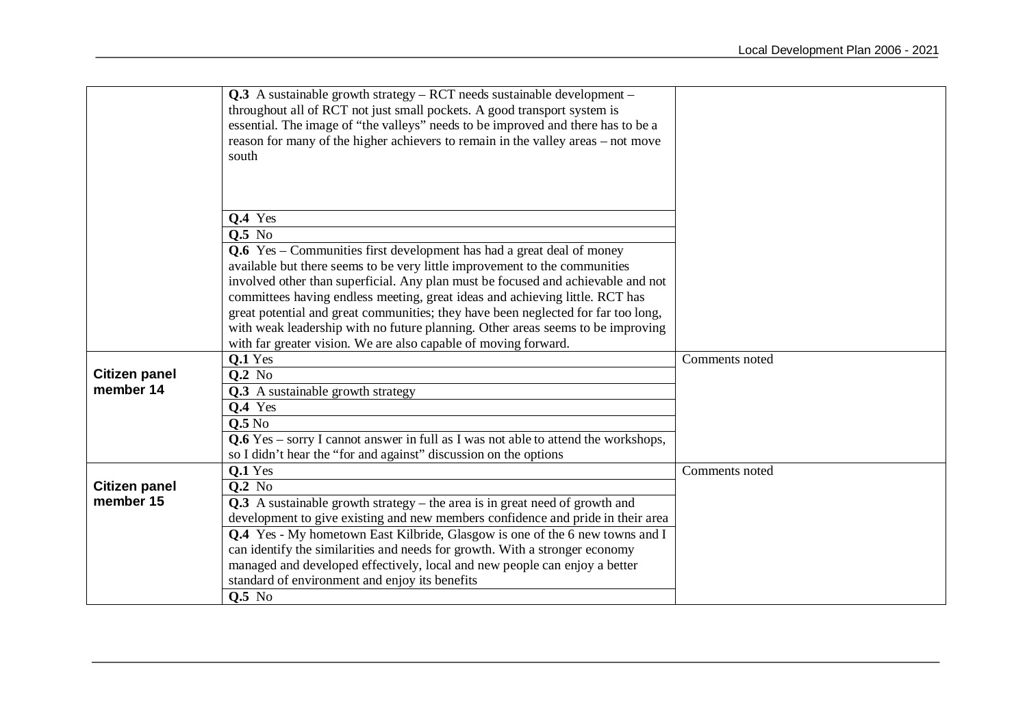| | | |
|---|---|---|
| | **Q.3** A sustainable growth strategy – RCT needs sustainable development – throughout all of RCT not just small pockets. A good transport system is essential. The image of "the valleys" needs to be improved and there has to be a reason for many of the higher achievers to remain in the valley areas – not move south | |
| | **Q.4** Yes | |
| | **Q.5** No | |
| | **Q.6** Yes – Communities first development has had a great deal of money available but there seems to be very little improvement to the communities involved other than superficial. Any plan must be focused and achievable and not committees having endless meeting, great ideas and achieving little. RCT has great potential and great communities; they have been neglected for far too long, with weak leadership with no future planning. Other areas seems to be improving with far greater vision. We are also capable of moving forward. | |
| **Citizen panel member 14** | **Q.1** Yes | Comments noted |
| | **Q.2** No | |
| | **Q.3** A sustainable growth strategy | |
| | **Q.4** Yes | |
| | **Q.5** No | |
| | **Q.6** Yes – sorry I cannot answer in full as I was not able to attend the workshops, so I didn't hear the "for and against" discussion on the options | |
| **Citizen panel member 15** | **Q.1** Yes | Comments noted |
| | **Q.2** No | |
| | **Q.3** A sustainable growth strategy – the area is in great need of growth and development to give existing and new members confidence and pride in their area | |
| | **Q.4** Yes - My hometown East Kilbride, Glasgow is one of the 6 new towns and I can identify the similarities and needs for growth. With a stronger economy managed and developed effectively, local and new people can enjoy a better standard of environment and enjoy its benefits | |
| | **Q.5** No | |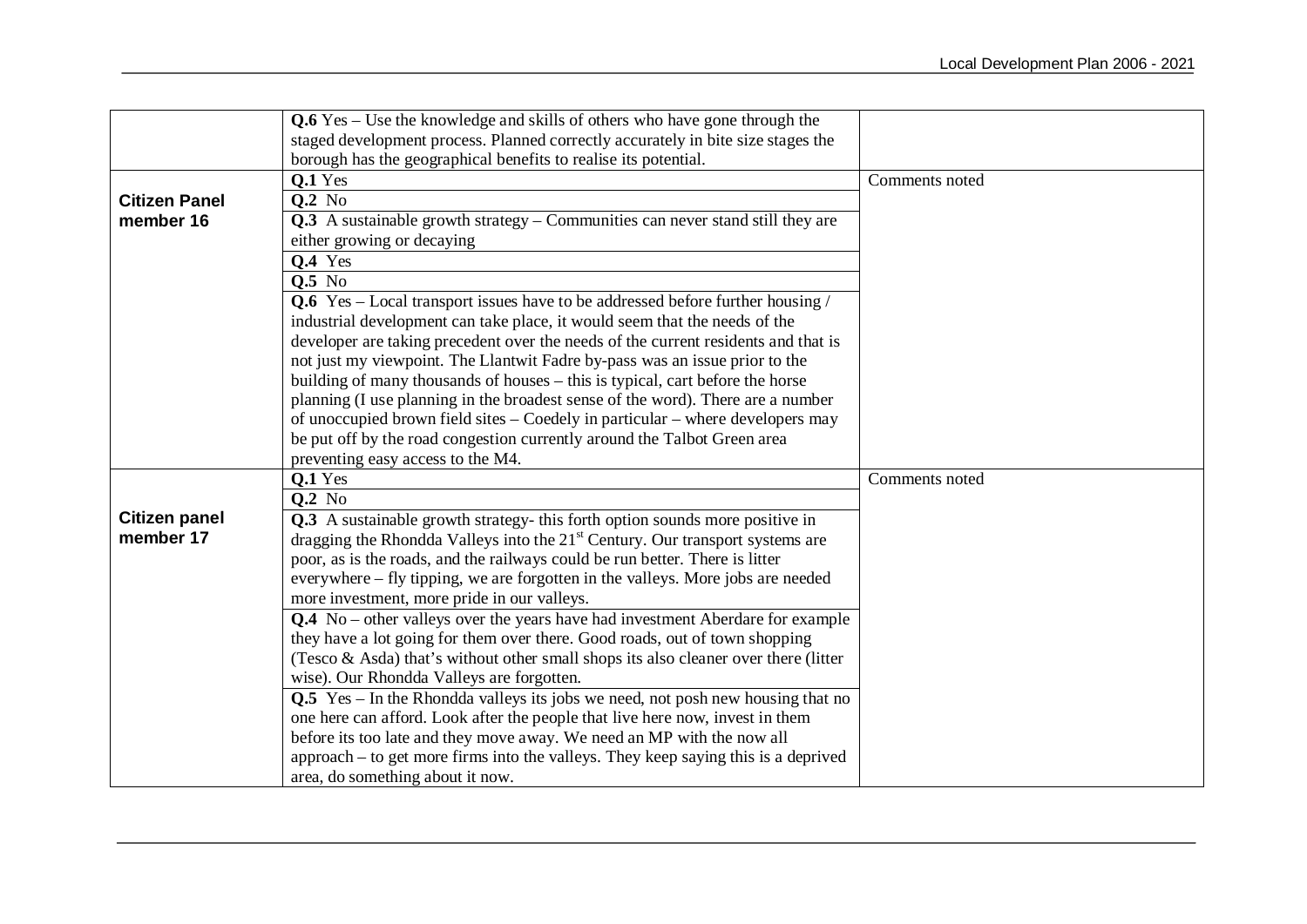| | | |
|---|---|---|
| | **Q.6** Yes – Use the knowledge and skills of others who have gone through the staged development process. Planned correctly accurately in bite size stages the borough has the geographical benefits to realise its potential. | |
| **Citizen Panel member 16** | **Q.1** Yes | Comments noted |
| | **Q.2** No | |
| | **Q.3** A sustainable growth strategy – Communities can never stand still they are either growing or decaying | |
| | **Q.4** Yes | |
| | **Q.5** No | |
| | **Q.6** Yes – Local transport issues have to be addressed before further housing / industrial development can take place, it would seem that the needs of the developer are taking precedent over the needs of the current residents and that is not just my viewpoint. The Llantwit Fadre by-pass was an issue prior to the building of many thousands of houses – this is typical, cart before the horse planning (I use planning in the broadest sense of the word). There are a number of unoccupied brown field sites – Coedely in particular – where developers may be put off by the road congestion currently around the Talbot Green area preventing easy access to the M4. | |
| **Citizen panel member 17** | **Q.1** Yes | Comments noted |
| | **Q.2** No | |
| | **Q.3** A sustainable growth strategy- this forth option sounds more positive in dragging the Rhondda Valleys into the 21st Century. Our transport systems are poor, as is the roads, and the railways could be run better. There is litter everywhere – fly tipping, we are forgotten in the valleys. More jobs are needed more investment, more pride in our valleys. | |
| | **Q.4** No – other valleys over the years have had investment Aberdare for example they have a lot going for them over there. Good roads, out of town shopping (Tesco & Asda) that's without other small shops its also cleaner over there (litter wise). Our Rhondda Valleys are forgotten. | |
| | **Q.5** Yes – In the Rhondda valleys its jobs we need, not posh new housing that no one here can afford. Look after the people that live here now, invest in them before its too late and they move away. We need an MP with the now all approach – to get more firms into the valleys. They keep saying this is a deprived area, do something about it now. | |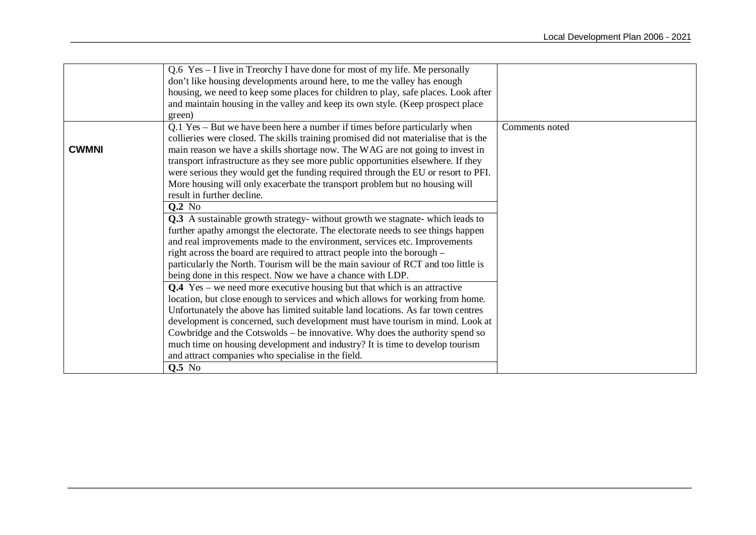| | | |
|---|---|---|
| | Q.6 Yes – I live in Treorchy I have done for most of my life. Me personally don't like housing developments around here, to me the valley has enough housing, we need to keep some places for children to play, safe places. Look after and maintain housing in the valley and keep its own style. (Keep prospect place green) | |
| **CWMNI** | Q.1 Yes – But we have been here a number if times before particularly when collieries were closed. The skills training promised did not materialise that is the main reason we have a skills shortage now. The WAG are not going to invest in transport infrastructure as they see more public opportunities elsewhere. If they were serious they would get the funding required through the EU or resort to PFI. More housing will only exacerbate the transport problem but no housing will result in further decline. | Comments noted |
| | **Q.2** No | |
| | **Q.3** A sustainable growth strategy- without growth we stagnate- which leads to further apathy amongst the electorate. The electorate needs to see things happen and real improvements made to the environment, services etc. Improvements right across the board are required to attract people into the borough – particularly the North. Tourism will be the main saviour of RCT and too little is being done in this respect. Now we have a chance with LDP. | |
| | **Q.4** Yes – we need more executive housing but that which is an attractive location, but close enough to services and which allows for working from home. Unfortunately the above has limited suitable land locations. As far town centres development is concerned, such development must have tourism in mind. Look at Cowbridge and the Cotswolds – be innovative. Why does the authority spend so much time on housing development and industry? It is time to develop tourism and attract companies who specialise in the field. | |
| | **Q.5** No | |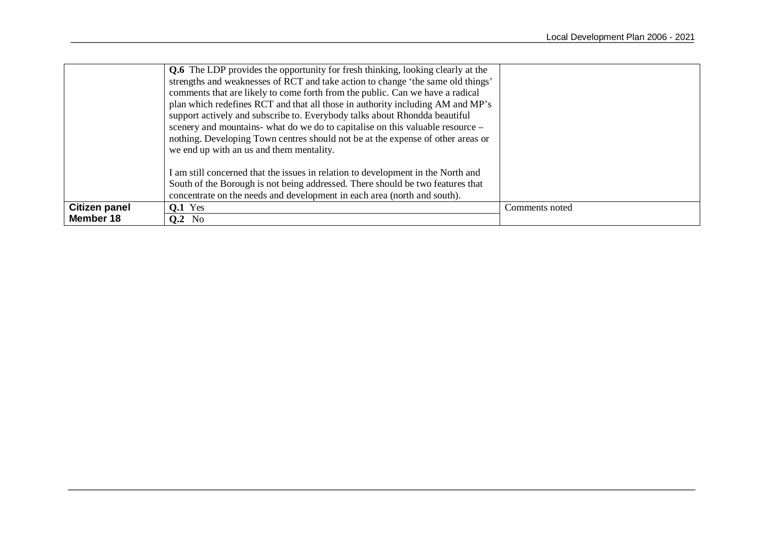| | | |
|---|---|---|
| | **Q.6** The LDP provides the opportunity for fresh thinking, looking clearly at the strengths and weaknesses of RCT and take action to change 'the same old things' comments that are likely to come forth from the public. Can we have a radical plan which redefines RCT and that all those in authority including AM and MP's support actively and subscribe to. Everybody talks about Rhondda beautiful scenery and mountains- what do we do to capitalise on this valuable resource – nothing. Developing Town centres should not be at the expense of other areas or we end up with an us and them mentality.<br><br>I am still concerned that the issues in relation to development in the North and South of the Borough is not being addressed. There should be two features that concentrate on the needs and development in each area (north and south). | |
| **Citizen panel Member 18** | **Q.1** Yes | Comments noted |
| | **Q.2** No | |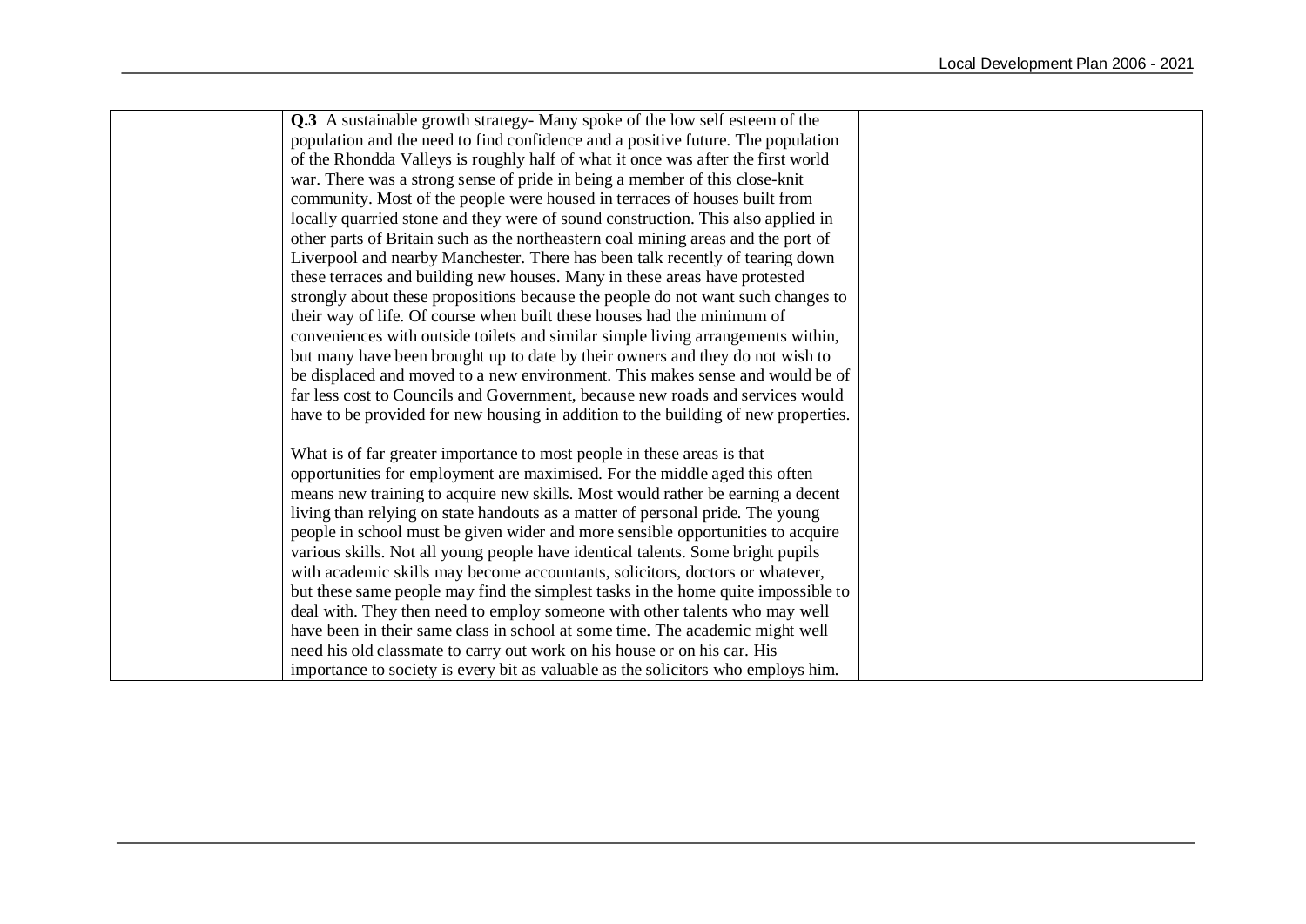| | **Q.3** A sustainable growth strategy- Many spoke of the low self esteem of the population and the need to find confidence and a positive future. The population of the Rhondda Valleys is roughly half of what it once was after the first world war. There was a strong sense of pride in being a member of this close-knit community. Most of the people were housed in terraces of houses built from locally quarried stone and they were of sound construction. This also applied in other parts of Britain such as the northeastern coal mining areas and the port of Liverpool and nearby Manchester. There has been talk recently of tearing down these terraces and building new houses. Many in these areas have protested strongly about these propositions because the people do not want such changes to their way of life. Of course when built these houses had the minimum of conveniences with outside toilets and similar simple living arrangements within, but many have been brought up to date by their owners and they do not wish to be displaced and moved to a new environment. This makes sense and would be of far less cost to Councils and Government, because new roads and services would have to be provided for new housing in addition to the building of new properties.<br><br>What is of far greater importance to most people in these areas is that opportunities for employment are maximised. For the middle aged this often means new training to acquire new skills. Most would rather be earning a decent living than relying on state handouts as a matter of personal pride. The young people in school must be given wider and more sensible opportunities to acquire various skills. Not all young people have identical talents. Some bright pupils with academic skills may become accountants, solicitors, doctors or whatever, but these same people may find the simplest tasks in the home quite impossible to deal with. They then need to employ someone with other talents who may well have been in their same class in school at some time. The academic might well need his old classmate to carry out work on his house or on his car. His importance to society is every bit as valuable as the solicitors who employs him. | |
|---|---|---|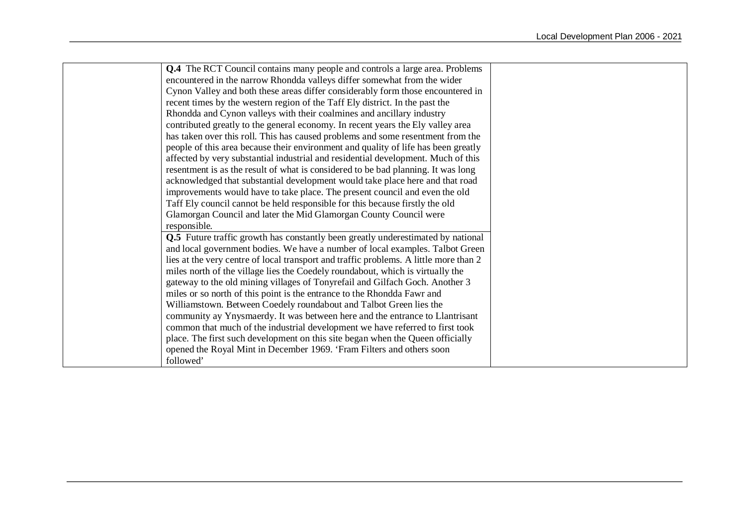| | | |
|---|---|---|
| | **Q.4** The RCT Council contains many people and controls a large area. Problems encountered in the narrow Rhondda valleys differ somewhat from the wider Cynon Valley and both these areas differ considerably form those encountered in recent times by the western region of the Taff Ely district. In the past the Rhondda and Cynon valleys with their coalmines and ancillary industry contributed greatly to the general economy. In recent years the Ely valley area has taken over this roll. This has caused problems and some resentment from the people of this area because their environment and quality of life has been greatly affected by very substantial industrial and residential development. Much of this resentment is as the result of what is considered to be bad planning. It was long acknowledged that substantial development would take place here and that road improvements would have to take place. The present council and even the old Taff Ely council cannot be held responsible for this because firstly the old Glamorgan Council and later the Mid Glamorgan County Council were responsible. | |
| | **Q.5** Future traffic growth has constantly been greatly underestimated by national and local government bodies. We have a number of local examples. Talbot Green lies at the very centre of local transport and traffic problems. A little more than 2 miles north of the village lies the Coedely roundabout, which is virtually the gateway to the old mining villages of Tonyrefail and Gilfach Goch. Another 3 miles or so north of this point is the entrance to the Rhondda Fawr and Williamstown. Between Coedely roundabout and Talbot Green lies the community ay Ynysmaerdy. It was between here and the entrance to Llantrisant common that much of the industrial development we have referred to first took place. The first such development on this site began when the Queen officially opened the Royal Mint in December 1969. 'Fram Filters and others soon followed' | |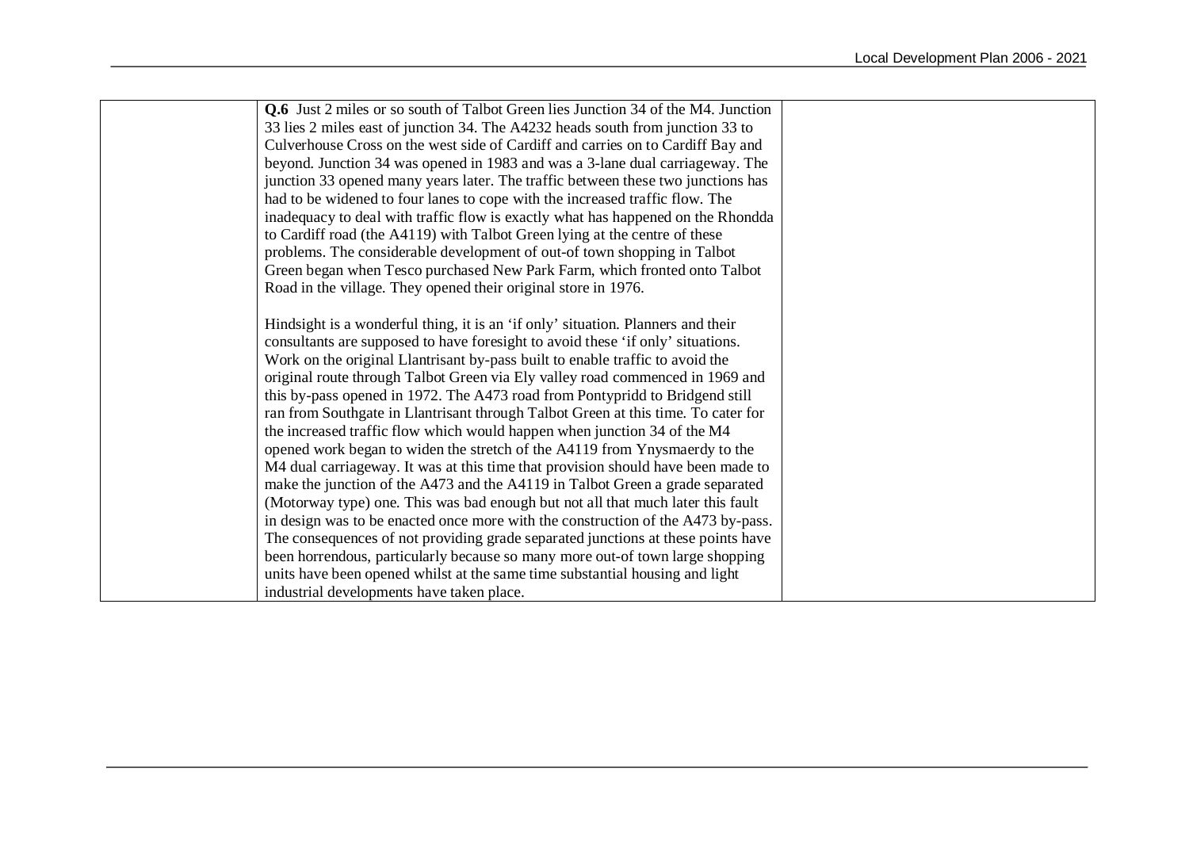| | | |
|---|---|---|
| | **Q.6** Just 2 miles or so south of Talbot Green lies Junction 34 of the M4. Junction 33 lies 2 miles east of junction 34. The A4232 heads south from junction 33 to Culverhouse Cross on the west side of Cardiff and carries on to Cardiff Bay and beyond. Junction 34 was opened in 1983 and was a 3-lane dual carriageway. The junction 33 opened many years later. The traffic between these two junctions has had to be widened to four lanes to cope with the increased traffic flow. The inadequacy to deal with traffic flow is exactly what has happened on the Rhondda to Cardiff road (the A4119) with Talbot Green lying at the centre of these problems. The considerable development of out-of town shopping in Talbot Green began when Tesco purchased New Park Farm, which fronted onto Talbot Road in the village. They opened their original store in 1976.<br><br>Hindsight is a wonderful thing, it is an 'if only' situation. Planners and their consultants are supposed to have foresight to avoid these 'if only' situations. Work on the original Llantrisant by-pass built to enable traffic to avoid the original route through Talbot Green via Ely valley road commenced in 1969 and this by-pass opened in 1972. The A473 road from Pontypridd to Bridgend still ran from Southgate in Llantrisant through Talbot Green at this time. To cater for the increased traffic flow which would happen when junction 34 of the M4 opened work began to widen the stretch of the A4119 from Ynysmaerdy to the M4 dual carriageway. It was at this time that provision should have been made to make the junction of the A473 and the A4119 in Talbot Green a grade separated (Motorway type) one. This was bad enough but not all that much later this fault in design was to be enacted once more with the construction of the A473 by-pass. The consequences of not providing grade separated junctions at these points have been horrendous, particularly because so many more out-of town large shopping units have been opened whilst at the same time substantial housing and light industrial developments have taken place. | |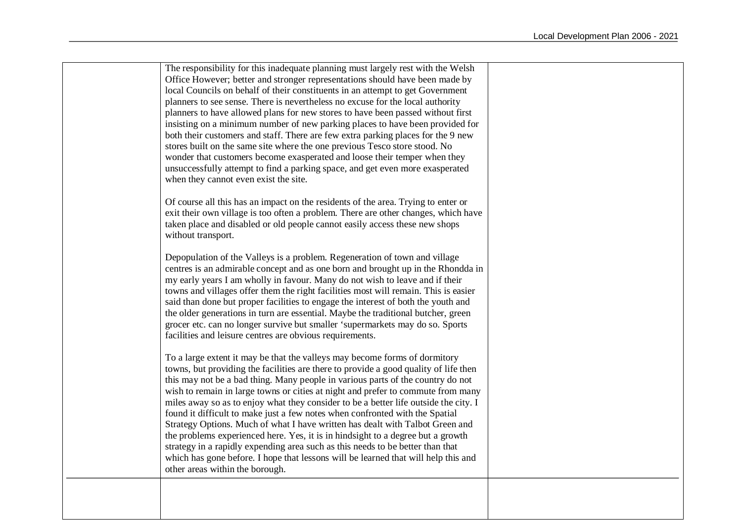| | | |
|---|---|---|
| | The responsibility for this inadequate planning must largely rest with the Welsh Office However; better and stronger representations should have been made by local Councils on behalf of their constituents in an attempt to get Government planners to see sense. There is nevertheless no excuse for the local authority planners to have allowed plans for new stores to have been passed without first insisting on a minimum number of new parking places to have been provided for both their customers and staff. There are few extra parking places for the 9 new stores built on the same site where the one previous Tesco store stood. No wonder that customers become exasperated and loose their temper when they unsuccessfully attempt to find a parking space, and get even more exasperated when they cannot even exist the site.<br><br>Of course all this has an impact on the residents of the area. Trying to enter or exit their own village is too often a problem. There are other changes, which have taken place and disabled or old people cannot easily access these new shops without transport.<br><br>Depopulation of the Valleys is a problem. Regeneration of town and village centres is an admirable concept and as one born and brought up in the Rhondda in my early years I am wholly in favour. Many do not wish to leave and if their towns and villages offer them the right facilities most will remain. This is easier said than done but proper facilities to engage the interest of both the youth and the older generations in turn are essential. Maybe the traditional butcher, green grocer etc. can no longer survive but smaller 'supermarkets may do so. Sports facilities and leisure centres are obvious requirements.<br><br>To a large extent it may be that the valleys may become forms of dormitory towns, but providing the facilities are there to provide a good quality of life then this may not be a bad thing. Many people in various parts of the country do not wish to remain in large towns or cities at night and prefer to commute from many miles away so as to enjoy what they consider to be a better life outside the city. I found it difficult to make just a few notes when confronted with the Spatial Strategy Options. Much of what I have written has dealt with Talbot Green and the problems experienced here. Yes, it is in hindsight to a degree but a growth strategy in a rapidly expending area such as this needs to be better than that which has gone before. I hope that lessons will be learned that will help this and other areas within the borough. | |
| | | |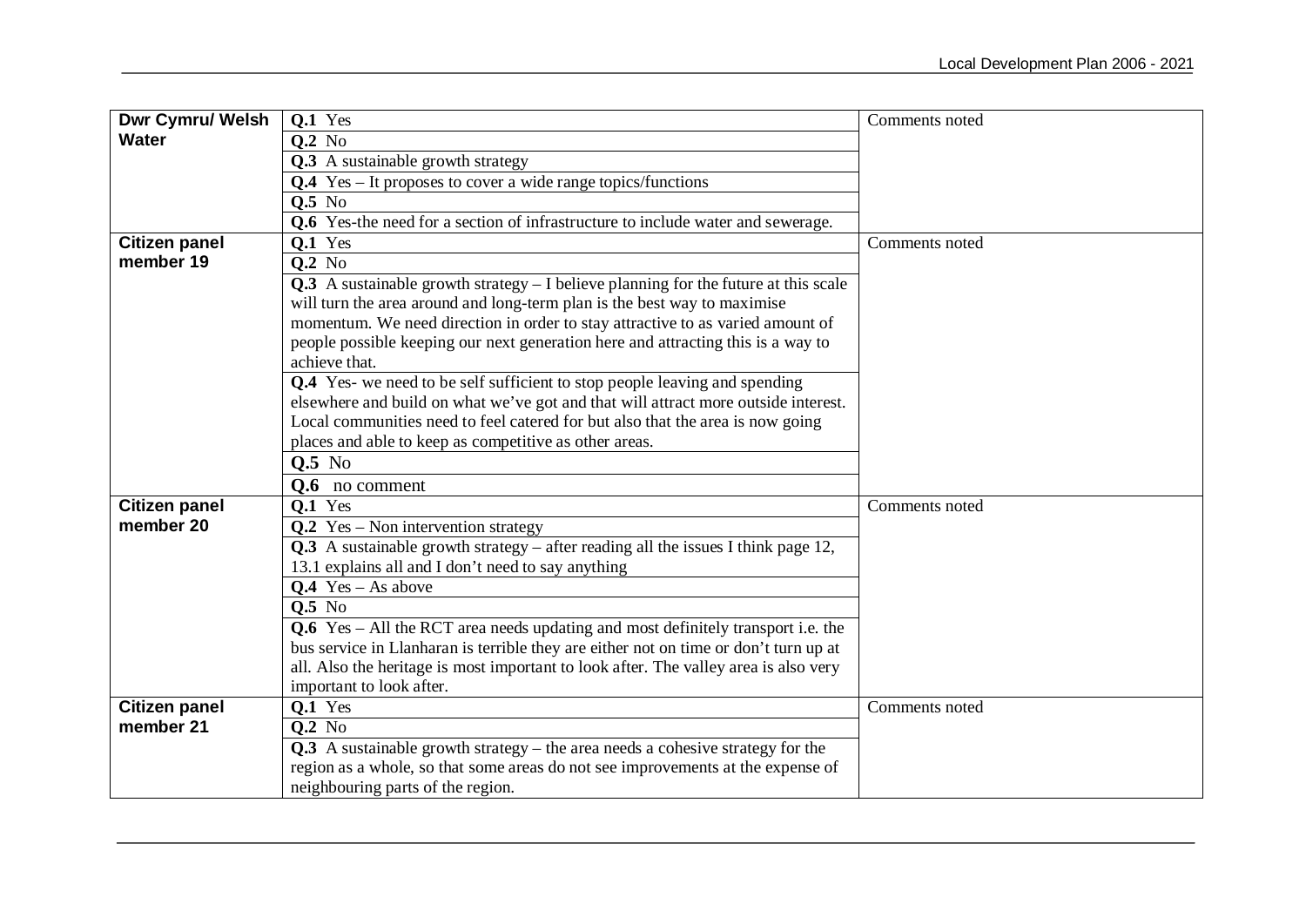| | | |
|---|---|---|
| **Dwr Cymru/ Welsh Water** | **Q.1** Yes<br>**Q.2** No<br>**Q.3** A sustainable growth strategy<br>**Q.4** Yes – It proposes to cover a wide range topics/functions<br>**Q.5** No<br>**Q.6** Yes-the need for a section of infrastructure to include water and sewerage. | Comments noted |
| **Citizen panel member 19** | **Q.1** Yes<br>**Q.2** No<br>**Q.3** A sustainable growth strategy – I believe planning for the future at this scale will turn the area around and long-term plan is the best way to maximise momentum. We need direction in order to stay attractive to as varied amount of people possible keeping our next generation here and attracting this is a way to achieve that.<br>**Q.4** Yes- we need to be self sufficient to stop people leaving and spending elsewhere and build on what we've got and that will attract more outside interest. Local communities need to feel catered for but also that the area is now going places and able to keep as competitive as other areas.<br>**Q.5** No<br>**Q.6** no comment | Comments noted |
| **Citizen panel member 20** | **Q.1** Yes<br>**Q.2** Yes – Non intervention strategy<br>**Q.3** A sustainable growth strategy – after reading all the issues I think page 12, 13.1 explains all and I don't need to say anything<br>**Q.4** Yes – As above<br>**Q.5** No<br>**Q.6** Yes – All the RCT area needs updating and most definitely transport i.e. the bus service in Llanharan is terrible they are either not on time or don't turn up at all. Also the heritage is most important to look after. The valley area is also very important to look after. | Comments noted |
| **Citizen panel member 21** | **Q.1** Yes<br>**Q.2** No<br>**Q.3** A sustainable growth strategy – the area needs a cohesive strategy for the region as a whole, so that some areas do not see improvements at the expense of neighbouring parts of the region. | Comments noted |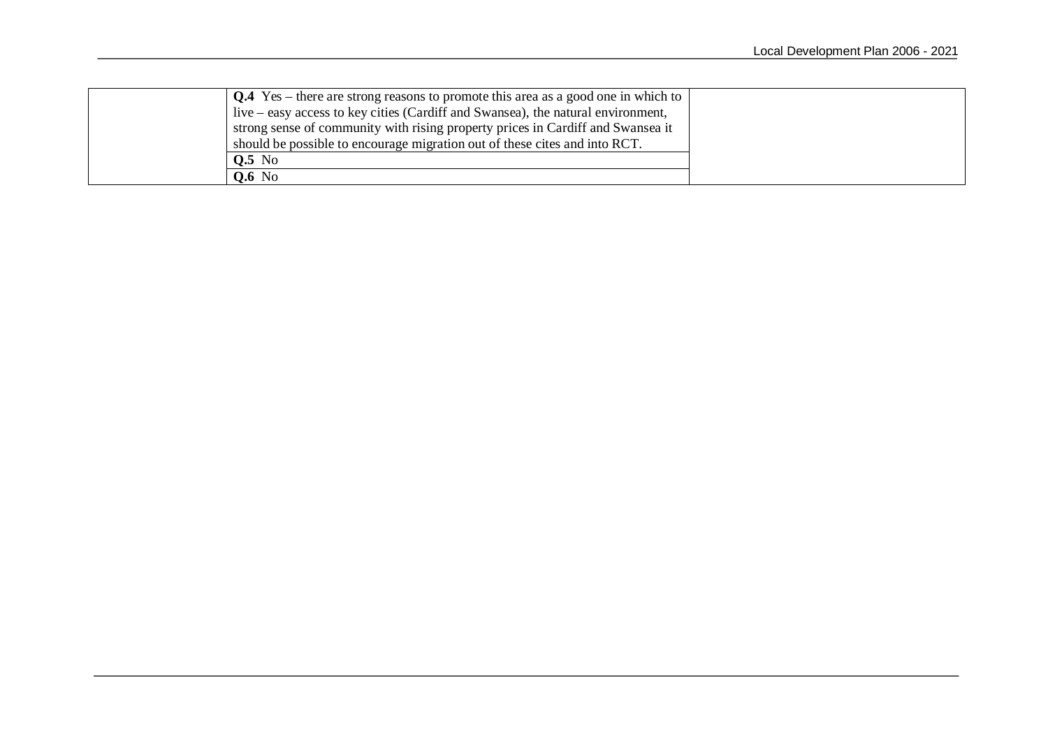| | | |
|---|---|---|
| | **Q.4** Yes – there are strong reasons to promote this area as a good one in which to live – easy access to key cities (Cardiff and Swansea), the natural environment, strong sense of community with rising property prices in Cardiff and Swansea it should be possible to encourage migration out of these cites and into RCT. | |
| | **Q.5** No | |
| | **Q.6** No | |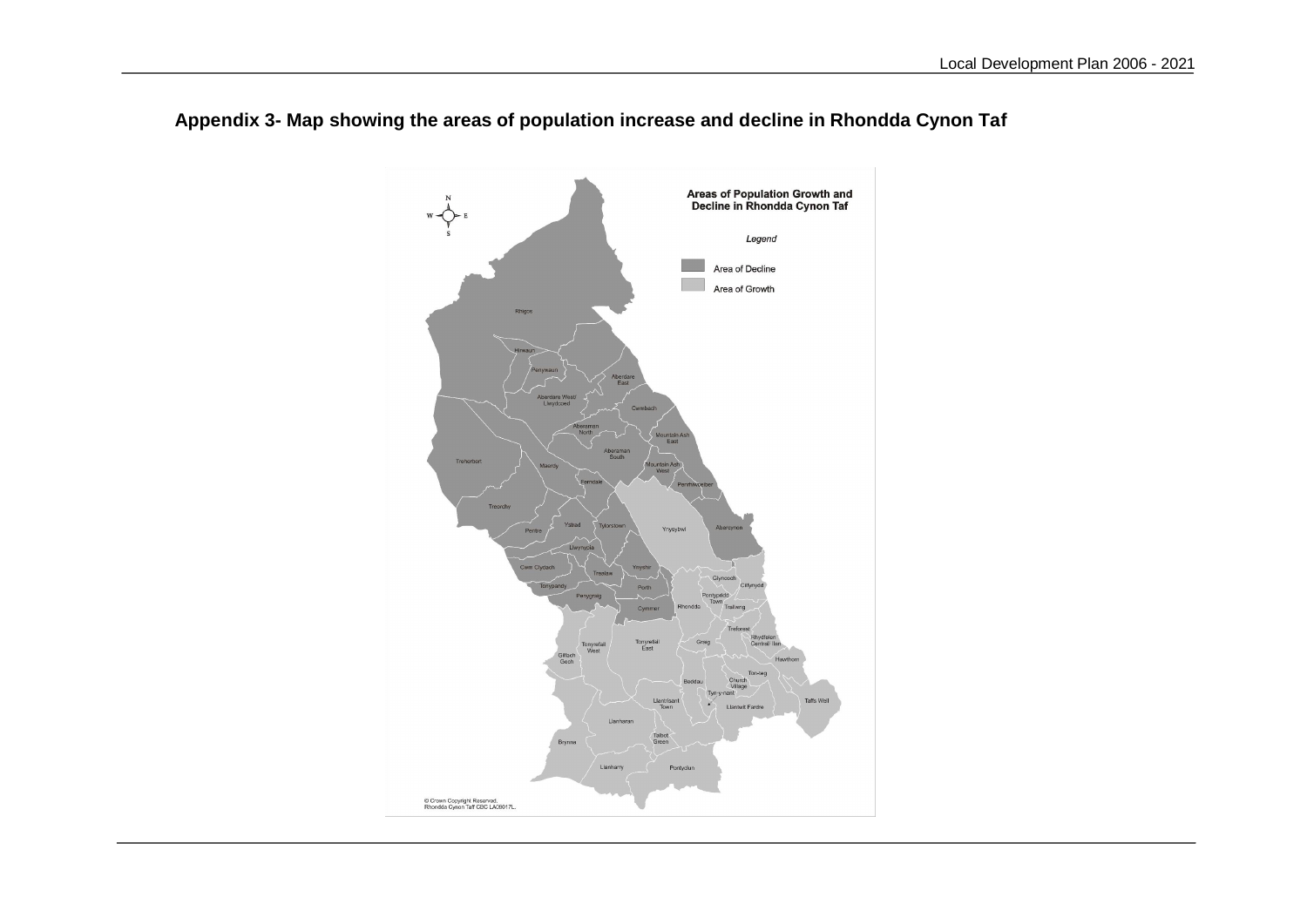## Appendix 3- Map showing the areas of population increase and decline in Rhondda Cynon Taf

**Areas of Population Growth and Decline in Rhondda Cynon Taf**

*Legend*

- Area of Decline
- Area of Growth

Rhigos, Hirwaun, Penywaun, Aberdare East, Aberdare West/ Llwydcoed, Cwmbach, Aberaman North, Mountain Ash East, Aberaman South, Treherbert, Maerdy, Mountain Ash West, Ferndale, Penrhiwceiber, Treorchy, Ystrad, Tylorstown, Ynysybwl, Abercynon, Pentre, Llwynypia, Cwm Clydach, Ynyshir, Trealaw, Glyncoch, Tonypandy, Cilfynydd, Penygraig, Porth, Pontypridd Town, Rhondda, Trallwng, Cymmer, Treforest, Tonyrefail West, Tonyrefail East, Graig, Rhydyfelin Central/ Ilan, Gilfach Goch, Hawthorn, Ton-teg, Beddau, Church Village, Tyn-y-nant, Llantrisant Town, Taffs Well, Llantwit Fardre, Llanharan, Talbot Green, Brynna, Llanharry, Pontyclun

© Crown Copyright Reserved.
Rhondda Cynon Taff CBC LA09017L.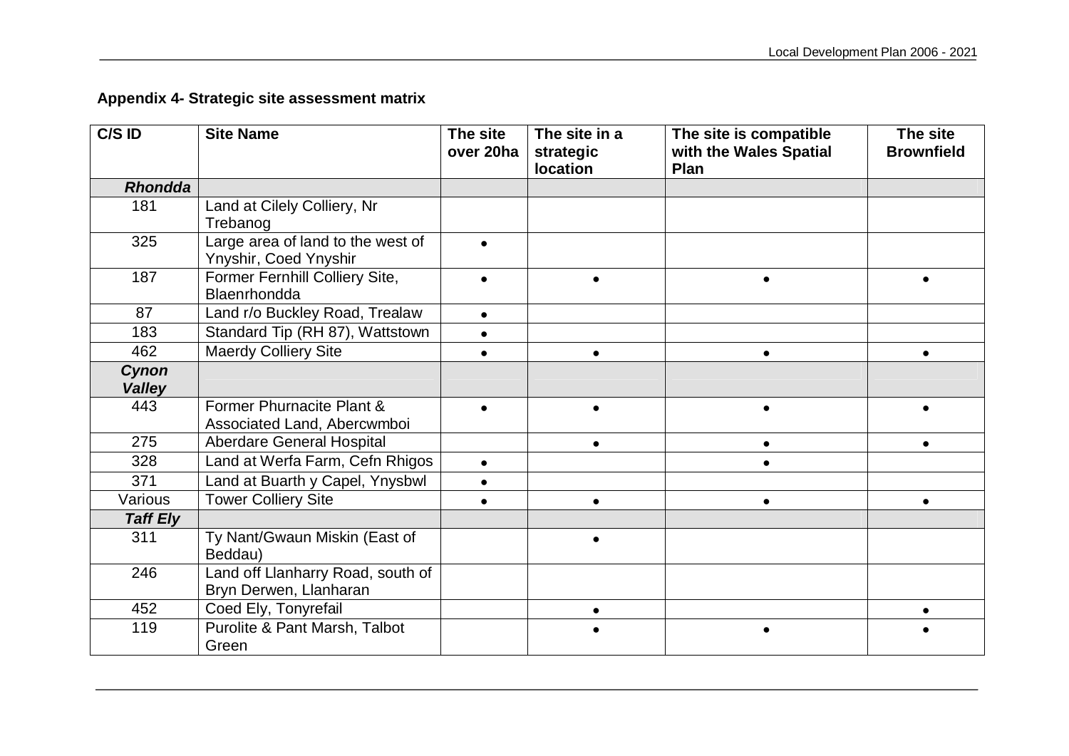## Appendix 4- Strategic site assessment matrix

| C/S ID | Site Name | The site over 20ha | The site in a strategic location | The site is compatible with the Wales Spatial Plan | The site Brownfield |
|---|---|---|---|---|---|
| ***Rhondda*** | | | | | |
| 181 | Land at Cilely Colliery, Nr Trebanog | | | | |
| 325 | Large area of land to the west of Ynyshir, Coed Ynyshir | • | | | |
| 187 | Former Fernhill Colliery Site, Blaenrhondda | • | • | • | • |
| 87 | Land r/o Buckley Road, Trealaw | • | | | |
| 183 | Standard Tip (RH 87), Wattstown | • | | | |
| 462 | Maerdy Colliery Site | • | • | • | • |
| ***Cynon Valley*** | | | | | |
| 443 | Former Phurnacite Plant & Associated Land, Abercwmboi | • | • | • | • |
| 275 | Aberdare General Hospital | | • | • | • |
| 328 | Land at Werfa Farm, Cefn Rhigos | • | | • | |
| 371 | Land at Buarth y Capel, Ynysbwl | • | | | |
| Various | Tower Colliery Site | • | • | • | • |
| ***Taff Ely*** | | | | | |
| 311 | Ty Nant/Gwaun Miskin (East of Beddau) | | • | | |
| 246 | Land off Llanharry Road, south of Bryn Derwen, Llanharan | | | | |
| 452 | Coed Ely, Tonyrefail | | • | | • |
| 119 | Purolite & Pant Marsh, Talbot Green | | • | • | • |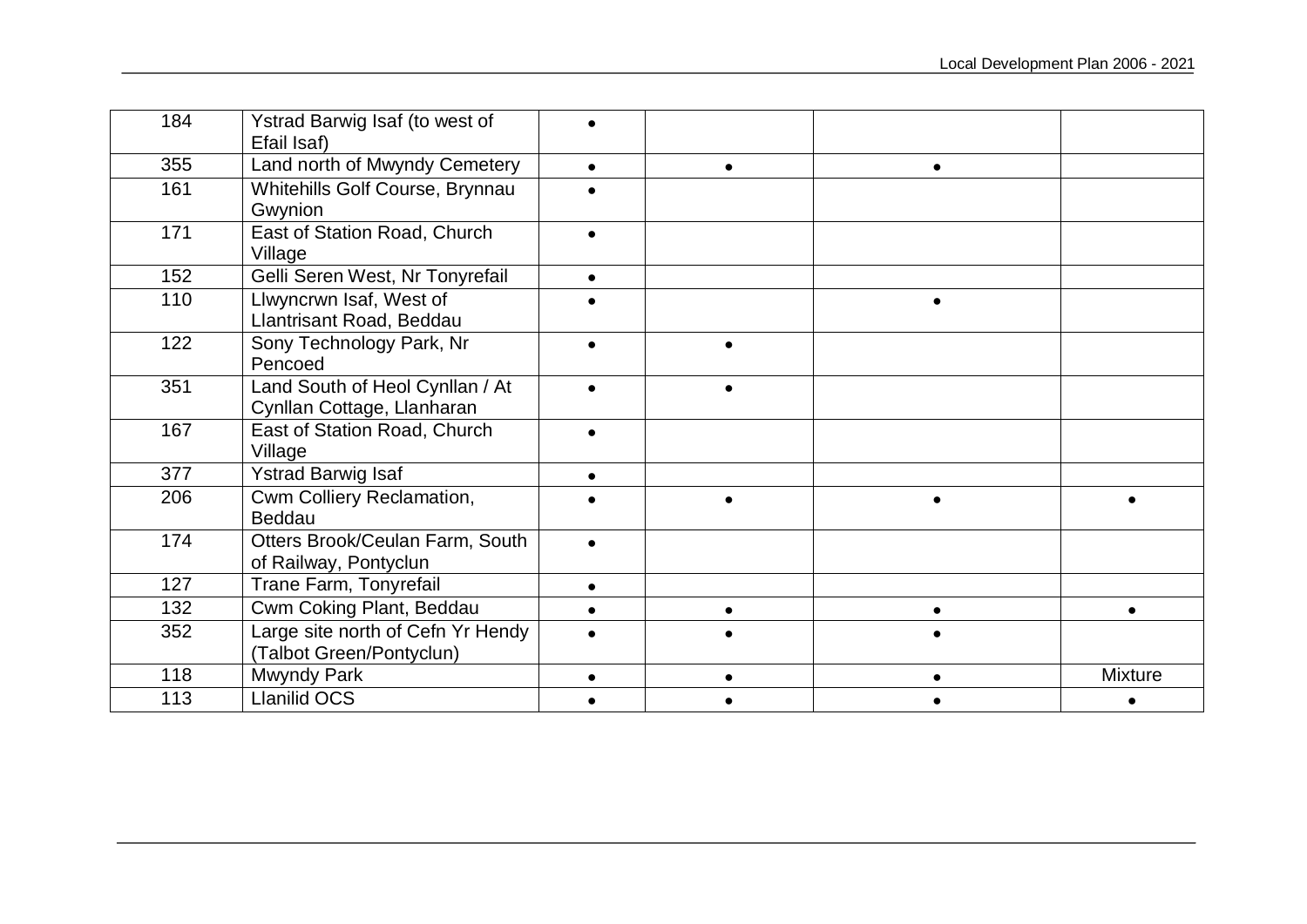| | | | | | |
|---|---|---|---|---|---|
| 184 | Ystrad Barwig Isaf (to west of Efail Isaf) | • | | | |
| 355 | Land north of Mwyndy Cemetery | • | • | • | |
| 161 | Whitehills Golf Course, Brynnau Gwynion | • | | | |
| 171 | East of Station Road, Church Village | • | | | |
| 152 | Gelli Seren West, Nr Tonyrefail | • | | | |
| 110 | Llwyncrwn Isaf, West of Llantrisant Road, Beddau | • | | • | |
| 122 | Sony Technology Park, Nr Pencoed | • | • | | |
| 351 | Land South of Heol Cynllan / At Cynllan Cottage, Llanharan | • | • | | |
| 167 | East of Station Road, Church Village | • | | | |
| 377 | Ystrad Barwig Isaf | • | | | |
| 206 | Cwm Colliery Reclamation, Beddau | • | • | • | • |
| 174 | Otters Brook/Ceulan Farm, South of Railway, Pontyclun | • | | | |
| 127 | Trane Farm, Tonyrefail | • | | | |
| 132 | Cwm Coking Plant, Beddau | • | • | • | • |
| 352 | Large site north of Cefn Yr Hendy (Talbot Green/Pontyclun) | • | • | • | |
| 118 | Mwyndy Park | • | • | • | Mixture |
| 113 | Llanilid OCS | • | • | • | • |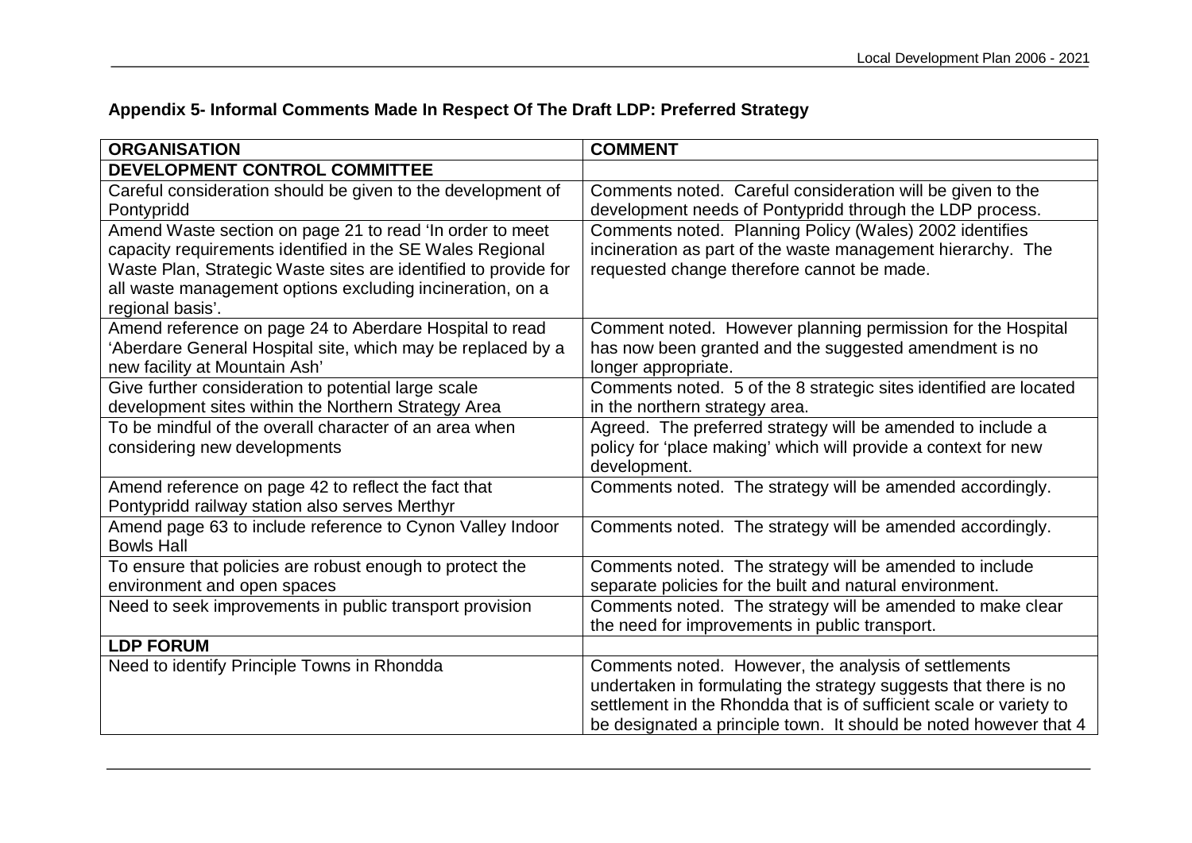**Appendix 5- Informal Comments Made In Respect Of The Draft LDP: Preferred Strategy**

| ORGANISATION | COMMENT |
|---|---|
| **DEVELOPMENT CONTROL COMMITTEE** | |
| Careful consideration should be given to the development of Pontypridd | Comments noted. Careful consideration will be given to the development needs of Pontypridd through the LDP process. |
| Amend Waste section on page 21 to read 'In order to meet capacity requirements identified in the SE Wales Regional Waste Plan, Strategic Waste sites are identified to provide for all waste management options excluding incineration, on a regional basis'. | Comments noted. Planning Policy (Wales) 2002 identifies incineration as part of the waste management hierarchy. The requested change therefore cannot be made. |
| Amend reference on page 24 to Aberdare Hospital to read 'Aberdare General Hospital site, which may be replaced by a new facility at Mountain Ash' | Comment noted. However planning permission for the Hospital has now been granted and the suggested amendment is no longer appropriate. |
| Give further consideration to potential large scale development sites within the Northern Strategy Area | Comments noted. 5 of the 8 strategic sites identified are located in the northern strategy area. |
| To be mindful of the overall character of an area when considering new developments | Agreed. The preferred strategy will be amended to include a policy for 'place making' which will provide a context for new development. |
| Amend reference on page 42 to reflect the fact that Pontypridd railway station also serves Merthyr | Comments noted. The strategy will be amended accordingly. |
| Amend page 63 to include reference to Cynon Valley Indoor Bowls Hall | Comments noted. The strategy will be amended accordingly. |
| To ensure that policies are robust enough to protect the environment and open spaces | Comments noted. The strategy will be amended to include separate policies for the built and natural environment. |
| Need to seek improvements in public transport provision | Comments noted. The strategy will be amended to make clear the need for improvements in public transport. |
| **LDP FORUM** | |
| Need to identify Principle Towns in Rhondda | Comments noted. However, the analysis of settlements undertaken in formulating the strategy suggests that there is no settlement in the Rhondda that is of sufficient scale or variety to be designated a principle town. It should be noted however that 4 |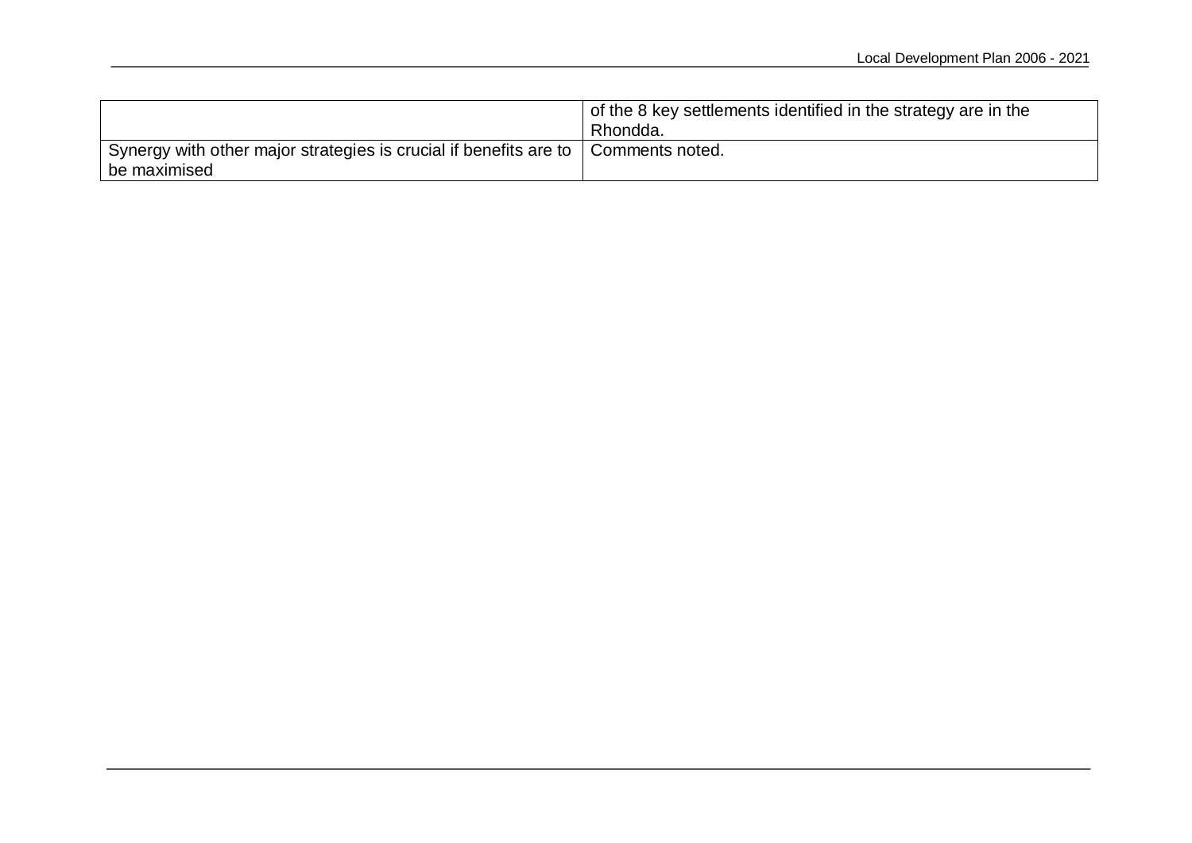| | |
|---|---|
| | of the 8 key settlements identified in the strategy are in the Rhondda. |
| Synergy with other major strategies is crucial if benefits are to be maximised | Comments noted. |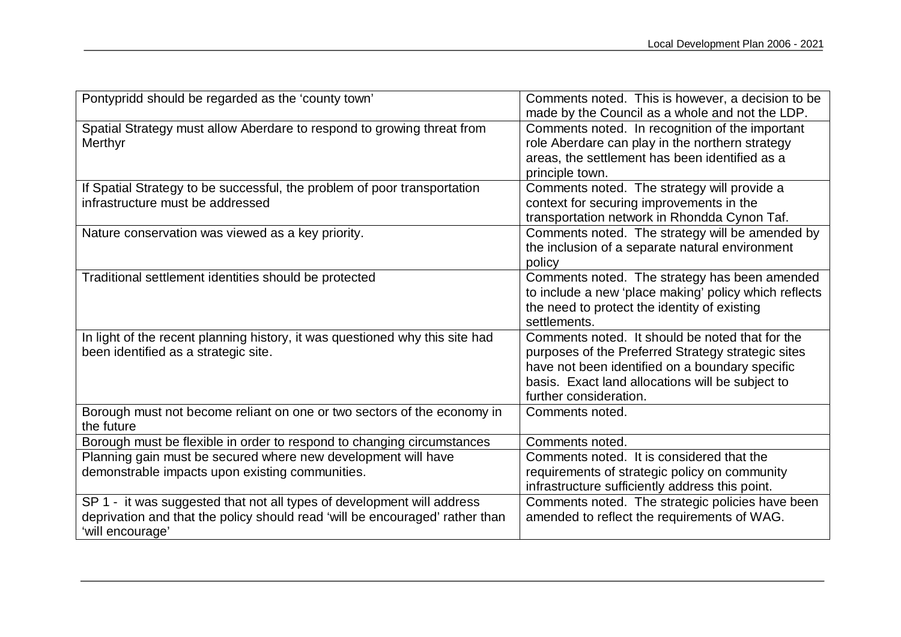| | |
|---|---|
| Pontypridd should be regarded as the 'county town' | Comments noted. This is however, a decision to be made by the Council as a whole and not the LDP. |
| Spatial Strategy must allow Aberdare to respond to growing threat from Merthyr | Comments noted. In recognition of the important role Aberdare can play in the northern strategy areas, the settlement has been identified as a principle town. |
| If Spatial Strategy to be successful, the problem of poor transportation infrastructure must be addressed | Comments noted. The strategy will provide a context for securing improvements in the transportation network in Rhondda Cynon Taf. |
| Nature conservation was viewed as a key priority. | Comments noted. The strategy will be amended by the inclusion of a separate natural environment policy |
| Traditional settlement identities should be protected | Comments noted. The strategy has been amended to include a new 'place making' policy which reflects the need to protect the identity of existing settlements. |
| In light of the recent planning history, it was questioned why this site had been identified as a strategic site. | Comments noted. It should be noted that for the purposes of the Preferred Strategy strategic sites have not been identified on a boundary specific basis. Exact land allocations will be subject to further consideration. |
| Borough must not become reliant on one or two sectors of the economy in the future | Comments noted. |
| Borough must be flexible in order to respond to changing circumstances | Comments noted. |
| Planning gain must be secured where new development will have demonstrable impacts upon existing communities. | Comments noted. It is considered that the requirements of strategic policy on community infrastructure sufficiently address this point. |
| SP 1 - it was suggested that not all types of development will address deprivation and that the policy should read 'will be encouraged' rather than 'will encourage' | Comments noted. The strategic policies have been amended to reflect the requirements of WAG. |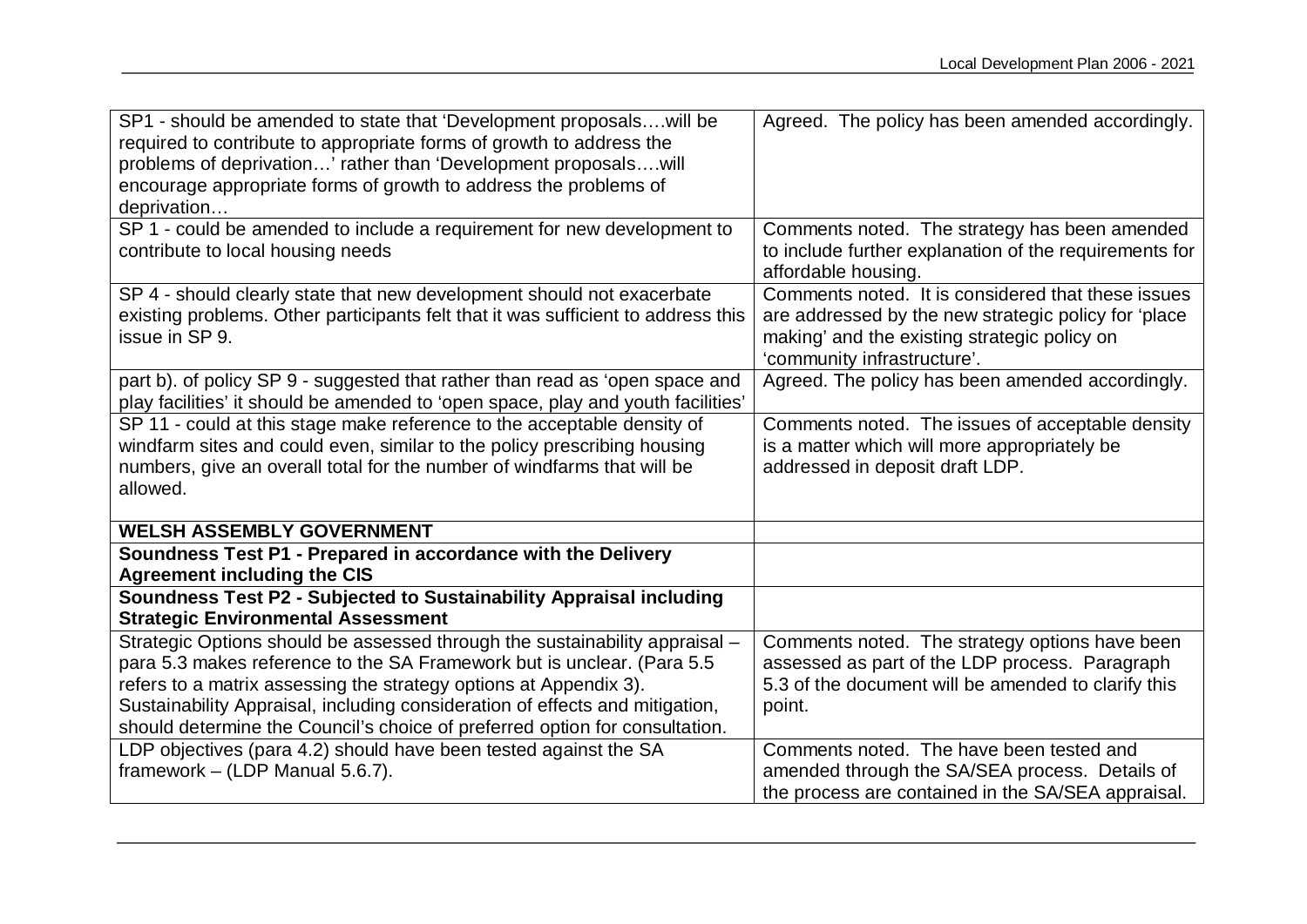| | |
|---|---|
| SP1 - should be amended to state that 'Development proposals….will be required to contribute to appropriate forms of growth to address the problems of deprivation…' rather than 'Development proposals….will encourage appropriate forms of growth to address the problems of deprivation… | Agreed. The policy has been amended accordingly. |
| SP 1 - could be amended to include a requirement for new development to contribute to local housing needs | Comments noted. The strategy has been amended to include further explanation of the requirements for affordable housing. |
| SP 4 - should clearly state that new development should not exacerbate existing problems. Other participants felt that it was sufficient to address this issue in SP 9. | Comments noted. It is considered that these issues are addressed by the new strategic policy for 'place making' and the existing strategic policy on 'community infrastructure'. |
| part b). of policy SP 9 - suggested that rather than read as 'open space and play facilities' it should be amended to 'open space, play and youth facilities' | Agreed. The policy has been amended accordingly. |
| SP 11 - could at this stage make reference to the acceptable density of windfarm sites and could even, similar to the policy prescribing housing numbers, give an overall total for the number of windfarms that will be allowed. | Comments noted. The issues of acceptable density is a matter which will more appropriately be addressed in deposit draft LDP. |
| **WELSH ASSEMBLY GOVERNMENT** | |
| **Soundness Test P1 - Prepared in accordance with the Delivery Agreement including the CIS** | |
| **Soundness Test P2 - Subjected to Sustainability Appraisal including Strategic Environmental Assessment** | |
| Strategic Options should be assessed through the sustainability appraisal – para 5.3 makes reference to the SA Framework but is unclear. (Para 5.5 refers to a matrix assessing the strategy options at Appendix 3). Sustainability Appraisal, including consideration of effects and mitigation, should determine the Council's choice of preferred option for consultation. | Comments noted. The strategy options have been assessed as part of the LDP process. Paragraph 5.3 of the document will be amended to clarify this point. |
| LDP objectives (para 4.2) should have been tested against the SA framework – (LDP Manual 5.6.7). | Comments noted. The have been tested and amended through the SA/SEA process. Details of the process are contained in the SA/SEA appraisal. |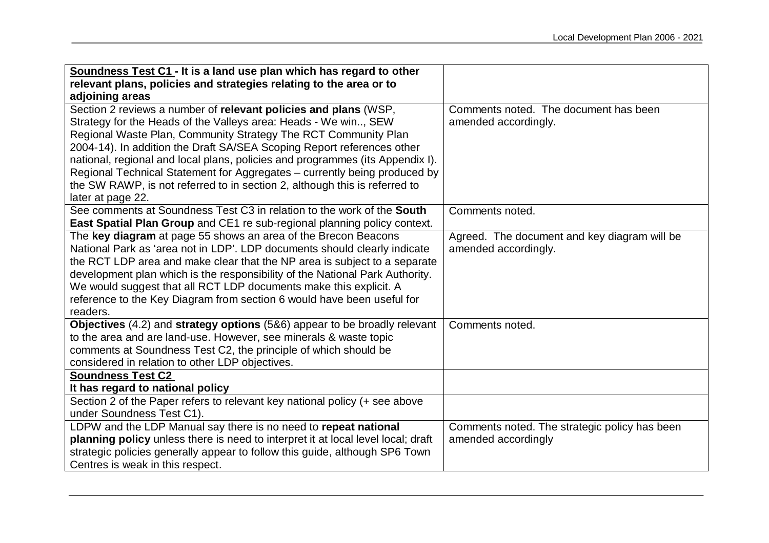| **Soundness Test C1 - It is a land use plan which has regard to other relevant plans, policies and strategies relating to the area or to adjoining areas** | |
|---|---|
| Section 2 reviews a number of **relevant policies and plans** (WSP, Strategy for the Heads of the Valleys area: Heads - We win.., SEW Regional Waste Plan, Community Strategy The RCT Community Plan 2004-14). In addition the Draft SA/SEA Scoping Report references other national, regional and local plans, policies and programmes (its Appendix I). Regional Technical Statement for Aggregates – currently being produced by the SW RAWP, is not referred to in section 2, although this is referred to later at page 22. | Comments noted. The document has been amended accordingly. |
| See comments at Soundness Test C3 in relation to the work of the **South East Spatial Plan Group** and CE1 re sub-regional planning policy context. | Comments noted. |
| The **key diagram** at page 55 shows an area of the Brecon Beacons National Park as 'area not in LDP'. LDP documents should clearly indicate the RCT LDP area and make clear that the NP area is subject to a separate development plan which is the responsibility of the National Park Authority. We would suggest that all RCT LDP documents make this explicit. A reference to the Key Diagram from section 6 would have been useful for readers. | Agreed. The document and key diagram will be amended accordingly. |
| **Objectives** (4.2) and **strategy options** (5&6) appear to be broadly relevant to the area and are land-use. However, see minerals & waste topic comments at Soundness Test C2, the principle of which should be considered in relation to other LDP objectives. | Comments noted. |
| **Soundness Test C2**<br>**It has regard to national policy** | |
| Section 2 of the Paper refers to relevant key national policy (+ see above under Soundness Test C1). | |
| LDPW and the LDP Manual say there is no need to **repeat national planning policy** unless there is need to interpret it at local level local; draft strategic policies generally appear to follow this guide, although SP6 Town Centres is weak in this respect. | Comments noted. The strategic policy has been amended accordingly |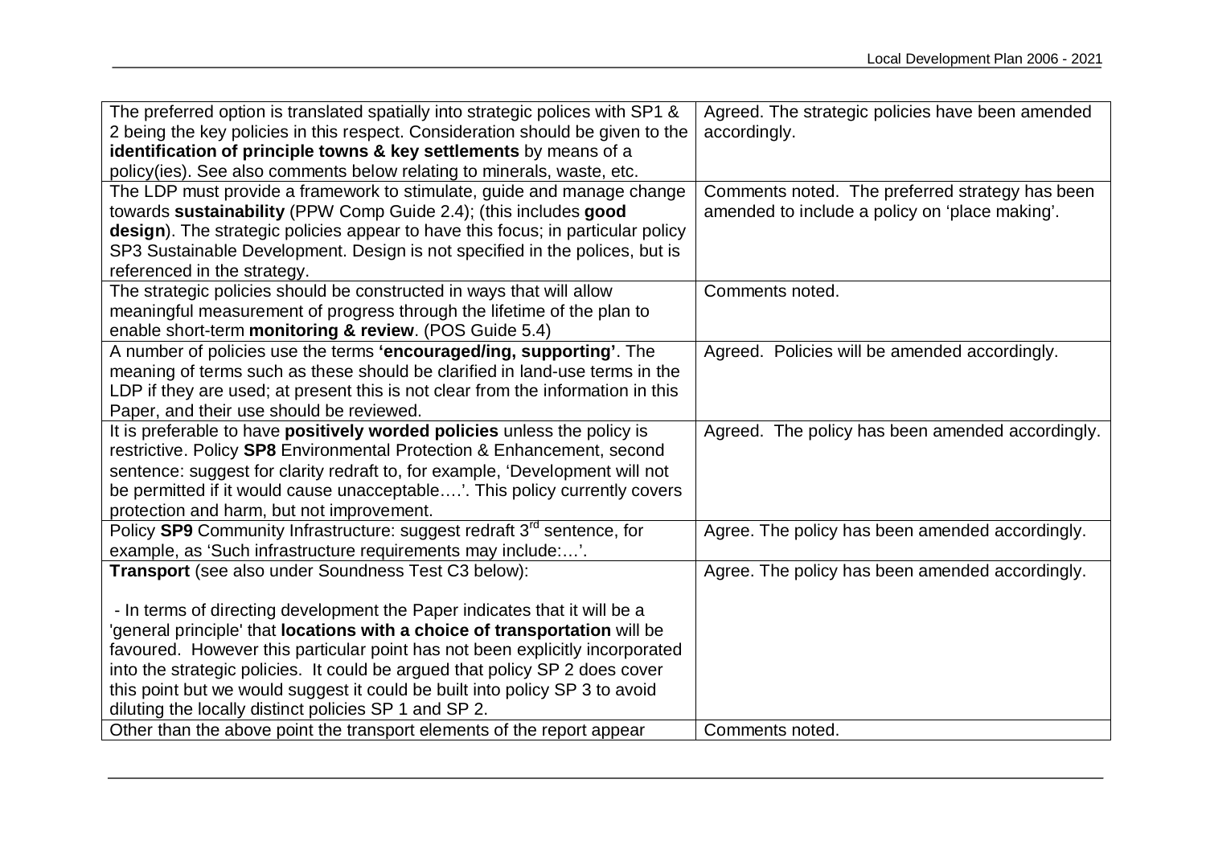| | |
|---|---|
| The preferred option is translated spatially into strategic polices with SP1 & 2 being the key policies in this respect. Consideration should be given to the **identification of principle towns & key settlements** by means of a policy(ies). See also comments below relating to minerals, waste, etc. | Agreed. The strategic policies have been amended accordingly. |
| The LDP must provide a framework to stimulate, guide and manage change towards **sustainability** (PPW Comp Guide 2.4); (this includes **good design**). The strategic policies appear to have this focus; in particular policy SP3 Sustainable Development. Design is not specified in the polices, but is referenced in the strategy. | Comments noted. The preferred strategy has been amended to include a policy on 'place making'. |
| The strategic policies should be constructed in ways that will allow meaningful measurement of progress through the lifetime of the plan to enable short-term **monitoring & review**. (POS Guide 5.4) | Comments noted. |
| A number of policies use the terms **'encouraged/ing, supporting'**. The meaning of terms such as these should be clarified in land-use terms in the LDP if they are used; at present this is not clear from the information in this Paper, and their use should be reviewed. | Agreed. Policies will be amended accordingly. |
| It is preferable to have **positively worded policies** unless the policy is restrictive. Policy **SP8** Environmental Protection & Enhancement, second sentence: suggest for clarity redraft to, for example, 'Development will not be permitted if it would cause unacceptable….'. This policy currently covers protection and harm, but not improvement. | Agreed. The policy has been amended accordingly. |
| Policy **SP9** Community Infrastructure: suggest redraft 3rd sentence, for example, as 'Such infrastructure requirements may include:…'. | Agree. The policy has been amended accordingly. |
| **Transport** (see also under Soundness Test C3 below):<br><br>- In terms of directing development the Paper indicates that it will be a 'general principle' that **locations with a choice of transportation** will be favoured. However this particular point has not been explicitly incorporated into the strategic policies. It could be argued that policy SP 2 does cover this point but we would suggest it could be built into policy SP 3 to avoid diluting the locally distinct policies SP 1 and SP 2. | Agree. The policy has been amended accordingly. |
| Other than the above point the transport elements of the report appear | Comments noted. |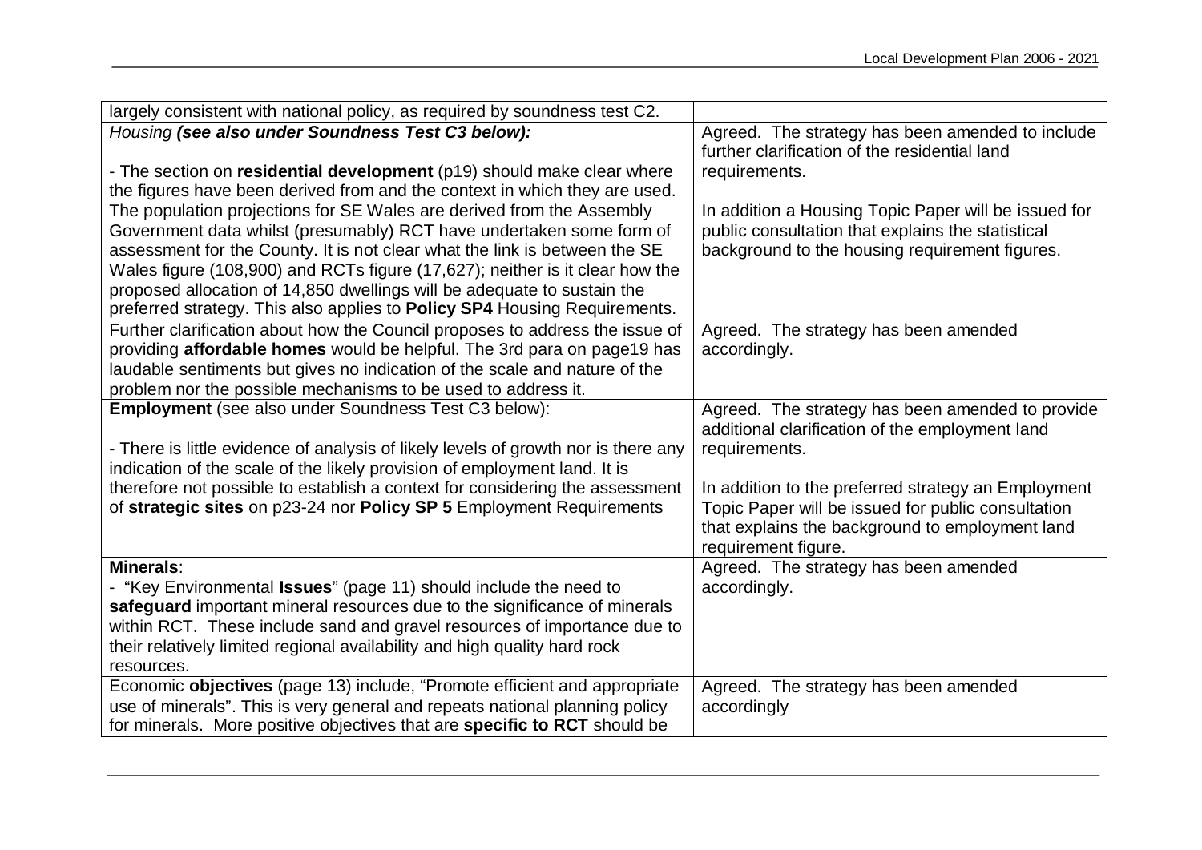| | |
|---|---|
| largely consistent with national policy, as required by soundness test C2. | |
| *Housing **(see also under Soundness Test C3 below):***<br><br>- The section on **residential development** (p19) should make clear where the figures have been derived from and the context in which they are used. The population projections for SE Wales are derived from the Assembly Government data whilst (presumably) RCT have undertaken some form of assessment for the County. It is not clear what the link is between the SE Wales figure (108,900) and RCTs figure (17,627); neither is it clear how the proposed allocation of 14,850 dwellings will be adequate to sustain the preferred strategy. This also applies to **Policy SP4** Housing Requirements. | Agreed. The strategy has been amended to include further clarification of the residential land requirements.<br><br>In addition a Housing Topic Paper will be issued for public consultation that explains the statistical background to the housing requirement figures. |
| Further clarification about how the Council proposes to address the issue of providing **affordable homes** would be helpful. The 3rd para on page19 has laudable sentiments but gives no indication of the scale and nature of the problem nor the possible mechanisms to be used to address it. | Agreed. The strategy has been amended accordingly. |
| **Employment** (see also under Soundness Test C3 below):<br><br>- There is little evidence of analysis of likely levels of growth nor is there any indication of the scale of the likely provision of employment land. It is therefore not possible to establish a context for considering the assessment of **strategic sites** on p23-24 nor **Policy SP 5** Employment Requirements | Agreed. The strategy has been amended to provide additional clarification of the employment land requirements.<br><br>In addition to the preferred strategy an Employment Topic Paper will be issued for public consultation that explains the background to employment land requirement figure. |
| **Minerals**:<br>- "Key Environmental **Issues**" (page 11) should include the need to **safeguard** important mineral resources due to the significance of minerals within RCT. These include sand and gravel resources of importance due to their relatively limited regional availability and high quality hard rock resources. | Agreed. The strategy has been amended accordingly. |
| Economic **objectives** (page 13) include, "Promote efficient and appropriate use of minerals". This is very general and repeats national planning policy for minerals. More positive objectives that are **specific to RCT** should be | Agreed. The strategy has been amended accordingly |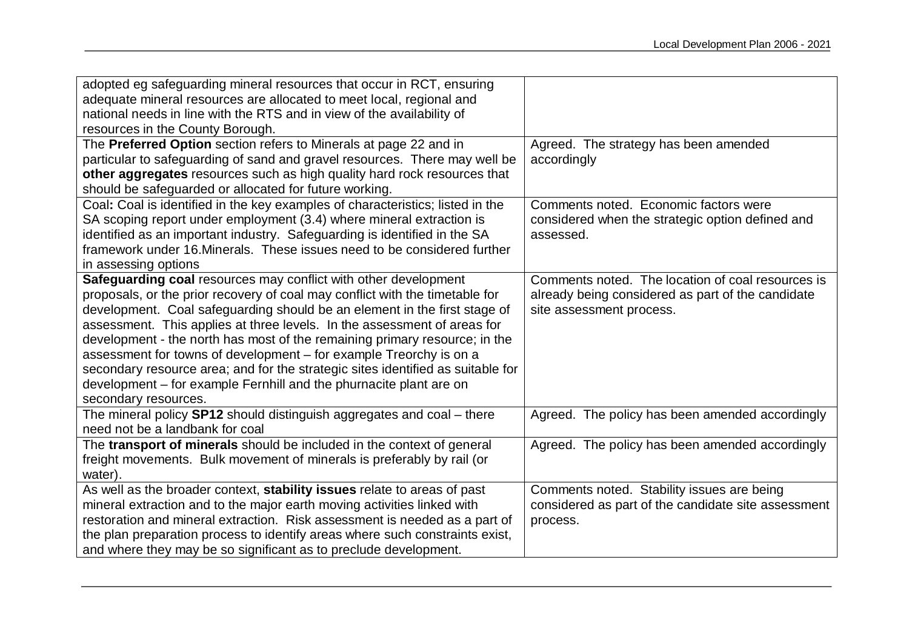| | |
|---|---|
| adopted eg safeguarding mineral resources that occur in RCT, ensuring adequate mineral resources are allocated to meet local, regional and national needs in line with the RTS and in view of the availability of resources in the County Borough. | |
| The **Preferred Option** section refers to Minerals at page 22 and in particular to safeguarding of sand and gravel resources. There may well be **other aggregates** resources such as high quality hard rock resources that should be safeguarded or allocated for future working. | Agreed. The strategy has been amended accordingly |
| Coal**:** Coal is identified in the key examples of characteristics; listed in the SA scoping report under employment (3.4) where mineral extraction is identified as an important industry. Safeguarding is identified in the SA framework under 16.Minerals. These issues need to be considered further in assessing options | Comments noted. Economic factors were considered when the strategic option defined and assessed. |
| **Safeguarding coal** resources may conflict with other development proposals, or the prior recovery of coal may conflict with the timetable for development. Coal safeguarding should be an element in the first stage of assessment. This applies at three levels. In the assessment of areas for development - the north has most of the remaining primary resource; in the assessment for towns of development – for example Treorchy is on a secondary resource area; and for the strategic sites identified as suitable for development – for example Fernhill and the phurnacite plant are on secondary resources. | Comments noted. The location of coal resources is already being considered as part of the candidate site assessment process. |
| The mineral policy **SP12** should distinguish aggregates and coal – there need not be a landbank for coal | Agreed. The policy has been amended accordingly |
| The **transport of minerals** should be included in the context of general freight movements. Bulk movement of minerals is preferably by rail (or water). | Agreed. The policy has been amended accordingly |
| As well as the broader context, **stability issues** relate to areas of past mineral extraction and to the major earth moving activities linked with restoration and mineral extraction. Risk assessment is needed as a part of the plan preparation process to identify areas where such constraints exist, and where they may be so significant as to preclude development. | Comments noted. Stability issues are being considered as part of the candidate site assessment process. |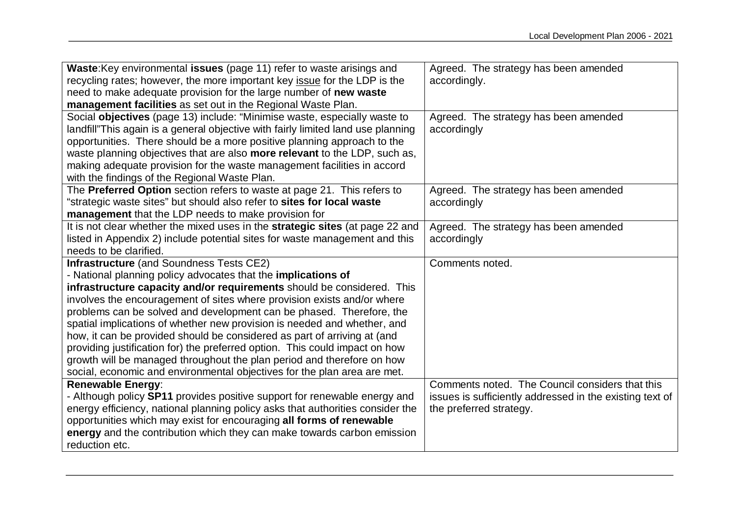| | |
|---|---|
| **Waste**:Key environmental **issues** (page 11) refer to waste arisings and recycling rates; however, the more important key issue for the LDP is the need to make adequate provision for the large number of **new waste management facilities** as set out in the Regional Waste Plan. | Agreed. The strategy has been amended accordingly. |
| Social **objectives** (page 13) include: "Minimise waste, especially waste to landfill"This again is a general objective with fairly limited land use planning opportunities. There should be a more positive planning approach to the waste planning objectives that are also **more relevant** to the LDP, such as, making adequate provision for the waste management facilities in accord with the findings of the Regional Waste Plan. | Agreed. The strategy has been amended accordingly |
| The **Preferred Option** section refers to waste at page 21. This refers to "strategic waste sites" but should also refer to **sites for local waste management** that the LDP needs to make provision for | Agreed. The strategy has been amended accordingly |
| It is not clear whether the mixed uses in the **strategic sites** (at page 22 and listed in Appendix 2) include potential sites for waste management and this needs to be clarified. | Agreed. The strategy has been amended accordingly |
| **Infrastructure** (and Soundness Tests CE2)<br>- National planning policy advocates that the **implications of infrastructure capacity and/or requirements** should be considered. This involves the encouragement of sites where provision exists and/or where problems can be solved and development can be phased. Therefore, the spatial implications of whether new provision is needed and whether, and how, it can be provided should be considered as part of arriving at (and providing justification for) the preferred option. This could impact on how growth will be managed throughout the plan period and therefore on how social, economic and environmental objectives for the plan area are met. | Comments noted. |
| **Renewable Energy**:<br>- Although policy **SP11** provides positive support for renewable energy and energy efficiency, national planning policy asks that authorities consider the opportunities which may exist for encouraging **all forms of renewable energy** and the contribution which they can make towards carbon emission reduction etc. | Comments noted. The Council considers that this issues is sufficiently addressed in the existing text of the preferred strategy. |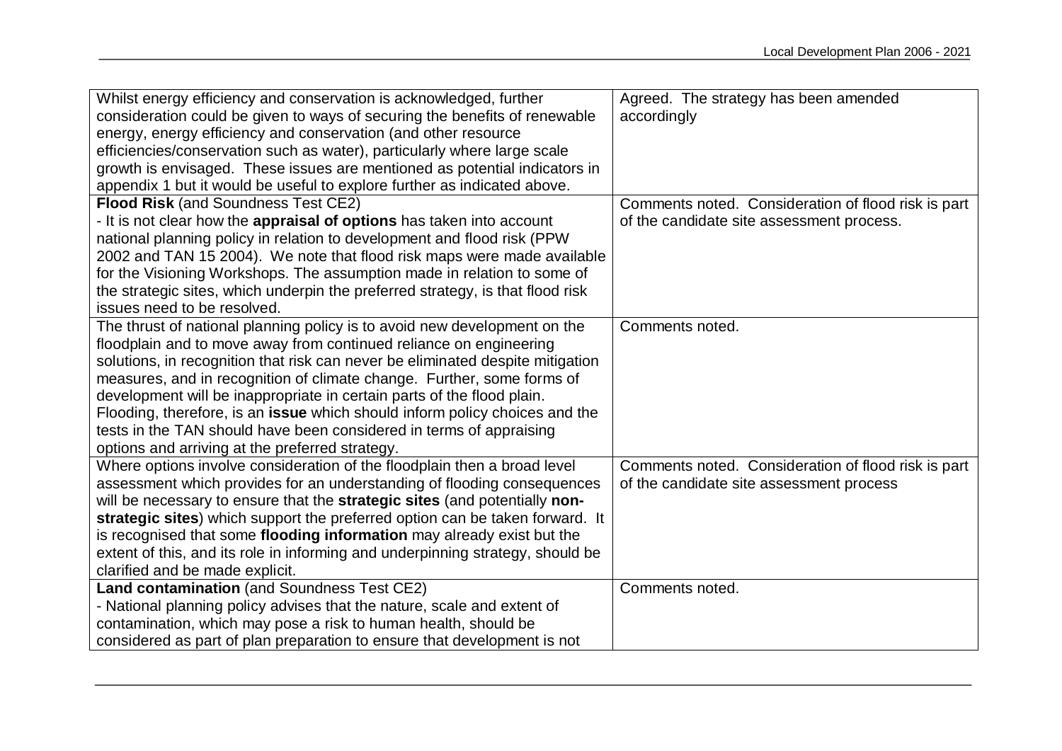| | |
|---|---|
| Whilst energy efficiency and conservation is acknowledged, further consideration could be given to ways of securing the benefits of renewable energy, energy efficiency and conservation (and other resource efficiencies/conservation such as water), particularly where large scale growth is envisaged. These issues are mentioned as potential indicators in appendix 1 but it would be useful to explore further as indicated above. | Agreed. The strategy has been amended accordingly |
| **Flood Risk** (and Soundness Test CE2)<br>- It is not clear how the **appraisal of options** has taken into account national planning policy in relation to development and flood risk (PPW 2002 and TAN 15 2004). We note that flood risk maps were made available for the Visioning Workshops. The assumption made in relation to some of the strategic sites, which underpin the preferred strategy, is that flood risk issues need to be resolved. | Comments noted. Consideration of flood risk is part of the candidate site assessment process. |
| The thrust of national planning policy is to avoid new development on the floodplain and to move away from continued reliance on engineering solutions, in recognition that risk can never be eliminated despite mitigation measures, and in recognition of climate change. Further, some forms of development will be inappropriate in certain parts of the flood plain. Flooding, therefore, is an **issue** which should inform policy choices and the tests in the TAN should have been considered in terms of appraising options and arriving at the preferred strategy. | Comments noted. |
| Where options involve consideration of the floodplain then a broad level assessment which provides for an understanding of flooding consequences will be necessary to ensure that the **strategic sites** (and potentially **non-strategic sites**) which support the preferred option can be taken forward. It is recognised that some **flooding information** may already exist but the extent of this, and its role in informing and underpinning strategy, should be clarified and be made explicit. | Comments noted. Consideration of flood risk is part of the candidate site assessment process |
| **Land contamination** (and Soundness Test CE2)<br>- National planning policy advises that the nature, scale and extent of contamination, which may pose a risk to human health, should be considered as part of plan preparation to ensure that development is not | Comments noted. |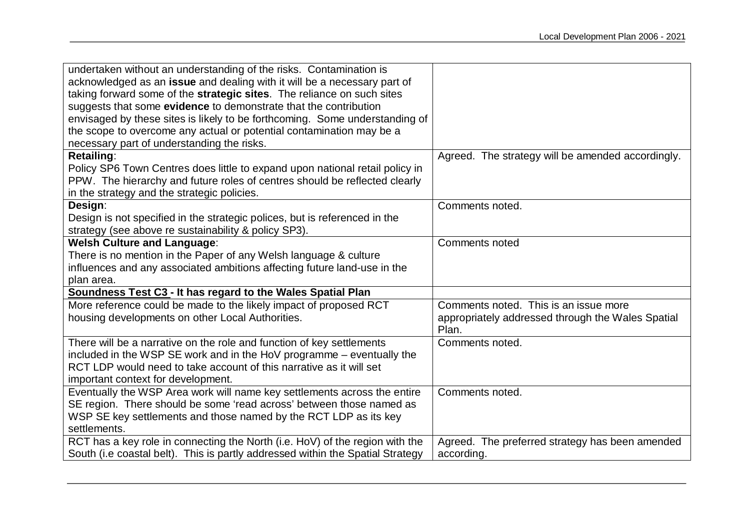| | |
|---|---|
| undertaken without an understanding of the risks. Contamination is acknowledged as an **issue** and dealing with it will be a necessary part of taking forward some of the **strategic sites**. The reliance on such sites suggests that some **evidence** to demonstrate that the contribution envisaged by these sites is likely to be forthcoming. Some understanding of the scope to overcome any actual or potential contamination may be a necessary part of understanding the risks. | |
| **Retailing**:<br>Policy SP6 Town Centres does little to expand upon national retail policy in PPW. The hierarchy and future roles of centres should be reflected clearly in the strategy and the strategic policies. | Agreed. The strategy will be amended accordingly. |
| **Design**:<br>Design is not specified in the strategic polices, but is referenced in the strategy (see above re sustainability & policy SP3). | Comments noted. |
| **Welsh Culture and Language**:<br>There is no mention in the Paper of any Welsh language & culture influences and any associated ambitions affecting future land-use in the plan area. | Comments noted |
| **Soundness Test C3 - It has regard to the Wales Spatial Plan** | |
| More reference could be made to the likely impact of proposed RCT housing developments on other Local Authorities. | Comments noted. This is an issue more appropriately addressed through the Wales Spatial Plan. |
| There will be a narrative on the role and function of key settlements included in the WSP SE work and in the HoV programme – eventually the RCT LDP would need to take account of this narrative as it will set important context for development. | Comments noted. |
| Eventually the WSP Area work will name key settlements across the entire SE region. There should be some 'read across' between those named as WSP SE key settlements and those named by the RCT LDP as its key settlements. | Comments noted. |
| RCT has a key role in connecting the North (i.e. HoV) of the region with the South (i.e coastal belt). This is partly addressed within the Spatial Strategy | Agreed. The preferred strategy has been amended according. |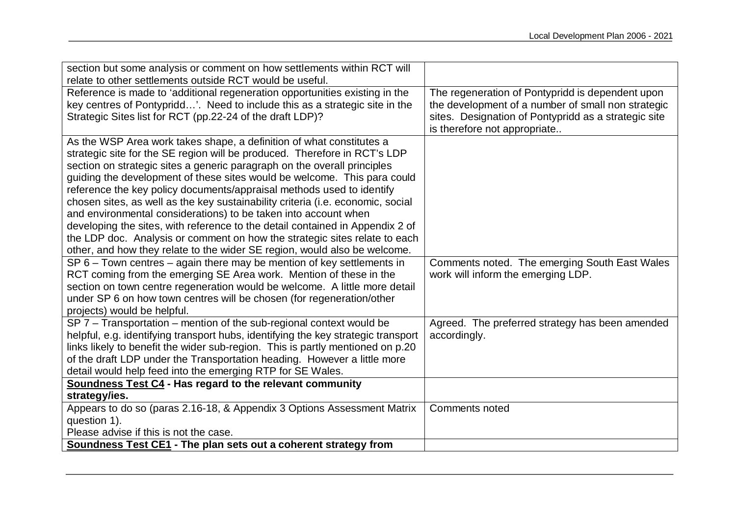| | |
|---|---|
| section but some analysis or comment on how settlements within RCT will relate to other settlements outside RCT would be useful. | |
| Reference is made to 'additional regeneration opportunities existing in the key centres of Pontypridd…'. Need to include this as a strategic site in the Strategic Sites list for RCT (pp.22-24 of the draft LDP)? | The regeneration of Pontypridd is dependent upon the development of a number of small non strategic sites. Designation of Pontypridd as a strategic site is therefore not appropriate.. |
| As the WSP Area work takes shape, a definition of what constitutes a strategic site for the SE region will be produced. Therefore in RCT's LDP section on strategic sites a generic paragraph on the overall principles guiding the development of these sites would be welcome. This para could reference the key policy documents/appraisal methods used to identify chosen sites, as well as the key sustainability criteria (i.e. economic, social and environmental considerations) to be taken into account when developing the sites, with reference to the detail contained in Appendix 2 of the LDP doc. Analysis or comment on how the strategic sites relate to each other, and how they relate to the wider SE region, would also be welcome. | |
| SP 6 – Town centres – again there may be mention of key settlements in RCT coming from the emerging SE Area work. Mention of these in the section on town centre regeneration would be welcome. A little more detail under SP 6 on how town centres will be chosen (for regeneration/other projects) would be helpful. | Comments noted. The emerging South East Wales work will inform the emerging LDP. |
| SP 7 – Transportation – mention of the sub-regional context would be helpful, e.g. identifying transport hubs, identifying the key strategic transport links likely to benefit the wider sub-region. This is partly mentioned on p.20 of the draft LDP under the Transportation heading. However a little more detail would help feed into the emerging RTP for SE Wales. | Agreed. The preferred strategy has been amended accordingly. |
| **<u>Soundness Test C4</u> - Has regard to the relevant community strategy/ies.** | |
| Appears to do so (paras 2.16-18, & Appendix 3 Options Assessment Matrix question 1).<br>Please advise if this is not the case. | Comments noted |
| **<u>Soundness Test CE1</u> - The plan sets out a coherent strategy from** | |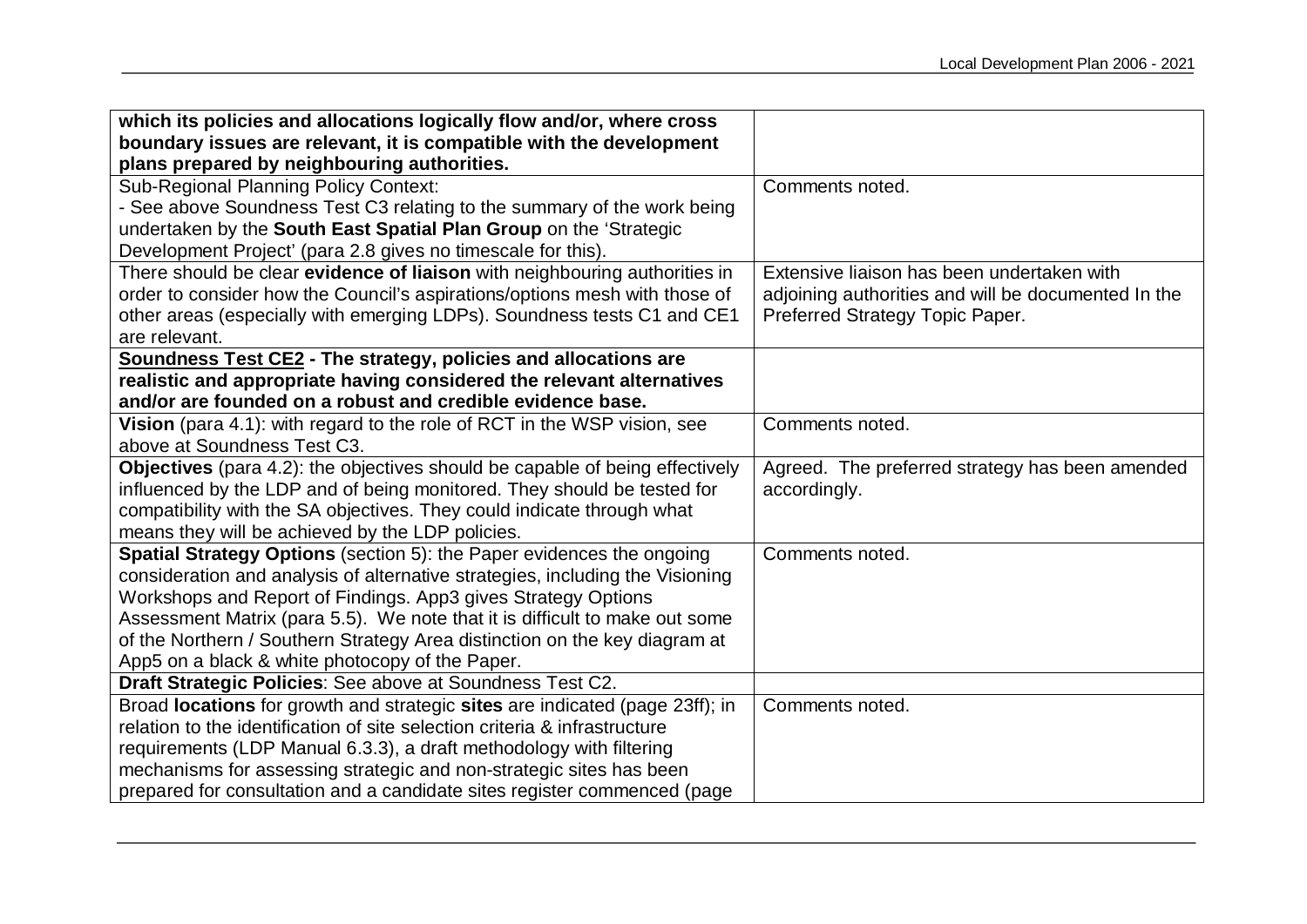| | |
|---|---|
| **which its policies and allocations logically flow and/or, where cross boundary issues are relevant, it is compatible with the development plans prepared by neighbouring authorities.** | |
| Sub-Regional Planning Policy Context:<br>- See above Soundness Test C3 relating to the summary of the work being undertaken by the **South East Spatial Plan Group** on the 'Strategic Development Project' (para 2.8 gives no timescale for this). | Comments noted. |
| There should be clear **evidence of liaison** with neighbouring authorities in order to consider how the Council's aspirations/options mesh with those of other areas (especially with emerging LDPs). Soundness tests C1 and CE1 are relevant. | Extensive liaison has been undertaken with adjoining authorities and will be documented In the Preferred Strategy Topic Paper. |
| **<u>Soundness Test CE2</u> - The strategy, policies and allocations are realistic and appropriate having considered the relevant alternatives and/or are founded on a robust and credible evidence base.** | |
| **Vision** (para 4.1): with regard to the role of RCT in the WSP vision, see above at Soundness Test C3. | Comments noted. |
| **Objectives** (para 4.2): the objectives should be capable of being effectively influenced by the LDP and of being monitored. They should be tested for compatibility with the SA objectives. They could indicate through what means they will be achieved by the LDP policies. | Agreed. The preferred strategy has been amended accordingly. |
| **Spatial Strategy Options** (section 5): the Paper evidences the ongoing consideration and analysis of alternative strategies, including the Visioning Workshops and Report of Findings. App3 gives Strategy Options Assessment Matrix (para 5.5). We note that it is difficult to make out some of the Northern / Southern Strategy Area distinction on the key diagram at App5 on a black & white photocopy of the Paper. | Comments noted. |
| **Draft Strategic Policies**: See above at Soundness Test C2. | |
| Broad **locations** for growth and strategic **sites** are indicated (page 23ff); in relation to the identification of site selection criteria & infrastructure requirements (LDP Manual 6.3.3), a draft methodology with filtering mechanisms for assessing strategic and non-strategic sites has been prepared for consultation and a candidate sites register commenced (page | Comments noted. |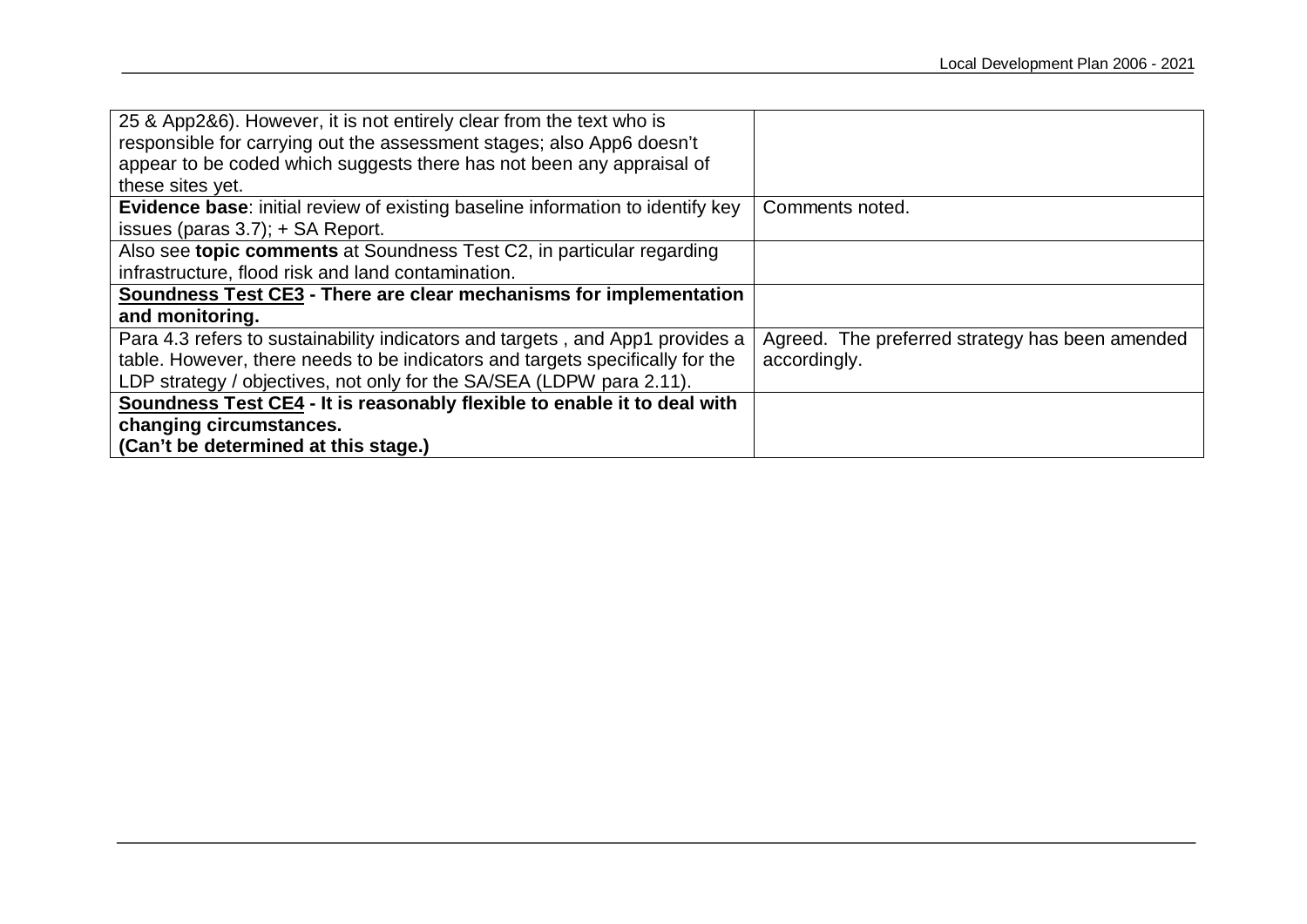| | |
|---|---|
| 25 & App2&6). However, it is not entirely clear from the text who is responsible for carrying out the assessment stages; also App6 doesn't appear to be coded which suggests there has not been any appraisal of these sites yet. | |
| **Evidence base**: initial review of existing baseline information to identify key issues (paras 3.7); + SA Report. | Comments noted. |
| Also see **topic comments** at Soundness Test C2, in particular regarding infrastructure, flood risk and land contamination. | |
| **<u>Soundness Test CE3</u> - There are clear mechanisms for implementation and monitoring.** | |
| Para 4.3 refers to sustainability indicators and targets , and App1 provides a table. However, there needs to be indicators and targets specifically for the LDP strategy / objectives, not only for the SA/SEA (LDPW para 2.11). | Agreed. The preferred strategy has been amended accordingly. |
| **<u>Soundness Test CE4</u> - It is reasonably flexible to enable it to deal with changing circumstances. (Can't be determined at this stage.)** | |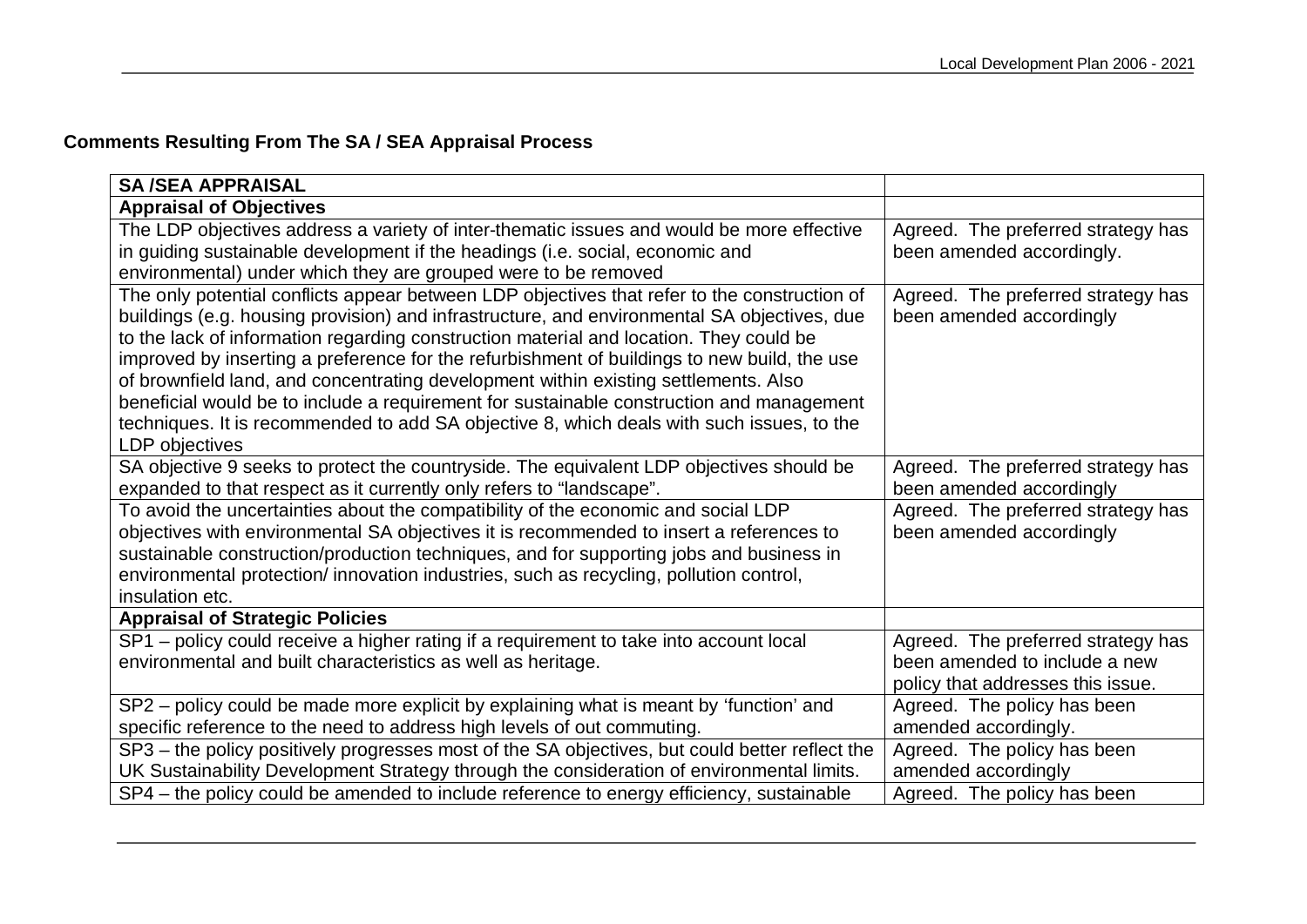**Comments Resulting From The SA / SEA Appraisal Process**

| **SA /SEA APPRAISAL** | |
|---|---|
| **Appraisal of Objectives** | |
| The LDP objectives address a variety of inter-thematic issues and would be more effective in guiding sustainable development if the headings (i.e. social, economic and environmental) under which they are grouped were to be removed | Agreed. The preferred strategy has been amended accordingly. |
| The only potential conflicts appear between LDP objectives that refer to the construction of buildings (e.g. housing provision) and infrastructure, and environmental SA objectives, due to the lack of information regarding construction material and location. They could be improved by inserting a preference for the refurbishment of buildings to new build, the use of brownfield land, and concentrating development within existing settlements. Also beneficial would be to include a requirement for sustainable construction and management techniques. It is recommended to add SA objective 8, which deals with such issues, to the LDP objectives | Agreed. The preferred strategy has been amended accordingly |
| SA objective 9 seeks to protect the countryside. The equivalent LDP objectives should be expanded to that respect as it currently only refers to "landscape". | Agreed. The preferred strategy has been amended accordingly |
| To avoid the uncertainties about the compatibility of the economic and social LDP objectives with environmental SA objectives it is recommended to insert a references to sustainable construction/production techniques, and for supporting jobs and business in environmental protection/ innovation industries, such as recycling, pollution control, insulation etc. | Agreed. The preferred strategy has been amended accordingly |
| **Appraisal of Strategic Policies** | |
| SP1 – policy could receive a higher rating if a requirement to take into account local environmental and built characteristics as well as heritage. | Agreed. The preferred strategy has been amended to include a new policy that addresses this issue. |
| SP2 – policy could be made more explicit by explaining what is meant by 'function' and specific reference to the need to address high levels of out commuting. | Agreed. The policy has been amended accordingly. |
| SP3 – the policy positively progresses most of the SA objectives, but could better reflect the UK Sustainability Development Strategy through the consideration of environmental limits. | Agreed. The policy has been amended accordingly |
| SP4 – the policy could be amended to include reference to energy efficiency, sustainable | Agreed. The policy has been |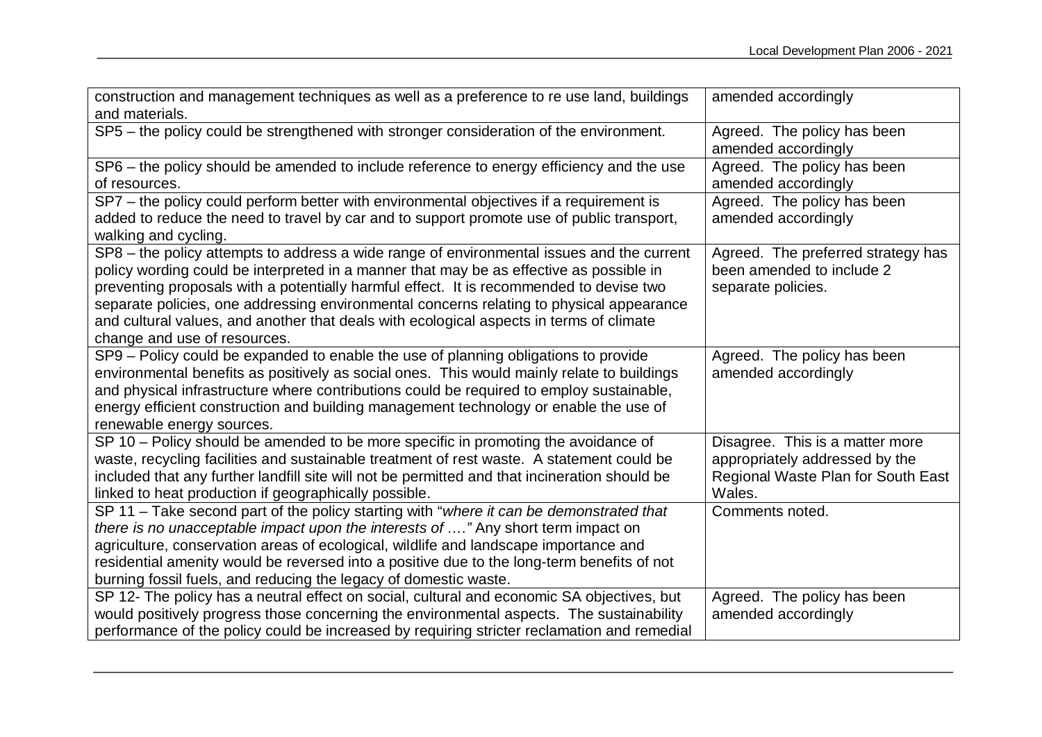| | |
|---|---|
| construction and management techniques as well as a preference to re use land, buildings and materials. | amended accordingly |
| SP5 – the policy could be strengthened with stronger consideration of the environment. | Agreed. The policy has been amended accordingly |
| SP6 – the policy should be amended to include reference to energy efficiency and the use of resources. | Agreed. The policy has been amended accordingly |
| SP7 – the policy could perform better with environmental objectives if a requirement is added to reduce the need to travel by car and to support promote use of public transport, walking and cycling. | Agreed. The policy has been amended accordingly |
| SP8 – the policy attempts to address a wide range of environmental issues and the current policy wording could be interpreted in a manner that may be as effective as possible in preventing proposals with a potentially harmful effect. It is recommended to devise two separate policies, one addressing environmental concerns relating to physical appearance and cultural values, and another that deals with ecological aspects in terms of climate change and use of resources. | Agreed. The preferred strategy has been amended to include 2 separate policies. |
| SP9 – Policy could be expanded to enable the use of planning obligations to provide environmental benefits as positively as social ones. This would mainly relate to buildings and physical infrastructure where contributions could be required to employ sustainable, energy efficient construction and building management technology or enable the use of renewable energy sources. | Agreed. The policy has been amended accordingly |
| SP 10 – Policy should be amended to be more specific in promoting the avoidance of waste, recycling facilities and sustainable treatment of rest waste. A statement could be included that any further landfill site will not be permitted and that incineration should be linked to heat production if geographically possible. | Disagree. This is a matter more appropriately addressed by the Regional Waste Plan for South East Wales. |
| SP 11 – Take second part of the policy starting with "*where it can be demonstrated that there is no unacceptable impact upon the interests of ….*" Any short term impact on agriculture, conservation areas of ecological, wildlife and landscape importance and residential amenity would be reversed into a positive due to the long-term benefits of not burning fossil fuels, and reducing the legacy of domestic waste. | Comments noted. |
| SP 12- The policy has a neutral effect on social, cultural and economic SA objectives, but would positively progress those concerning the environmental aspects. The sustainability performance of the policy could be increased by requiring stricter reclamation and remedial | Agreed. The policy has been amended accordingly |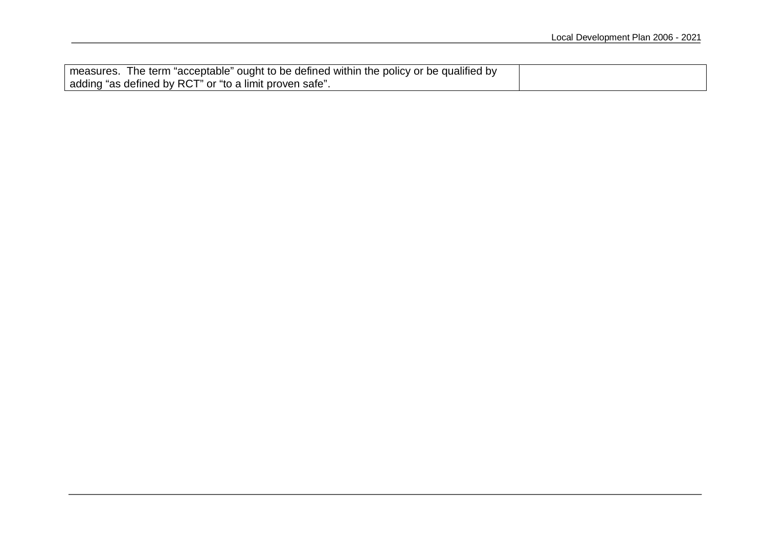| | |
|---|---|
| measures. The term "acceptable" ought to be defined within the policy or be qualified by adding "as defined by RCT" or "to a limit proven safe". | |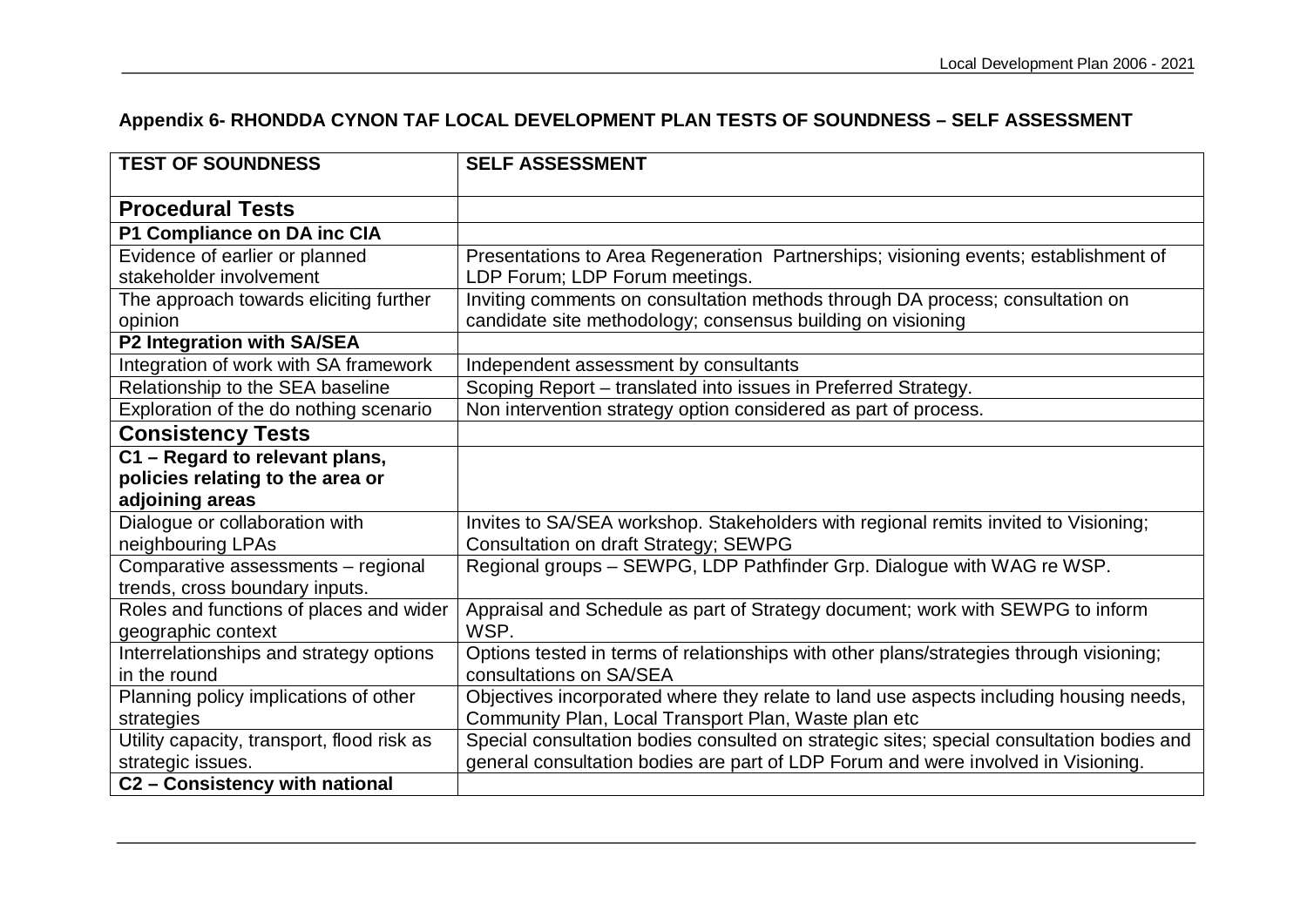## Appendix 6- RHONDDA CYNON TAF LOCAL DEVELOPMENT PLAN TESTS OF SOUNDNESS – SELF ASSESSMENT

| TEST OF SOUNDNESS | SELF ASSESSMENT |
|---|---|
| **Procedural Tests** | |
| **P1 Compliance on DA inc CIA** | |
| Evidence of earlier or planned stakeholder involvement | Presentations to Area Regeneration Partnerships; visioning events; establishment of LDP Forum; LDP Forum meetings. |
| The approach towards eliciting further opinion | Inviting comments on consultation methods through DA process; consultation on candidate site methodology; consensus building on visioning |
| **P2 Integration with SA/SEA** | |
| Integration of work with SA framework | Independent assessment by consultants |
| Relationship to the SEA baseline | Scoping Report – translated into issues in Preferred Strategy. |
| Exploration of the do nothing scenario | Non intervention strategy option considered as part of process. |
| **Consistency Tests** | |
| **C1 – Regard to relevant plans, policies relating to the area or adjoining areas** | |
| Dialogue or collaboration with neighbouring LPAs | Invites to SA/SEA workshop. Stakeholders with regional remits invited to Visioning; Consultation on draft Strategy; SEWPG |
| Comparative assessments – regional trends, cross boundary inputs. | Regional groups – SEWPG, LDP Pathfinder Grp. Dialogue with WAG re WSP. |
| Roles and functions of places and wider geographic context | Appraisal and Schedule as part of Strategy document; work with SEWPG to inform WSP. |
| Interrelationships and strategy options in the round | Options tested in terms of relationships with other plans/strategies through visioning; consultations on SA/SEA |
| Planning policy implications of other strategies | Objectives incorporated where they relate to land use aspects including housing needs, Community Plan, Local Transport Plan, Waste plan etc |
| Utility capacity, transport, flood risk as strategic issues. | Special consultation bodies consulted on strategic sites; special consultation bodies and general consultation bodies are part of LDP Forum and were involved in Visioning. |
| **C2 – Consistency with national** | |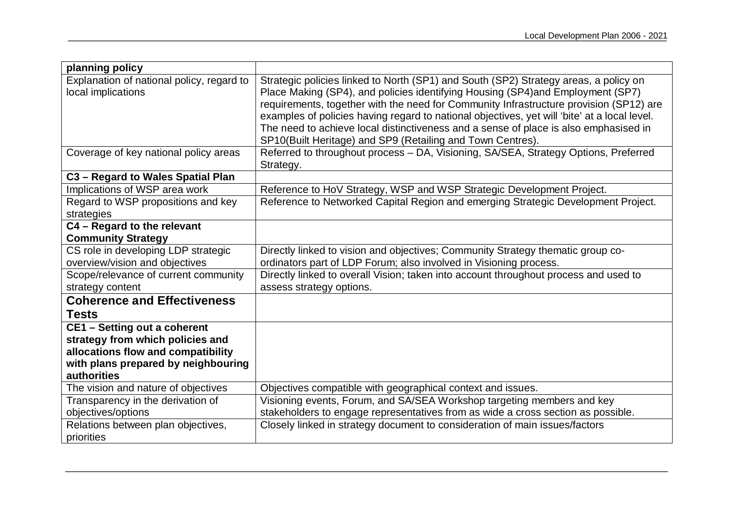| **planning policy** | |
|---|---|
| Explanation of national policy, regard to local implications | Strategic policies linked to North (SP1) and South (SP2) Strategy areas, a policy on Place Making (SP4), and policies identifying Housing (SP4)and Employment (SP7) requirements, together with the need for Community Infrastructure provision (SP12) are examples of policies having regard to national objectives, yet will 'bite' at a local level. The need to achieve local distinctiveness and a sense of place is also emphasised in SP10(Built Heritage) and SP9 (Retailing and Town Centres). |
| Coverage of key national policy areas | Referred to throughout process – DA, Visioning, SA/SEA, Strategy Options, Preferred Strategy. |
| **C3 – Regard to Wales Spatial Plan** | |
| Implications of WSP area work | Reference to HoV Strategy, WSP and WSP Strategic Development Project. |
| Regard to WSP propositions and key strategies | Reference to Networked Capital Region and emerging Strategic Development Project. |
| **C4 – Regard to the relevant Community Strategy** | |
| CS role in developing LDP strategic overview/vision and objectives | Directly linked to vision and objectives; Community Strategy thematic group co-ordinators part of LDP Forum; also involved in Visioning process. |
| Scope/relevance of current community strategy content | Directly linked to overall Vision; taken into account throughout process and used to assess strategy options. |
| **Coherence and Effectiveness Tests** | |
| **CE1 – Setting out a coherent strategy from which policies and allocations flow and compatibility with plans prepared by neighbouring authorities** | |
| The vision and nature of objectives | Objectives compatible with geographical context and issues. |
| Transparency in the derivation of objectives/options | Visioning events, Forum, and SA/SEA Workshop targeting members and key stakeholders to engage representatives from as wide a cross section as possible. |
| Relations between plan objectives, priorities | Closely linked in strategy document to consideration of main issues/factors |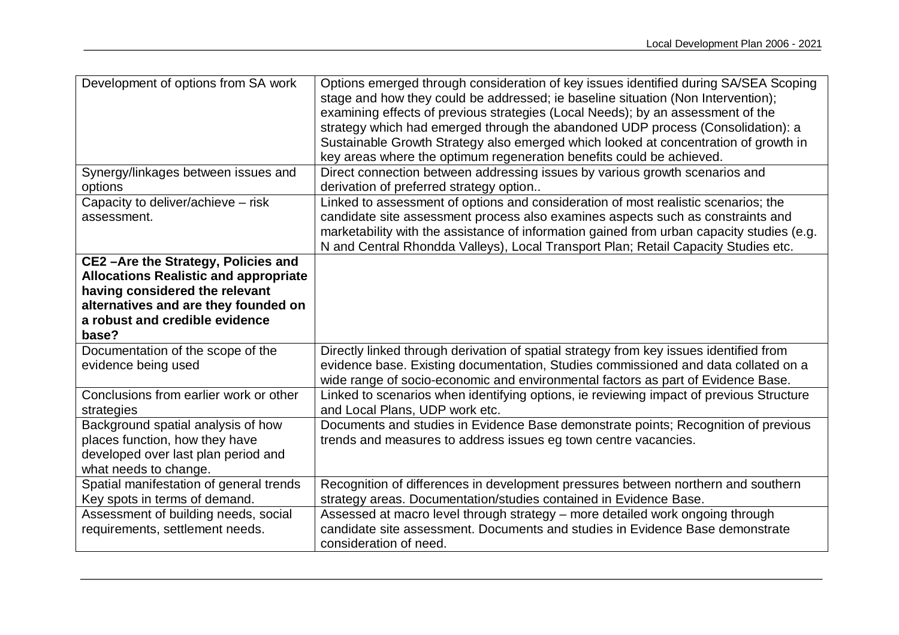| | |
|---|---|
| Development of options from SA work | Options emerged through consideration of key issues identified during SA/SEA Scoping stage and how they could be addressed; ie baseline situation (Non Intervention); examining effects of previous strategies (Local Needs); by an assessment of the strategy which had emerged through the abandoned UDP process (Consolidation): a Sustainable Growth Strategy also emerged which looked at concentration of growth in key areas where the optimum regeneration benefits could be achieved. |
| Synergy/linkages between issues and options | Direct connection between addressing issues by various growth scenarios and derivation of preferred strategy option.. |
| Capacity to deliver/achieve – risk assessment. | Linked to assessment of options and consideration of most realistic scenarios; the candidate site assessment process also examines aspects such as constraints and marketability with the assistance of information gained from urban capacity studies (e.g. N and Central Rhondda Valleys), Local Transport Plan; Retail Capacity Studies etc. |
| **CE2 –Are the Strategy, Policies and Allocations Realistic and appropriate having considered the relevant alternatives and are they founded on a robust and credible evidence base?** | |
| Documentation of the scope of the evidence being used | Directly linked through derivation of spatial strategy from key issues identified from evidence base. Existing documentation, Studies commissioned and data collated on a wide range of socio-economic and environmental factors as part of Evidence Base. |
| Conclusions from earlier work or other strategies | Linked to scenarios when identifying options, ie reviewing impact of previous Structure and Local Plans, UDP work etc. |
| Background spatial analysis of how places function, how they have developed over last plan period and what needs to change. | Documents and studies in Evidence Base demonstrate points; Recognition of previous trends and measures to address issues eg town centre vacancies. |
| Spatial manifestation of general trends Key spots in terms of demand. | Recognition of differences in development pressures between northern and southern strategy areas. Documentation/studies contained in Evidence Base. |
| Assessment of building needs, social requirements, settlement needs. | Assessed at macro level through strategy – more detailed work ongoing through candidate site assessment. Documents and studies in Evidence Base demonstrate consideration of need. |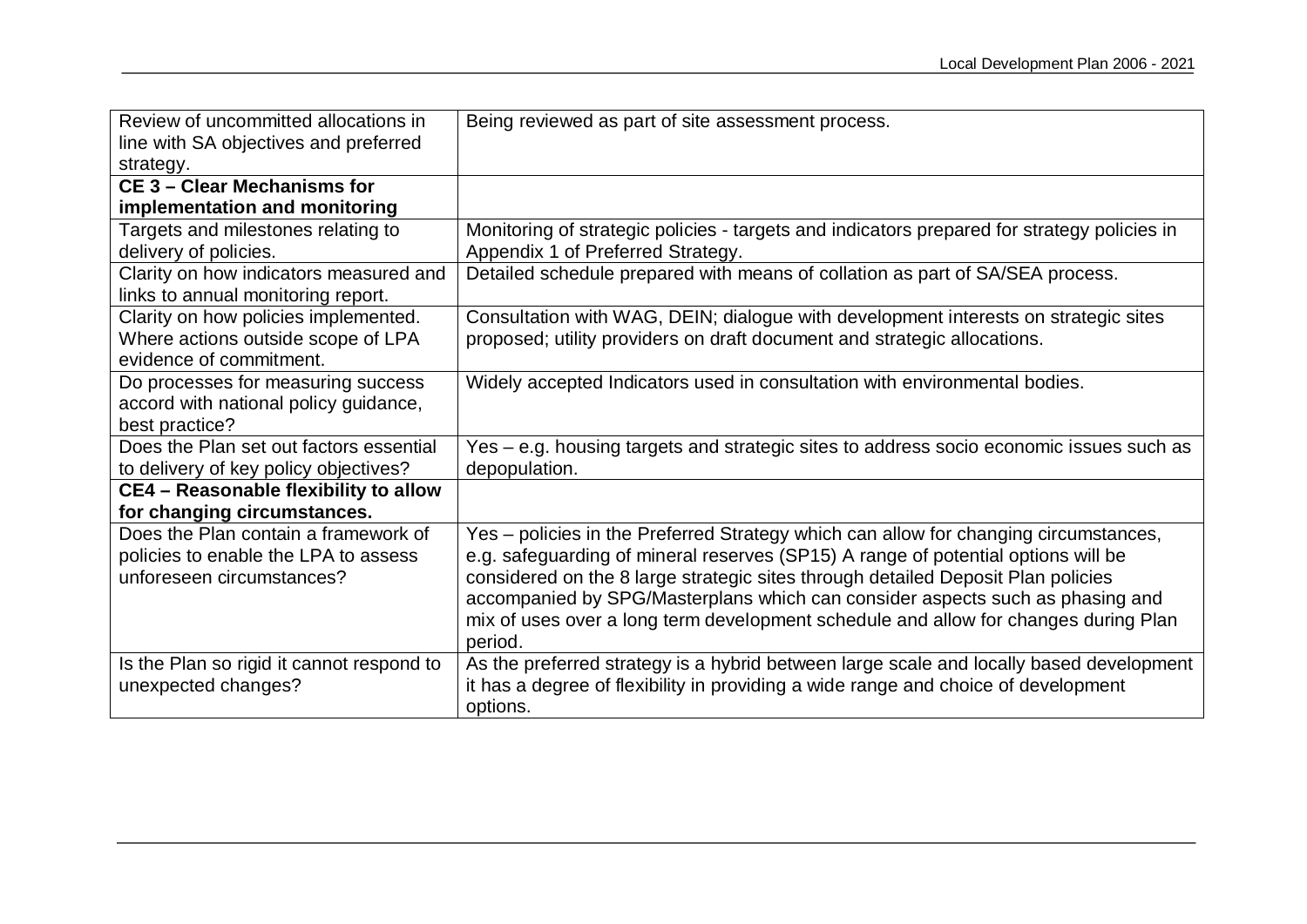| | |
|---|---|
| Review of uncommitted allocations in line with SA objectives and preferred strategy. | Being reviewed as part of site assessment process. |
| **CE 3 – Clear Mechanisms for implementation and monitoring** | |
| Targets and milestones relating to delivery of policies. | Monitoring of strategic policies - targets and indicators prepared for strategy policies in Appendix 1 of Preferred Strategy. |
| Clarity on how indicators measured and links to annual monitoring report. | Detailed schedule prepared with means of collation as part of SA/SEA process. |
| Clarity on how policies implemented. Where actions outside scope of LPA evidence of commitment. | Consultation with WAG, DEIN; dialogue with development interests on strategic sites proposed; utility providers on draft document and strategic allocations. |
| Do processes for measuring success accord with national policy guidance, best practice? | Widely accepted Indicators used in consultation with environmental bodies. |
| Does the Plan set out factors essential to delivery of key policy objectives? | Yes – e.g. housing targets and strategic sites to address socio economic issues such as depopulation. |
| **CE4 – Reasonable flexibility to allow for changing circumstances.** | |
| Does the Plan contain a framework of policies to enable the LPA to assess unforeseen circumstances? | Yes – policies in the Preferred Strategy which can allow for changing circumstances, e.g. safeguarding of mineral reserves (SP15) A range of potential options will be considered on the 8 large strategic sites through detailed Deposit Plan policies accompanied by SPG/Masterplans which can consider aspects such as phasing and mix of uses over a long term development schedule and allow for changes during Plan period. |
| Is the Plan so rigid it cannot respond to unexpected changes? | As the preferred strategy is a hybrid between large scale and locally based development it has a degree of flexibility in providing a wide range and choice of development options. |